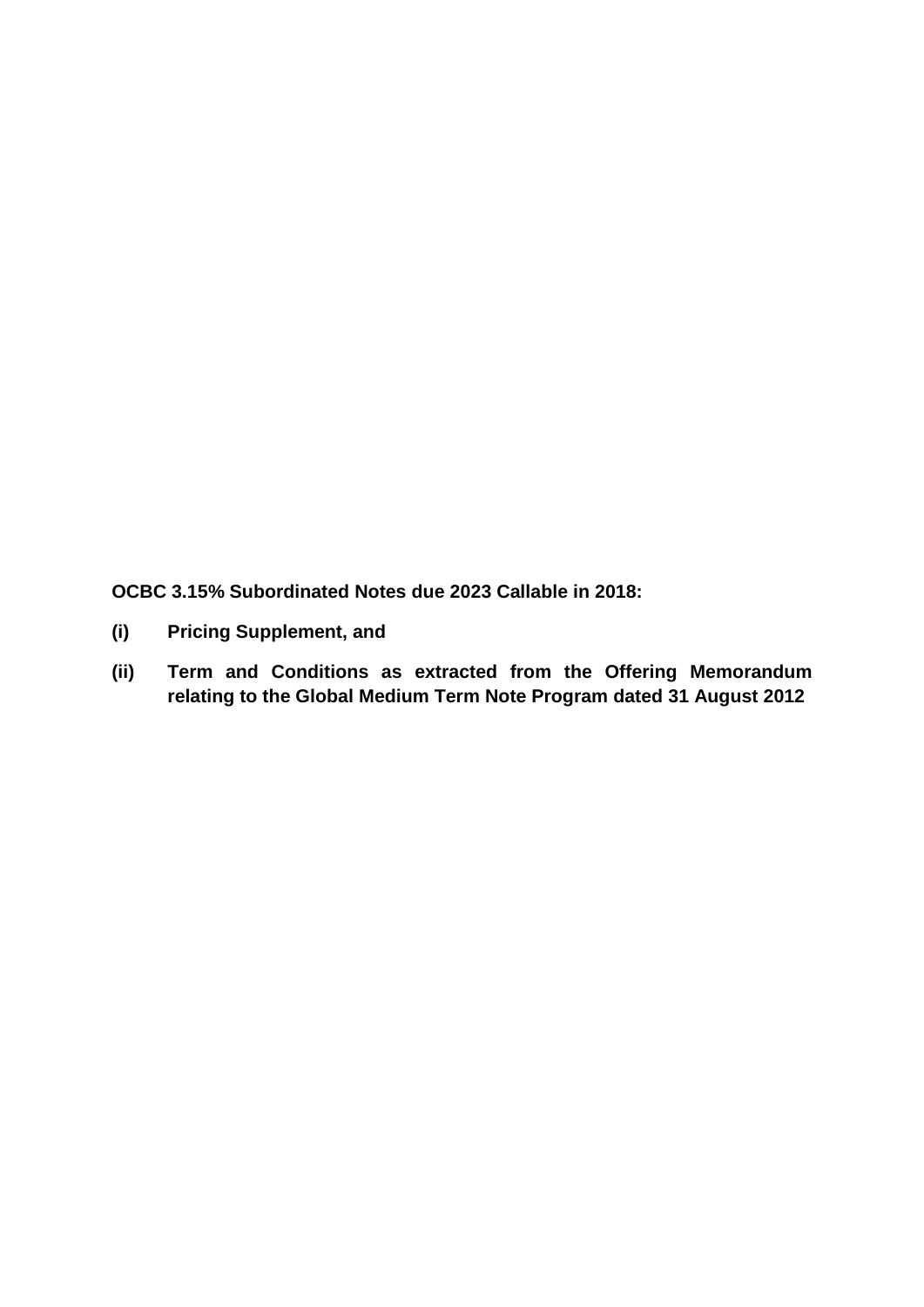**OCBC 3.15% Subordinated Notes due 2023 Callable in 2018:**

**(i) Pricing Supplement, and**

**(ii) Term and Conditions as extracted from the Offering Memorandum relating to the Global Medium Term Note Program dated 31 August 2012**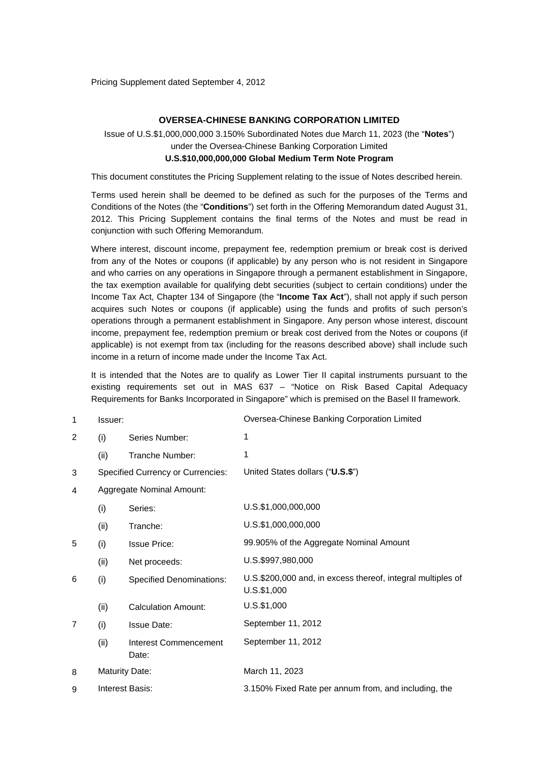Pricing Supplement dated September 4, 2012

**OVERSEA-CHINESE BANKING CORPORATION LIMITED**

Issue of U.S.$1,000,000,000 3.150% Subordinated Notes due March 11, 2023 (the "**Notes**") under the Oversea-Chinese Banking Corporation Limited
**U.S.$10,000,000,000 Global Medium Term Note Program**

This document constitutes the Pricing Supplement relating to the issue of Notes described herein.

Terms used herein shall be deemed to be defined as such for the purposes of the Terms and Conditions of the Notes (the "**Conditions**") set forth in the Offering Memorandum dated August 31, 2012. This Pricing Supplement contains the final terms of the Notes and must be read in conjunction with such Offering Memorandum.

Where interest, discount income, prepayment fee, redemption premium or break cost is derived from any of the Notes or coupons (if applicable) by any person who is not resident in Singapore and who carries on any operations in Singapore through a permanent establishment in Singapore, the tax exemption available for qualifying debt securities (subject to certain conditions) under the Income Tax Act, Chapter 134 of Singapore (the "**Income Tax Act**"), shall not apply if such person acquires such Notes or coupons (if applicable) using the funds and profits of such person's operations through a permanent establishment in Singapore. Any person whose interest, discount income, prepayment fee, redemption premium or break cost derived from the Notes or coupons (if applicable) is not exempt from tax (including for the reasons described above) shall include such income in a return of income made under the Income Tax Act.

It is intended that the Notes are to qualify as Lower Tier II capital instruments pursuant to the existing requirements set out in MAS 637 – "Notice on Risk Based Capital Adequacy Requirements for Banks Incorporated in Singapore" which is premised on the Basel II framework.

| | | | |
|---|---|---|---|
| 1 | Issuer: | | Oversea-Chinese Banking Corporation Limited |
| 2 | (i) | Series Number: | 1 |
| | (ii) | Tranche Number: | 1 |
| 3 | Specified Currency or Currencies: | | United States dollars ("**U.S.$**") |
| 4 | Aggregate Nominal Amount: | | |
| | (i) | Series: | U.S.$1,000,000,000 |
| | (ii) | Tranche: | U.S.$1,000,000,000 |
| 5 | (i) | Issue Price: | 99.905% of the Aggregate Nominal Amount |
| | (ii) | Net proceeds: | U.S.$997,980,000 |
| 6 | (i) | Specified Denominations: | U.S.$200,000 and, in excess thereof, integral multiples of U.S.$1,000 |
| | (ii) | Calculation Amount: | U.S.$1,000 |
| 7 | (i) | Issue Date: | September 11, 2012 |
| | (ii) | Interest Commencement Date: | September 11, 2012 |
| 8 | Maturity Date: | | March 11, 2023 |
| 9 | Interest Basis: | | 3.150% Fixed Rate per annum from, and including, the |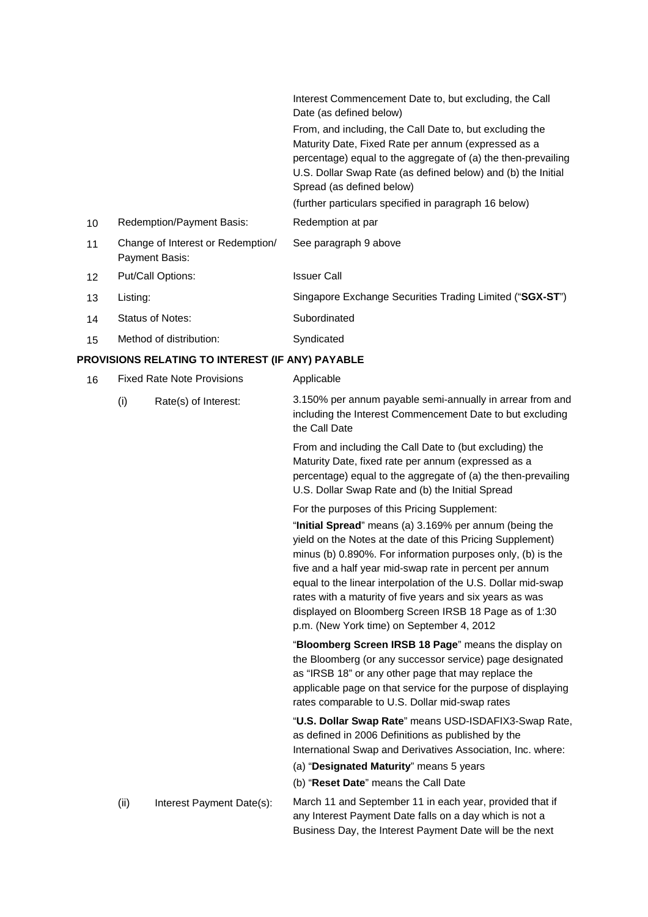| | | |
|---|---|---|
| | | Interest Commencement Date to, but excluding, the Call Date (as defined below)<br><br>From, and including, the Call Date to, but excluding the Maturity Date, Fixed Rate per annum (expressed as a percentage) equal to the aggregate of (a) the then-prevailing U.S. Dollar Swap Rate (as defined below) and (b) the Initial Spread (as defined below)<br><br>(further particulars specified in paragraph 16 below) |
| 10 | Redemption/Payment Basis: | Redemption at par |
| 11 | Change of Interest or Redemption/ Payment Basis: | See paragraph 9 above |
| 12 | Put/Call Options: | Issuer Call |
| 13 | Listing: | Singapore Exchange Securities Trading Limited ("**SGX-ST**") |
| 14 | Status of Notes: | Subordinated |
| 15 | Method of distribution: | Syndicated |

**PROVISIONS RELATING TO INTEREST (IF ANY) PAYABLE**

| | | |
|---|---|---|
| 16 | Fixed Rate Note Provisions | Applicable |
| | (i) Rate(s) of Interest: | 3.150% per annum payable semi-annually in arrear from and including the Interest Commencement Date to but excluding the Call Date<br><br>From and including the Call Date to (but excluding) the Maturity Date, fixed rate per annum (expressed as a percentage) equal to the aggregate of (a) the then-prevailing U.S. Dollar Swap Rate and (b) the Initial Spread<br><br>For the purposes of this Pricing Supplement:<br><br>"**Initial Spread**" means (a) 3.169% per annum (being the yield on the Notes at the date of this Pricing Supplement) minus (b) 0.890%. For information purposes only, (b) is the five and a half year mid-swap rate in percent per annum equal to the linear interpolation of the U.S. Dollar mid-swap rates with a maturity of five years and six years as was displayed on Bloomberg Screen IRSB 18 Page as of 1:30 p.m. (New York time) on September 4, 2012<br><br>"**Bloomberg Screen IRSB 18 Page**" means the display on the Bloomberg (or any successor service) page designated as "IRSB 18" or any other page that may replace the applicable page on that service for the purpose of displaying rates comparable to U.S. Dollar mid-swap rates<br><br>"**U.S. Dollar Swap Rate**" means USD-ISDAFIX3-Swap Rate, as defined in 2006 Definitions as published by the International Swap and Derivatives Association, Inc. where:<br><br>(a) "**Designated Maturity**" means 5 years<br><br>(b) "**Reset Date**" means the Call Date |
| | (ii) Interest Payment Date(s): | March 11 and September 11 in each year, provided that if any Interest Payment Date falls on a day which is not a Business Day, the Interest Payment Date will be the next |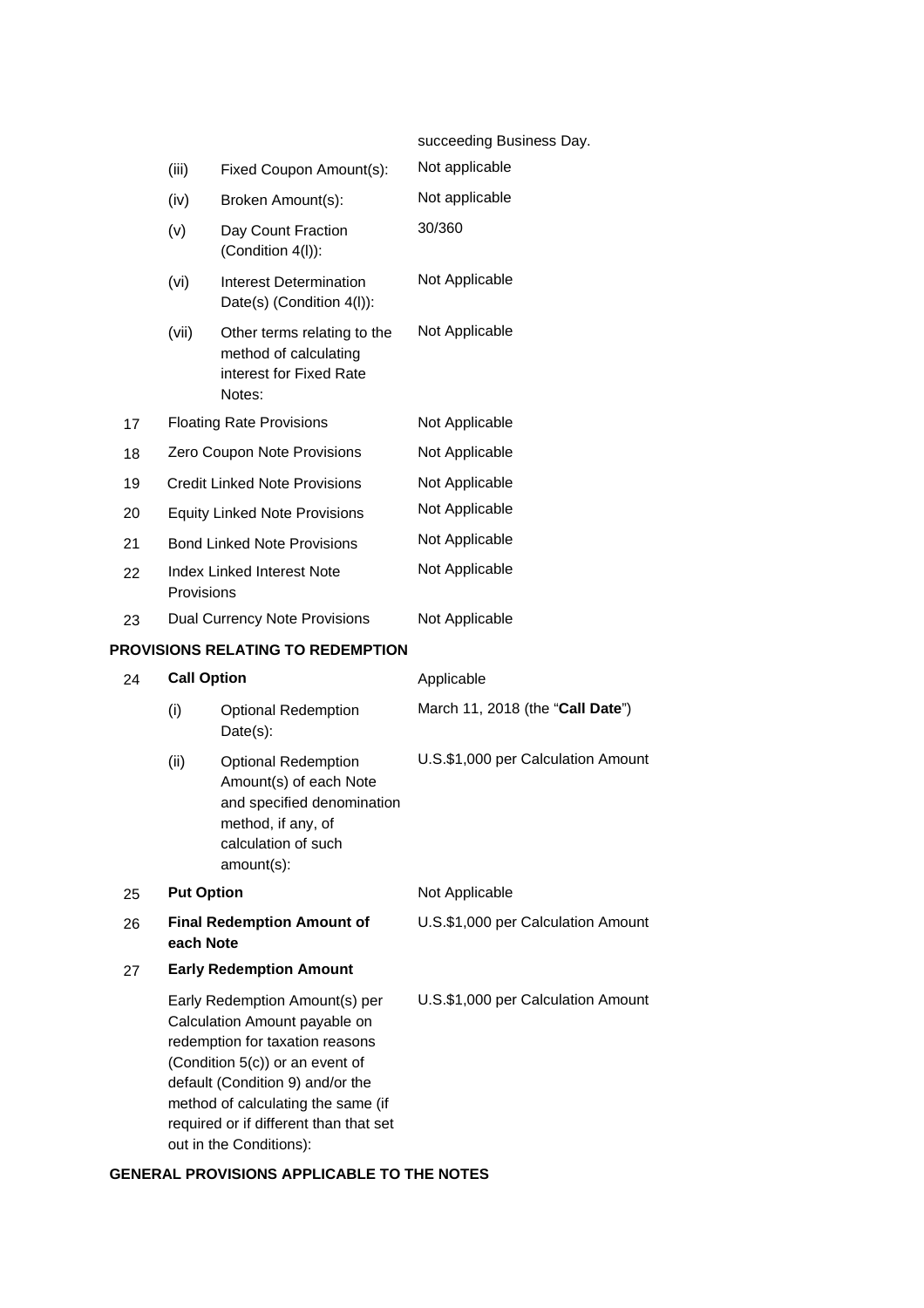| | | | |
|---|---|---|---|
| | | | succeeding Business Day. |
| | (iii) | Fixed Coupon Amount(s): | Not applicable |
| | (iv) | Broken Amount(s): | Not applicable |
| | (v) | Day Count Fraction (Condition 4(l)): | 30/360 |
| | (vi) | Interest Determination Date(s) (Condition 4(l)): | Not Applicable |
| | (vii) | Other terms relating to the method of calculating interest for Fixed Rate Notes: | Not Applicable |
| 17 | Floating Rate Provisions | | Not Applicable |
| 18 | Zero Coupon Note Provisions | | Not Applicable |
| 19 | Credit Linked Note Provisions | | Not Applicable |
| 20 | Equity Linked Note Provisions | | Not Applicable |
| 21 | Bond Linked Note Provisions | | Not Applicable |
| 22 | Index Linked Interest Note Provisions | | Not Applicable |
| 23 | Dual Currency Note Provisions | | Not Applicable |

**PROVISIONS RELATING TO REDEMPTION**

| | | | |
|---|---|---|---|
| 24 | **Call Option** | | Applicable |
| | (i) | Optional Redemption Date(s): | March 11, 2018 (the "**Call Date**") |
| | (ii) | Optional Redemption Amount(s) of each Note and specified denomination method, if any, of calculation of such amount(s): | U.S.$1,000 per Calculation Amount |
| 25 | **Put Option** | | Not Applicable |
| 26 | **Final Redemption Amount of each Note** | | U.S.$1,000 per Calculation Amount |
| 27 | **Early Redemption Amount** | | |
| | Early Redemption Amount(s) per Calculation Amount payable on redemption for taxation reasons (Condition 5(c)) or an event of default (Condition 9) and/or the method of calculating the same (if required or if different than that set out in the Conditions): | | U.S.$1,000 per Calculation Amount |

**GENERAL PROVISIONS APPLICABLE TO THE NOTES**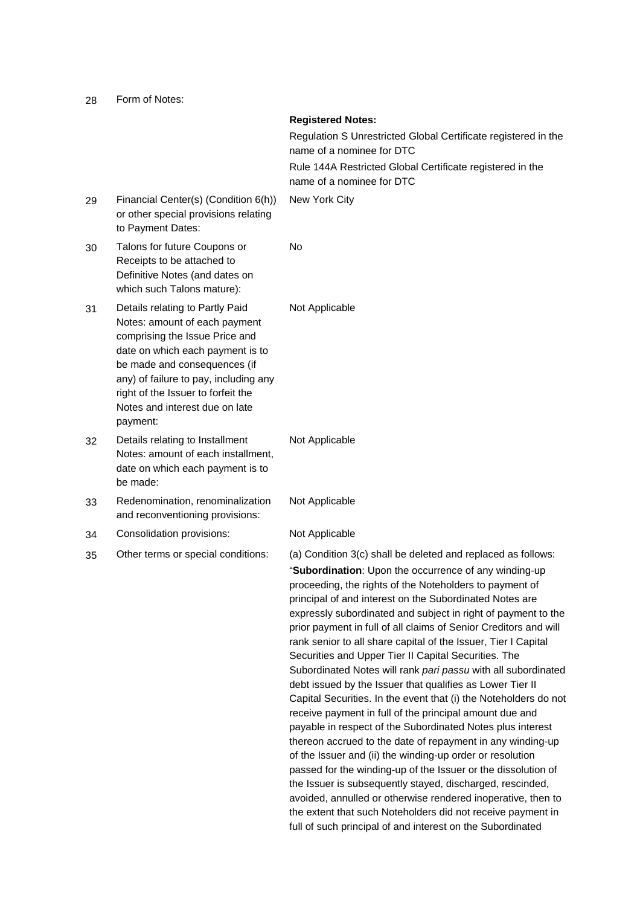| | | |
|---|---|---|
| 28 | Form of Notes: | **Registered Notes:**<br>Regulation S Unrestricted Global Certificate registered in the name of a nominee for DTC<br>Rule 144A Restricted Global Certificate registered in the name of a nominee for DTC |
| 29 | Financial Center(s) (Condition 6(h)) or other special provisions relating to Payment Dates: | New York City |
| 30 | Talons for future Coupons or Receipts to be attached to Definitive Notes (and dates on which such Talons mature): | No |
| 31 | Details relating to Partly Paid Notes: amount of each payment comprising the Issue Price and date on which each payment is to be made and consequences (if any) of failure to pay, including any right of the Issuer to forfeit the Notes and interest due on late payment: | Not Applicable |
| 32 | Details relating to Installment Notes: amount of each installment, date on which each payment is to be made: | Not Applicable |
| 33 | Redenomination, renominalization and reconventioning provisions: | Not Applicable |
| 34 | Consolidation provisions: | Not Applicable |
| 35 | Other terms or special conditions: | (a) Condition 3(c) shall be deleted and replaced as follows:<br>"**Subordination**: Upon the occurrence of any winding-up proceeding, the rights of the Noteholders to payment of principal of and interest on the Subordinated Notes are expressly subordinated and subject in right of payment to the prior payment in full of all claims of Senior Creditors and will rank senior to all share capital of the Issuer, Tier I Capital Securities and Upper Tier II Capital Securities. The Subordinated Notes will rank *pari passu* with all subordinated debt issued by the Issuer that qualifies as Lower Tier II Capital Securities. In the event that (i) the Noteholders do not receive payment in full of the principal amount due and payable in respect of the Subordinated Notes plus interest thereon accrued to the date of repayment in any winding-up of the Issuer and (ii) the winding-up order or resolution passed for the winding-up of the Issuer or the dissolution of the Issuer is subsequently stayed, discharged, rescinded, avoided, annulled or otherwise rendered inoperative, then to the extent that such Noteholders did not receive payment in full of such principal of and interest on the Subordinated |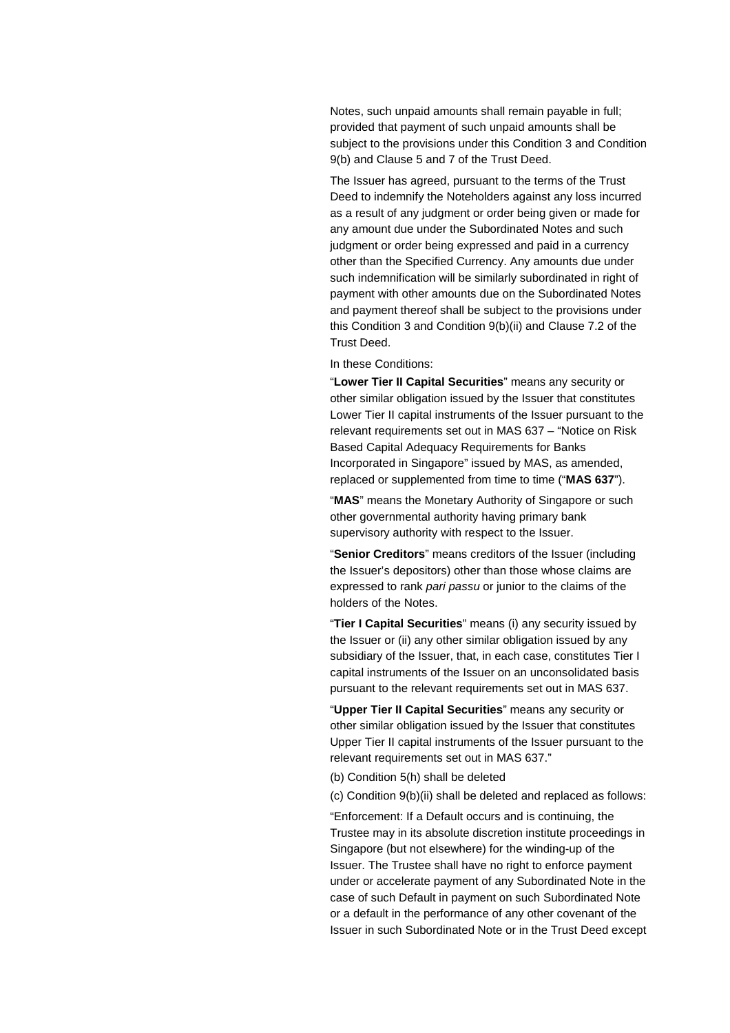Notes, such unpaid amounts shall remain payable in full; provided that payment of such unpaid amounts shall be subject to the provisions under this Condition 3 and Condition 9(b) and Clause 5 and 7 of the Trust Deed.

The Issuer has agreed, pursuant to the terms of the Trust Deed to indemnify the Noteholders against any loss incurred as a result of any judgment or order being given or made for any amount due under the Subordinated Notes and such judgment or order being expressed and paid in a currency other than the Specified Currency. Any amounts due under such indemnification will be similarly subordinated in right of payment with other amounts due on the Subordinated Notes and payment thereof shall be subject to the provisions under this Condition 3 and Condition 9(b)(ii) and Clause 7.2 of the Trust Deed.

In these Conditions:

"**Lower Tier II Capital Securities**" means any security or other similar obligation issued by the Issuer that constitutes Lower Tier II capital instruments of the Issuer pursuant to the relevant requirements set out in MAS 637 – "Notice on Risk Based Capital Adequacy Requirements for Banks Incorporated in Singapore" issued by MAS, as amended, replaced or supplemented from time to time ("**MAS 637**").

"**MAS**" means the Monetary Authority of Singapore or such other governmental authority having primary bank supervisory authority with respect to the Issuer.

"**Senior Creditors**" means creditors of the Issuer (including the Issuer's depositors) other than those whose claims are expressed to rank *pari passu* or junior to the claims of the holders of the Notes.

"**Tier I Capital Securities**" means (i) any security issued by the Issuer or (ii) any other similar obligation issued by any subsidiary of the Issuer, that, in each case, constitutes Tier I capital instruments of the Issuer on an unconsolidated basis pursuant to the relevant requirements set out in MAS 637.

"**Upper Tier II Capital Securities**" means any security or other similar obligation issued by the Issuer that constitutes Upper Tier II capital instruments of the Issuer pursuant to the relevant requirements set out in MAS 637."

(b) Condition 5(h) shall be deleted

(c) Condition 9(b)(ii) shall be deleted and replaced as follows:

"Enforcement: If a Default occurs and is continuing, the Trustee may in its absolute discretion institute proceedings in Singapore (but not elsewhere) for the winding-up of the Issuer. The Trustee shall have no right to enforce payment under or accelerate payment of any Subordinated Note in the case of such Default in payment on such Subordinated Note or a default in the performance of any other covenant of the Issuer in such Subordinated Note or in the Trust Deed except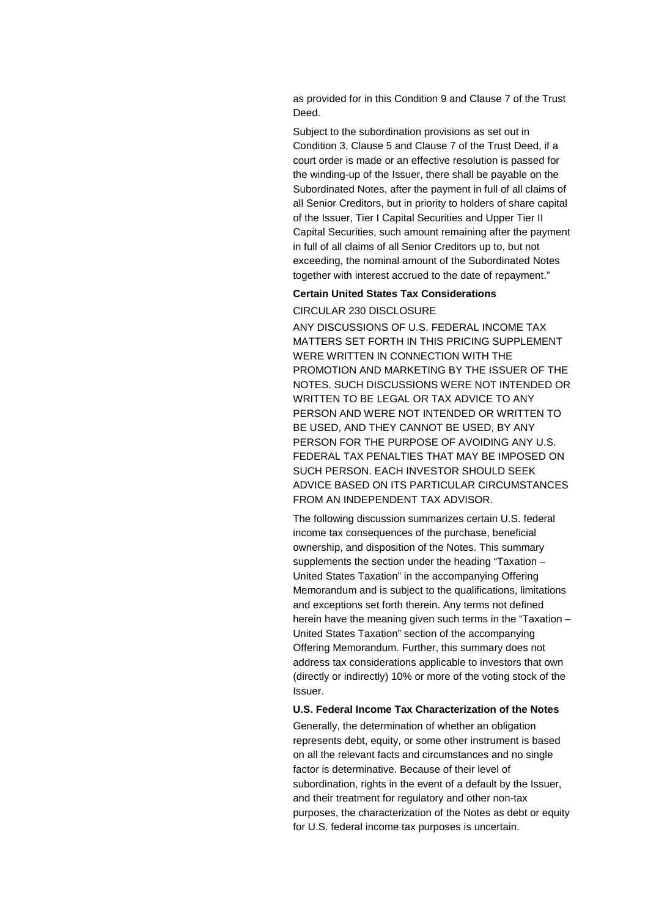as provided for in this Condition 9 and Clause 7 of the Trust Deed.

Subject to the subordination provisions as set out in Condition 3, Clause 5 and Clause 7 of the Trust Deed, if a court order is made or an effective resolution is passed for the winding-up of the Issuer, there shall be payable on the Subordinated Notes, after the payment in full of all claims of all Senior Creditors, but in priority to holders of share capital of the Issuer, Tier I Capital Securities and Upper Tier II Capital Securities, such amount remaining after the payment in full of all claims of all Senior Creditors up to, but not exceeding, the nominal amount of the Subordinated Notes together with interest accrued to the date of repayment."

**Certain United States Tax Considerations**

CIRCULAR 230 DISCLOSURE

ANY DISCUSSIONS OF U.S. FEDERAL INCOME TAX MATTERS SET FORTH IN THIS PRICING SUPPLEMENT WERE WRITTEN IN CONNECTION WITH THE PROMOTION AND MARKETING BY THE ISSUER OF THE NOTES. SUCH DISCUSSIONS WERE NOT INTENDED OR WRITTEN TO BE LEGAL OR TAX ADVICE TO ANY PERSON AND WERE NOT INTENDED OR WRITTEN TO BE USED, AND THEY CANNOT BE USED, BY ANY PERSON FOR THE PURPOSE OF AVOIDING ANY U.S. FEDERAL TAX PENALTIES THAT MAY BE IMPOSED ON SUCH PERSON. EACH INVESTOR SHOULD SEEK ADVICE BASED ON ITS PARTICULAR CIRCUMSTANCES FROM AN INDEPENDENT TAX ADVISOR.

The following discussion summarizes certain U.S. federal income tax consequences of the purchase, beneficial ownership, and disposition of the Notes. This summary supplements the section under the heading "Taxation – United States Taxation" in the accompanying Offering Memorandum and is subject to the qualifications, limitations and exceptions set forth therein. Any terms not defined herein have the meaning given such terms in the "Taxation – United States Taxation" section of the accompanying Offering Memorandum. Further, this summary does not address tax considerations applicable to investors that own (directly or indirectly) 10% or more of the voting stock of the Issuer.

**U.S. Federal Income Tax Characterization of the Notes**

Generally, the determination of whether an obligation represents debt, equity, or some other instrument is based on all the relevant facts and circumstances and no single factor is determinative. Because of their level of subordination, rights in the event of a default by the Issuer, and their treatment for regulatory and other non-tax purposes, the characterization of the Notes as debt or equity for U.S. federal income tax purposes is uncertain.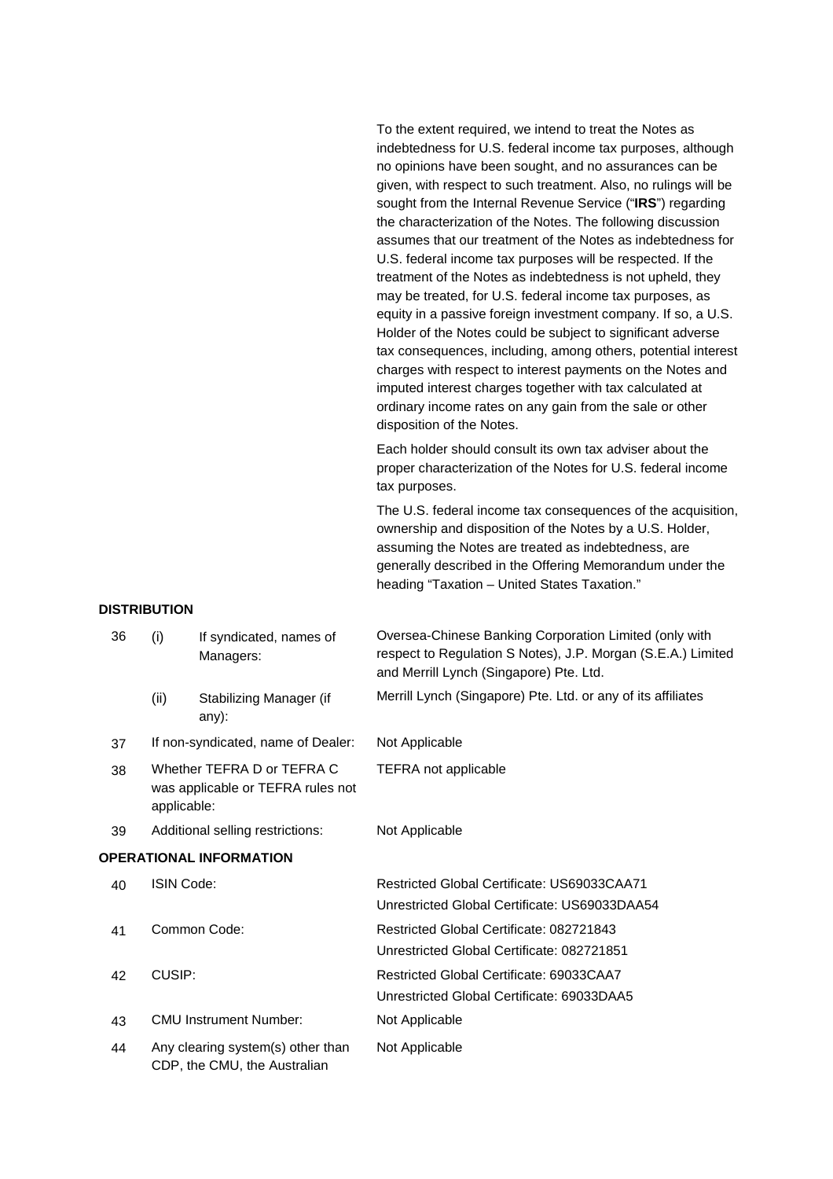To the extent required, we intend to treat the Notes as indebtedness for U.S. federal income tax purposes, although no opinions have been sought, and no assurances can be given, with respect to such treatment. Also, no rulings will be sought from the Internal Revenue Service ("**IRS**") regarding the characterization of the Notes. The following discussion assumes that our treatment of the Notes as indebtedness for U.S. federal income tax purposes will be respected. If the treatment of the Notes as indebtedness is not upheld, they may be treated, for U.S. federal income tax purposes, as equity in a passive foreign investment company. If so, a U.S. Holder of the Notes could be subject to significant adverse tax consequences, including, among others, potential interest charges with respect to interest payments on the Notes and imputed interest charges together with tax calculated at ordinary income rates on any gain from the sale or other disposition of the Notes.

Each holder should consult its own tax adviser about the proper characterization of the Notes for U.S. federal income tax purposes.

The U.S. federal income tax consequences of the acquisition, ownership and disposition of the Notes by a U.S. Holder, assuming the Notes are treated as indebtedness, are generally described in the Offering Memorandum under the heading "Taxation – United States Taxation."

**DISTRIBUTION**

| | | | |
|---|---|---|---|
| 36 | (i) | If syndicated, names of Managers: | Oversea-Chinese Banking Corporation Limited (only with respect to Regulation S Notes), J.P. Morgan (S.E.A.) Limited and Merrill Lynch (Singapore) Pte. Ltd. |
| | (ii) | Stabilizing Manager (if any): | Merrill Lynch (Singapore) Pte. Ltd. or any of its affiliates |
| 37 | | If non-syndicated, name of Dealer: | Not Applicable |
| 38 | | Whether TEFRA D or TEFRA C was applicable or TEFRA rules not applicable: | TEFRA not applicable |
| 39 | | Additional selling restrictions: | Not Applicable |

**OPERATIONAL INFORMATION**

| | | |
|---|---|---|
| 40 | ISIN Code: | Restricted Global Certificate: US69033CAA71<br>Unrestricted Global Certificate: US69033DAA54 |
| 41 | Common Code: | Restricted Global Certificate: 082721843<br>Unrestricted Global Certificate: 082721851 |
| 42 | CUSIP: | Restricted Global Certificate: 69033CAA7<br>Unrestricted Global Certificate: 69033DAA5 |
| 43 | CMU Instrument Number: | Not Applicable |
| 44 | Any clearing system(s) other than CDP, the CMU, the Australian | Not Applicable |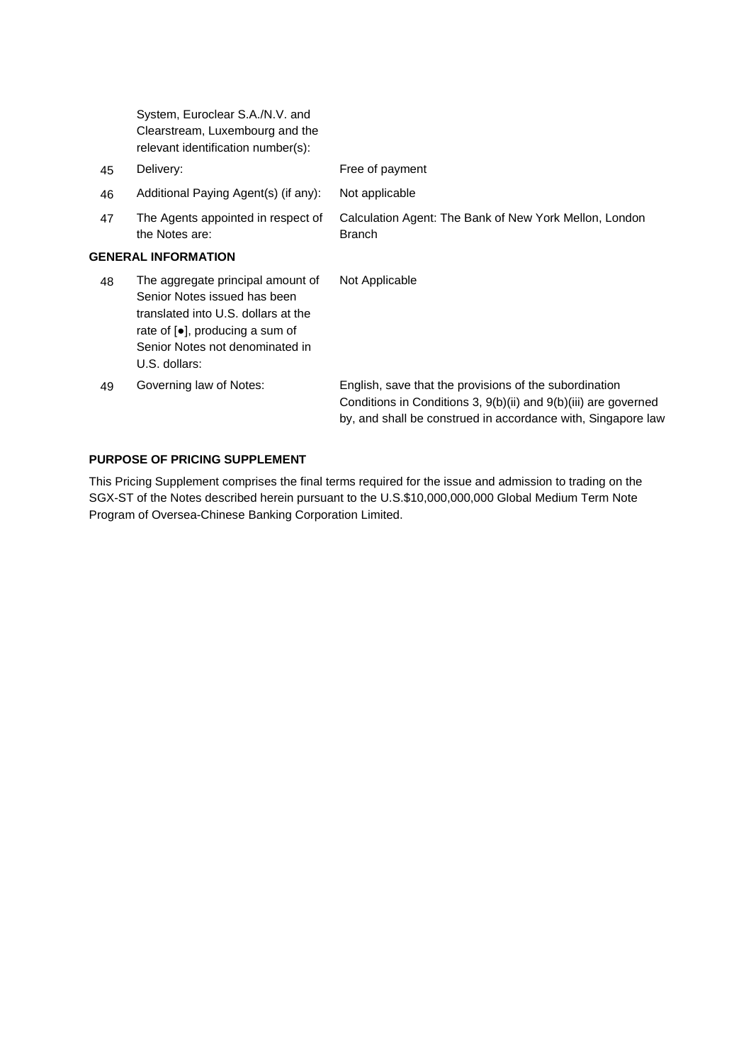| | | |
|---|---|---|
| | System, Euroclear S.A./N.V. and Clearstream, Luxembourg and the relevant identification number(s): | |
| 45 | Delivery: | Free of payment |
| 46 | Additional Paying Agent(s) (if any): | Not applicable |
| 47 | The Agents appointed in respect of the Notes are: | Calculation Agent: The Bank of New York Mellon, London Branch |

**GENERAL INFORMATION**

| | | |
|---|---|---|
| 48 | The aggregate principal amount of Senior Notes issued has been translated into U.S. dollars at the rate of [●], producing a sum of Senior Notes not denominated in U.S. dollars: | Not Applicable |
| 49 | Governing law of Notes: | English, save that the provisions of the subordination Conditions in Conditions 3, 9(b)(ii) and 9(b)(iii) are governed by, and shall be construed in accordance with, Singapore law |

**PURPOSE OF PRICING SUPPLEMENT**

This Pricing Supplement comprises the final terms required for the issue and admission to trading on the SGX-ST of the Notes described herein pursuant to the U.S.$10,000,000,000 Global Medium Term Note Program of Oversea-Chinese Banking Corporation Limited.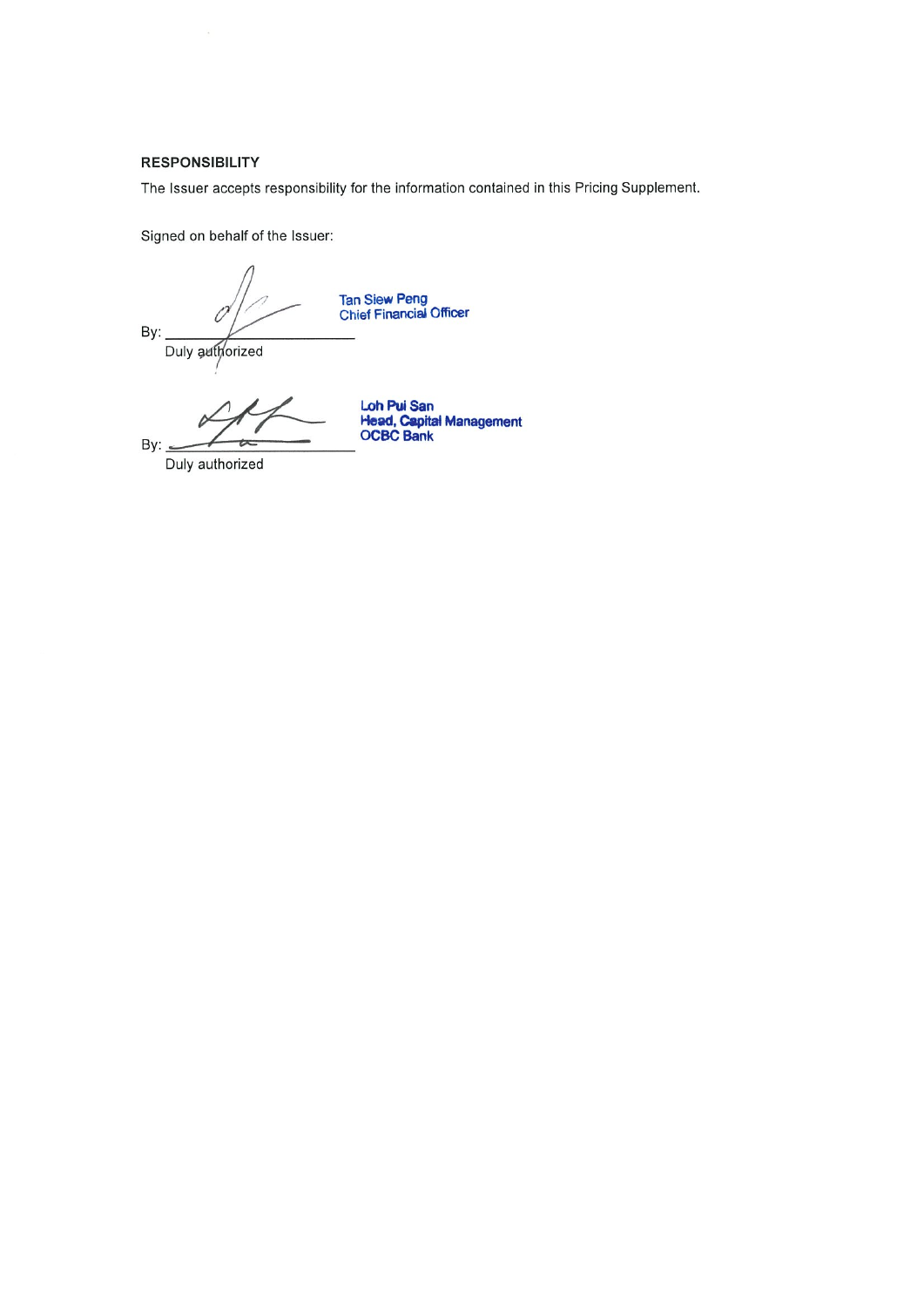**RESPONSIBILITY**

The Issuer accepts responsibility for the information contained in this Pricing Supplement.

Signed on behalf of the Issuer:

By: ____________________
Duly authorized

Tan Siew Peng
Chief Financial Officer

By: ____________________
Duly authorized

Loh Pui San
Head, Capital Management
OCBC Bank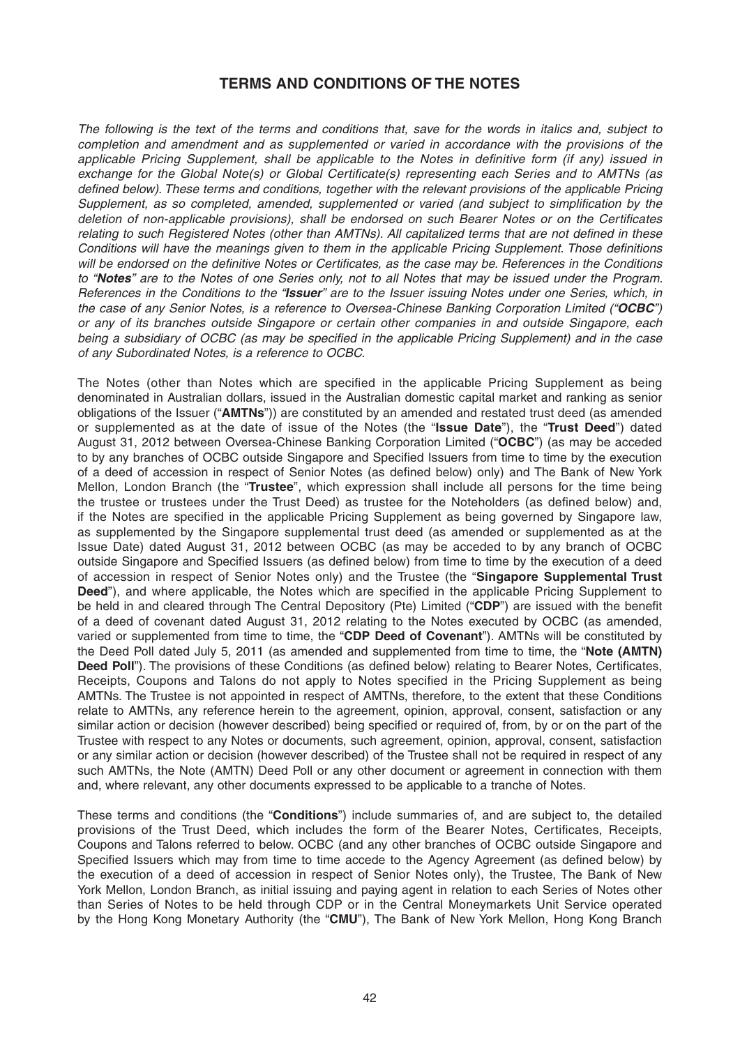## TERMS AND CONDITIONS OF THE NOTES

*The following is the text of the terms and conditions that, save for the words in italics and, subject to completion and amendment and as supplemented or varied in accordance with the provisions of the applicable Pricing Supplement, shall be applicable to the Notes in definitive form (if any) issued in exchange for the Global Note(s) or Global Certificate(s) representing each Series and to AMTNs (as defined below). These terms and conditions, together with the relevant provisions of the applicable Pricing Supplement, as so completed, amended, supplemented or varied (and subject to simplification by the deletion of non-applicable provisions), shall be endorsed on such Bearer Notes or on the Certificates relating to such Registered Notes (other than AMTNs). All capitalized terms that are not defined in these Conditions will have the meanings given to them in the applicable Pricing Supplement. Those definitions will be endorsed on the definitive Notes or Certificates, as the case may be. References in the Conditions to "**Notes**" are to the Notes of one Series only, not to all Notes that may be issued under the Program. References in the Conditions to the "**Issuer**" are to the Issuer issuing Notes under one Series, which, in the case of any Senior Notes, is a reference to Oversea-Chinese Banking Corporation Limited ("**OCBC**") or any of its branches outside Singapore or certain other companies in and outside Singapore, each being a subsidiary of OCBC (as may be specified in the applicable Pricing Supplement) and in the case of any Subordinated Notes, is a reference to OCBC.*

The Notes (other than Notes which are specified in the applicable Pricing Supplement as being denominated in Australian dollars, issued in the Australian domestic capital market and ranking as senior obligations of the Issuer ("**AMTNs**")) are constituted by an amended and restated trust deed (as amended or supplemented as at the date of issue of the Notes (the "**Issue Date**"), the "**Trust Deed**") dated August 31, 2012 between Oversea-Chinese Banking Corporation Limited ("**OCBC**") (as may be acceded to by any branches of OCBC outside Singapore and Specified Issuers from time to time by the execution of a deed of accession in respect of Senior Notes (as defined below) only) and The Bank of New York Mellon, London Branch (the "**Trustee**", which expression shall include all persons for the time being the trustee or trustees under the Trust Deed) as trustee for the Noteholders (as defined below) and, if the Notes are specified in the applicable Pricing Supplement as being governed by Singapore law, as supplemented by the Singapore supplemental trust deed (as amended or supplemented as at the Issue Date) dated August 31, 2012 between OCBC (as may be acceded to by any branch of OCBC outside Singapore and Specified Issuers (as defined below) from time to time by the execution of a deed of accession in respect of Senior Notes only) and the Trustee (the "**Singapore Supplemental Trust Deed**"), and where applicable, the Notes which are specified in the applicable Pricing Supplement to be held in and cleared through The Central Depository (Pte) Limited ("**CDP**") are issued with the benefit of a deed of covenant dated August 31, 2012 relating to the Notes executed by OCBC (as amended, varied or supplemented from time to time, the "**CDP Deed of Covenant**"). AMTNs will be constituted by the Deed Poll dated July 5, 2011 (as amended and supplemented from time to time, the "**Note (AMTN) Deed Poll**"). The provisions of these Conditions (as defined below) relating to Bearer Notes, Certificates, Receipts, Coupons and Talons do not apply to Notes specified in the Pricing Supplement as being AMTNs. The Trustee is not appointed in respect of AMTNs, therefore, to the extent that these Conditions relate to AMTNs, any reference herein to the agreement, opinion, approval, consent, satisfaction or any similar action or decision (however described) being specified or required of, from, by or on the part of the Trustee with respect to any Notes or documents, such agreement, opinion, approval, consent, satisfaction or any similar action or decision (however described) of the Trustee shall not be required in respect of any such AMTNs, the Note (AMTN) Deed Poll or any other document or agreement in connection with them and, where relevant, any other documents expressed to be applicable to a tranche of Notes.

These terms and conditions (the "**Conditions**") include summaries of, and are subject to, the detailed provisions of the Trust Deed, which includes the form of the Bearer Notes, Certificates, Receipts, Coupons and Talons referred to below. OCBC (and any other branches of OCBC outside Singapore and Specified Issuers which may from time to time accede to the Agency Agreement (as defined below) by the execution of a deed of accession in respect of Senior Notes only), the Trustee, The Bank of New York Mellon, London Branch, as initial issuing and paying agent in relation to each Series of Notes other than Series of Notes to be held through CDP or in the Central Moneymarkets Unit Service operated by the Hong Kong Monetary Authority (the "**CMU**"), The Bank of New York Mellon, Hong Kong Branch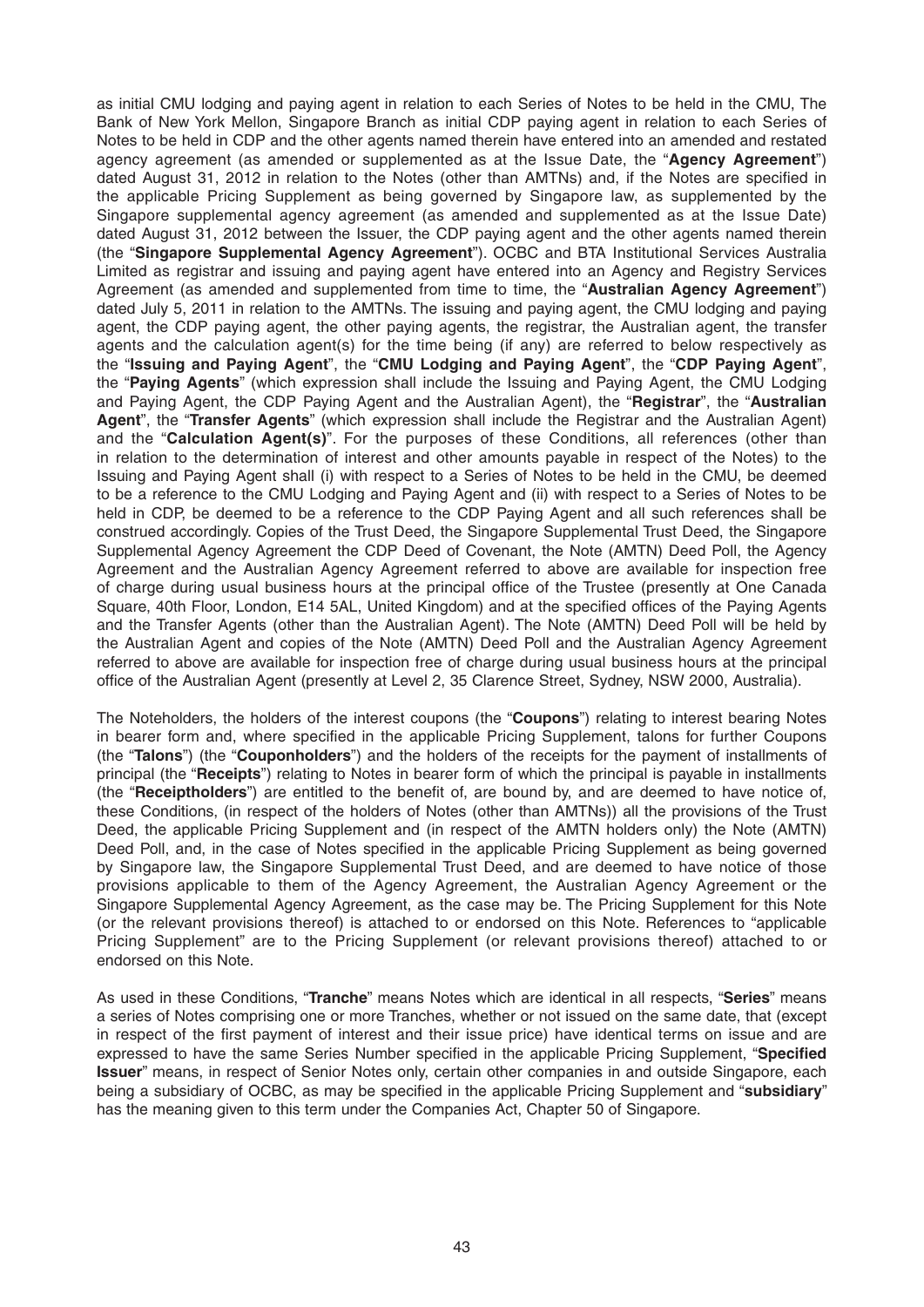as initial CMU lodging and paying agent in relation to each Series of Notes to be held in the CMU, The Bank of New York Mellon, Singapore Branch as initial CDP paying agent in relation to each Series of Notes to be held in CDP and the other agents named therein have entered into an amended and restated agency agreement (as amended or supplemented as at the Issue Date, the "**Agency Agreement**") dated August 31, 2012 in relation to the Notes (other than AMTNs) and, if the Notes are specified in the applicable Pricing Supplement as being governed by Singapore law, as supplemented by the Singapore supplemental agency agreement (as amended and supplemented as at the Issue Date) dated August 31, 2012 between the Issuer, the CDP paying agent and the other agents named therein (the "**Singapore Supplemental Agency Agreement**"). OCBC and BTA Institutional Services Australia Limited as registrar and issuing and paying agent have entered into an Agency and Registry Services Agreement (as amended and supplemented from time to time, the "**Australian Agency Agreement**") dated July 5, 2011 in relation to the AMTNs. The issuing and paying agent, the CMU lodging and paying agent, the CDP paying agent, the other paying agents, the registrar, the Australian agent, the transfer agents and the calculation agent(s) for the time being (if any) are referred to below respectively as the "**Issuing and Paying Agent**", the "**CMU Lodging and Paying Agent**", the "**CDP Paying Agent**", the "**Paying Agents**" (which expression shall include the Issuing and Paying Agent, the CMU Lodging and Paying Agent, the CDP Paying Agent and the Australian Agent), the "**Registrar**", the "**Australian Agent**", the "**Transfer Agents**" (which expression shall include the Registrar and the Australian Agent) and the "**Calculation Agent(s)**". For the purposes of these Conditions, all references (other than in relation to the determination of interest and other amounts payable in respect of the Notes) to the Issuing and Paying Agent shall (i) with respect to a Series of Notes to be held in the CMU, be deemed to be a reference to the CMU Lodging and Paying Agent and (ii) with respect to a Series of Notes to be held in CDP, be deemed to be a reference to the CDP Paying Agent and all such references shall be construed accordingly. Copies of the Trust Deed, the Singapore Supplemental Trust Deed, the Singapore Supplemental Agency Agreement the CDP Deed of Covenant, the Note (AMTN) Deed Poll, the Agency Agreement and the Australian Agency Agreement referred to above are available for inspection free of charge during usual business hours at the principal office of the Trustee (presently at One Canada Square, 40th Floor, London, E14 5AL, United Kingdom) and at the specified offices of the Paying Agents and the Transfer Agents (other than the Australian Agent). The Note (AMTN) Deed Poll will be held by the Australian Agent and copies of the Note (AMTN) Deed Poll and the Australian Agency Agreement referred to above are available for inspection free of charge during usual business hours at the principal office of the Australian Agent (presently at Level 2, 35 Clarence Street, Sydney, NSW 2000, Australia).

The Noteholders, the holders of the interest coupons (the "**Coupons**") relating to interest bearing Notes in bearer form and, where specified in the applicable Pricing Supplement, talons for further Coupons (the "**Talons**") (the "**Couponholders**") and the holders of the receipts for the payment of installments of principal (the "**Receipts**") relating to Notes in bearer form of which the principal is payable in installments (the "**Receiptholders**") are entitled to the benefit of, are bound by, and are deemed to have notice of, these Conditions, (in respect of the holders of Notes (other than AMTNs)) all the provisions of the Trust Deed, the applicable Pricing Supplement and (in respect of the AMTN holders only) the Note (AMTN) Deed Poll, and, in the case of Notes specified in the applicable Pricing Supplement as being governed by Singapore law, the Singapore Supplemental Trust Deed, and are deemed to have notice of those provisions applicable to them of the Agency Agreement, the Australian Agency Agreement or the Singapore Supplemental Agency Agreement, as the case may be. The Pricing Supplement for this Note (or the relevant provisions thereof) is attached to or endorsed on this Note. References to "applicable Pricing Supplement" are to the Pricing Supplement (or relevant provisions thereof) attached to or endorsed on this Note.

As used in these Conditions, "**Tranche**" means Notes which are identical in all respects, "**Series**" means a series of Notes comprising one or more Tranches, whether or not issued on the same date, that (except in respect of the first payment of interest and their issue price) have identical terms on issue and are expressed to have the same Series Number specified in the applicable Pricing Supplement, "**Specified Issuer**" means, in respect of Senior Notes only, certain other companies in and outside Singapore, each being a subsidiary of OCBC, as may be specified in the applicable Pricing Supplement and "**subsidiary**" has the meaning given to this term under the Companies Act, Chapter 50 of Singapore.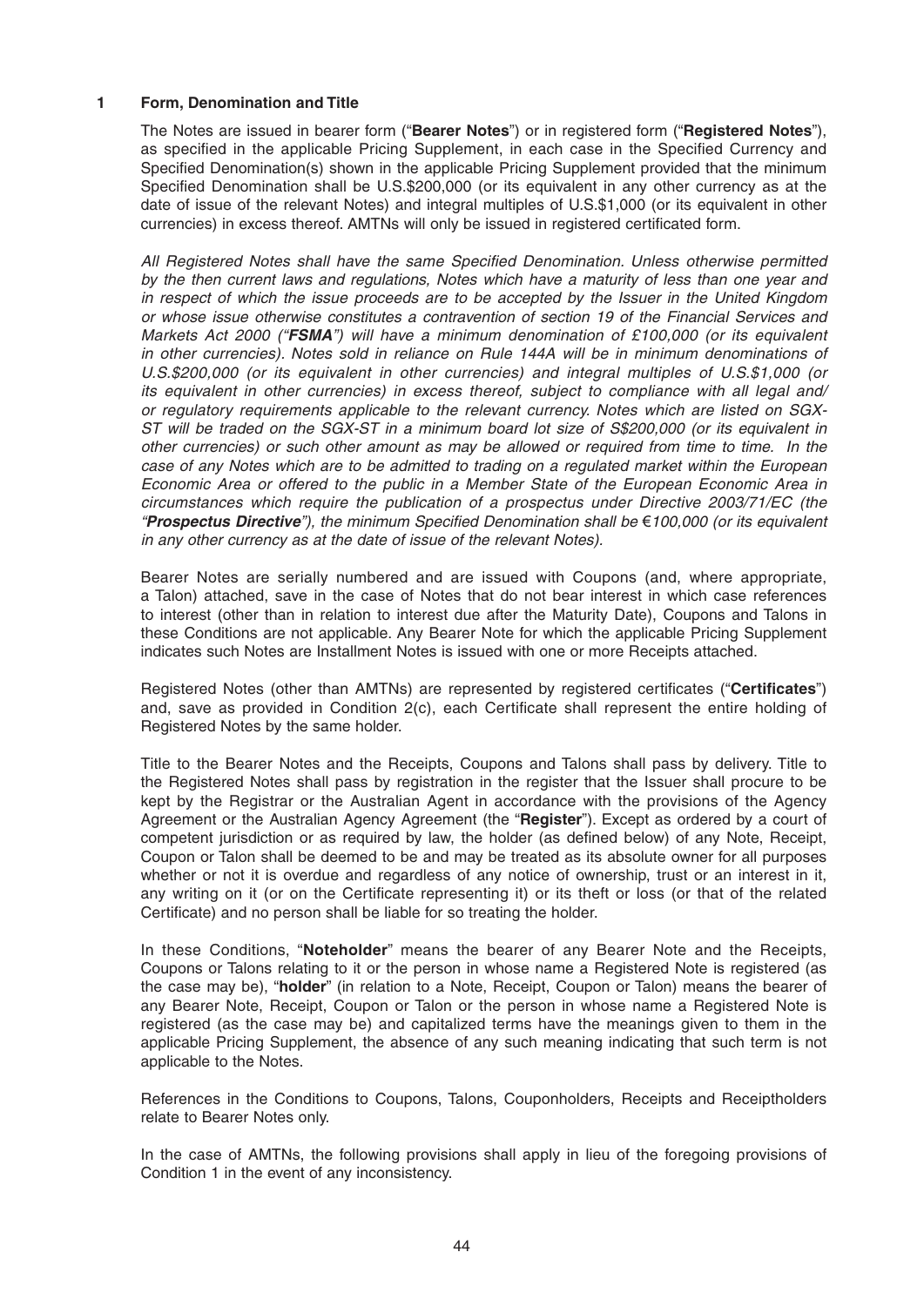## 1 Form, Denomination and Title

The Notes are issued in bearer form ("**Bearer Notes**") or in registered form ("**Registered Notes**"), as specified in the applicable Pricing Supplement, in each case in the Specified Currency and Specified Denomination(s) shown in the applicable Pricing Supplement provided that the minimum Specified Denomination shall be U.S.$200,000 (or its equivalent in any other currency as at the date of issue of the relevant Notes) and integral multiples of U.S.$1,000 (or its equivalent in other currencies) in excess thereof. AMTNs will only be issued in registered certificated form.

*All Registered Notes shall have the same Specified Denomination. Unless otherwise permitted by the then current laws and regulations, Notes which have a maturity of less than one year and in respect of which the issue proceeds are to be accepted by the Issuer in the United Kingdom or whose issue otherwise constitutes a contravention of section 19 of the Financial Services and Markets Act 2000 ("**FSMA**") will have a minimum denomination of £100,000 (or its equivalent in other currencies). Notes sold in reliance on Rule 144A will be in minimum denominations of U.S.$200,000 (or its equivalent in other currencies) and integral multiples of U.S.$1,000 (or its equivalent in other currencies) in excess thereof, subject to compliance with all legal and/or regulatory requirements applicable to the relevant currency. Notes which are listed on SGX-ST will be traded on the SGX-ST in a minimum board lot size of S$200,000 (or its equivalent in other currencies) or such other amount as may be allowed or required from time to time. In the case of any Notes which are to be admitted to trading on a regulated market within the European Economic Area or offered to the public in a Member State of the European Economic Area in circumstances which require the publication of a prospectus under Directive 2003/71/EC (the "**Prospectus Directive**"), the minimum Specified Denomination shall be €100,000 (or its equivalent in any other currency as at the date of issue of the relevant Notes).*

Bearer Notes are serially numbered and are issued with Coupons (and, where appropriate, a Talon) attached, save in the case of Notes that do not bear interest in which case references to interest (other than in relation to interest due after the Maturity Date), Coupons and Talons in these Conditions are not applicable. Any Bearer Note for which the applicable Pricing Supplement indicates such Notes are Installment Notes is issued with one or more Receipts attached.

Registered Notes (other than AMTNs) are represented by registered certificates ("**Certificates**") and, save as provided in Condition 2(c), each Certificate shall represent the entire holding of Registered Notes by the same holder.

Title to the Bearer Notes and the Receipts, Coupons and Talons shall pass by delivery. Title to the Registered Notes shall pass by registration in the register that the Issuer shall procure to be kept by the Registrar or the Australian Agent in accordance with the provisions of the Agency Agreement or the Australian Agency Agreement (the "**Register**"). Except as ordered by a court of competent jurisdiction or as required by law, the holder (as defined below) of any Note, Receipt, Coupon or Talon shall be deemed to be and may be treated as its absolute owner for all purposes whether or not it is overdue and regardless of any notice of ownership, trust or an interest in it, any writing on it (or on the Certificate representing it) or its theft or loss (or that of the related Certificate) and no person shall be liable for so treating the holder.

In these Conditions, "**Noteholder**" means the bearer of any Bearer Note and the Receipts, Coupons or Talons relating to it or the person in whose name a Registered Note is registered (as the case may be), "**holder**" (in relation to a Note, Receipt, Coupon or Talon) means the bearer of any Bearer Note, Receipt, Coupon or Talon or the person in whose name a Registered Note is registered (as the case may be) and capitalized terms have the meanings given to them in the applicable Pricing Supplement, the absence of any such meaning indicating that such term is not applicable to the Notes.

References in the Conditions to Coupons, Talons, Couponholders, Receipts and Receiptholders relate to Bearer Notes only.

In the case of AMTNs, the following provisions shall apply in lieu of the foregoing provisions of Condition 1 in the event of any inconsistency.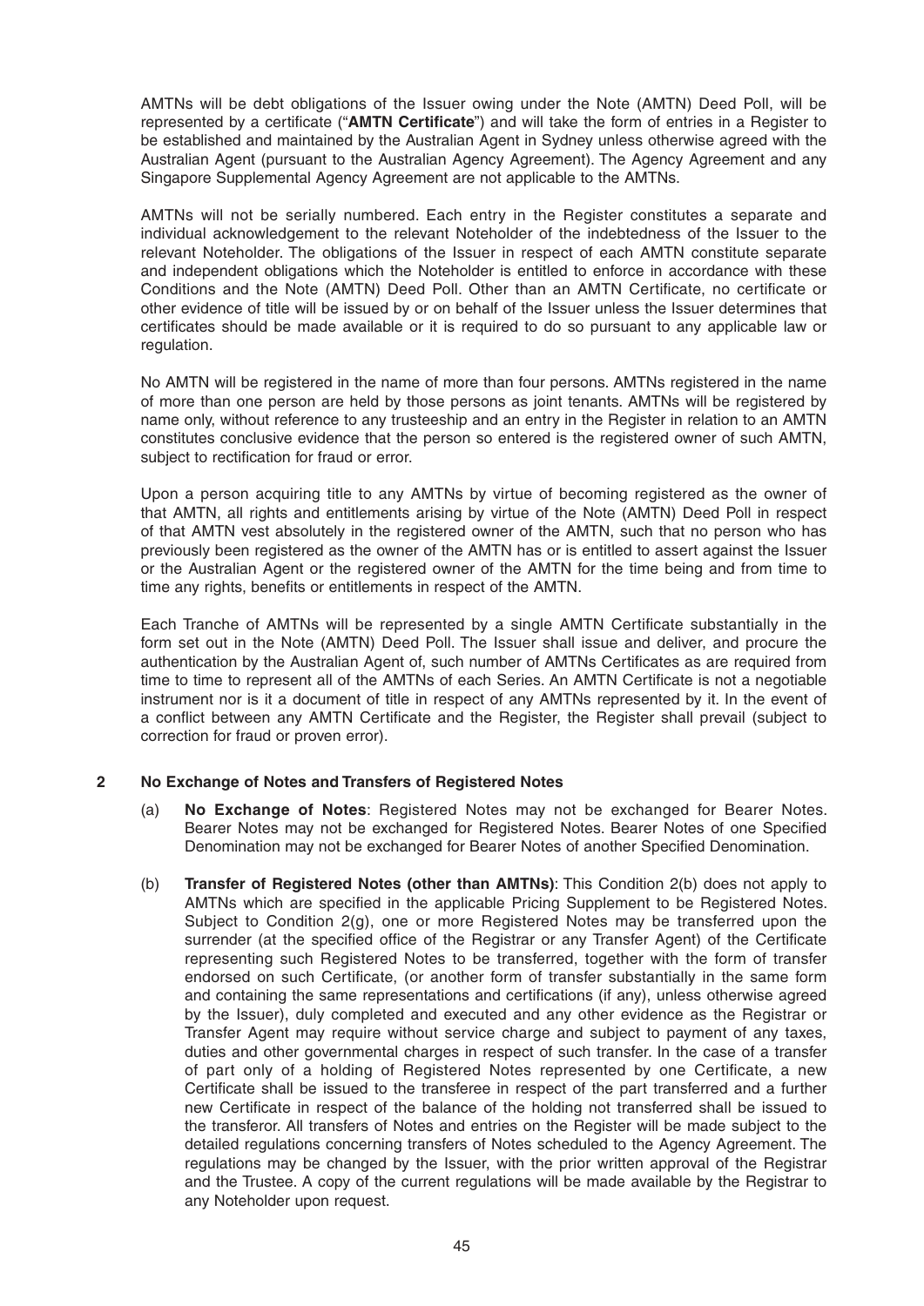AMTNs will be debt obligations of the Issuer owing under the Note (AMTN) Deed Poll, will be represented by a certificate ("**AMTN Certificate**") and will take the form of entries in a Register to be established and maintained by the Australian Agent in Sydney unless otherwise agreed with the Australian Agent (pursuant to the Australian Agency Agreement). The Agency Agreement and any Singapore Supplemental Agency Agreement are not applicable to the AMTNs.

AMTNs will not be serially numbered. Each entry in the Register constitutes a separate and individual acknowledgement to the relevant Noteholder of the indebtedness of the Issuer to the relevant Noteholder. The obligations of the Issuer in respect of each AMTN constitute separate and independent obligations which the Noteholder is entitled to enforce in accordance with these Conditions and the Note (AMTN) Deed Poll. Other than an AMTN Certificate, no certificate or other evidence of title will be issued by or on behalf of the Issuer unless the Issuer determines that certificates should be made available or it is required to do so pursuant to any applicable law or regulation.

No AMTN will be registered in the name of more than four persons. AMTNs registered in the name of more than one person are held by those persons as joint tenants. AMTNs will be registered by name only, without reference to any trusteeship and an entry in the Register in relation to an AMTN constitutes conclusive evidence that the person so entered is the registered owner of such AMTN, subject to rectification for fraud or error.

Upon a person acquiring title to any AMTNs by virtue of becoming registered as the owner of that AMTN, all rights and entitlements arising by virtue of the Note (AMTN) Deed Poll in respect of that AMTN vest absolutely in the registered owner of the AMTN, such that no person who has previously been registered as the owner of the AMTN has or is entitled to assert against the Issuer or the Australian Agent or the registered owner of the AMTN for the time being and from time to time any rights, benefits or entitlements in respect of the AMTN.

Each Tranche of AMTNs will be represented by a single AMTN Certificate substantially in the form set out in the Note (AMTN) Deed Poll. The Issuer shall issue and deliver, and procure the authentication by the Australian Agent of, such number of AMTNs Certificates as are required from time to time to represent all of the AMTNs of each Series. An AMTN Certificate is not a negotiable instrument nor is it a document of title in respect of any AMTNs represented by it. In the event of a conflict between any AMTN Certificate and the Register, the Register shall prevail (subject to correction for fraud or proven error).

## 2 No Exchange of Notes and Transfers of Registered Notes

(a) **No Exchange of Notes**: Registered Notes may not be exchanged for Bearer Notes. Bearer Notes may not be exchanged for Registered Notes. Bearer Notes of one Specified Denomination may not be exchanged for Bearer Notes of another Specified Denomination.

(b) **Transfer of Registered Notes (other than AMTNs)**: This Condition 2(b) does not apply to AMTNs which are specified in the applicable Pricing Supplement to be Registered Notes. Subject to Condition 2(g), one or more Registered Notes may be transferred upon the surrender (at the specified office of the Registrar or any Transfer Agent) of the Certificate representing such Registered Notes to be transferred, together with the form of transfer endorsed on such Certificate, (or another form of transfer substantially in the same form and containing the same representations and certifications (if any), unless otherwise agreed by the Issuer), duly completed and executed and any other evidence as the Registrar or Transfer Agent may require without service charge and subject to payment of any taxes, duties and other governmental charges in respect of such transfer. In the case of a transfer of part only of a holding of Registered Notes represented by one Certificate, a new Certificate shall be issued to the transferee in respect of the part transferred and a further new Certificate in respect of the balance of the holding not transferred shall be issued to the transferor. All transfers of Notes and entries on the Register will be made subject to the detailed regulations concerning transfers of Notes scheduled to the Agency Agreement. The regulations may be changed by the Issuer, with the prior written approval of the Registrar and the Trustee. A copy of the current regulations will be made available by the Registrar to any Noteholder upon request.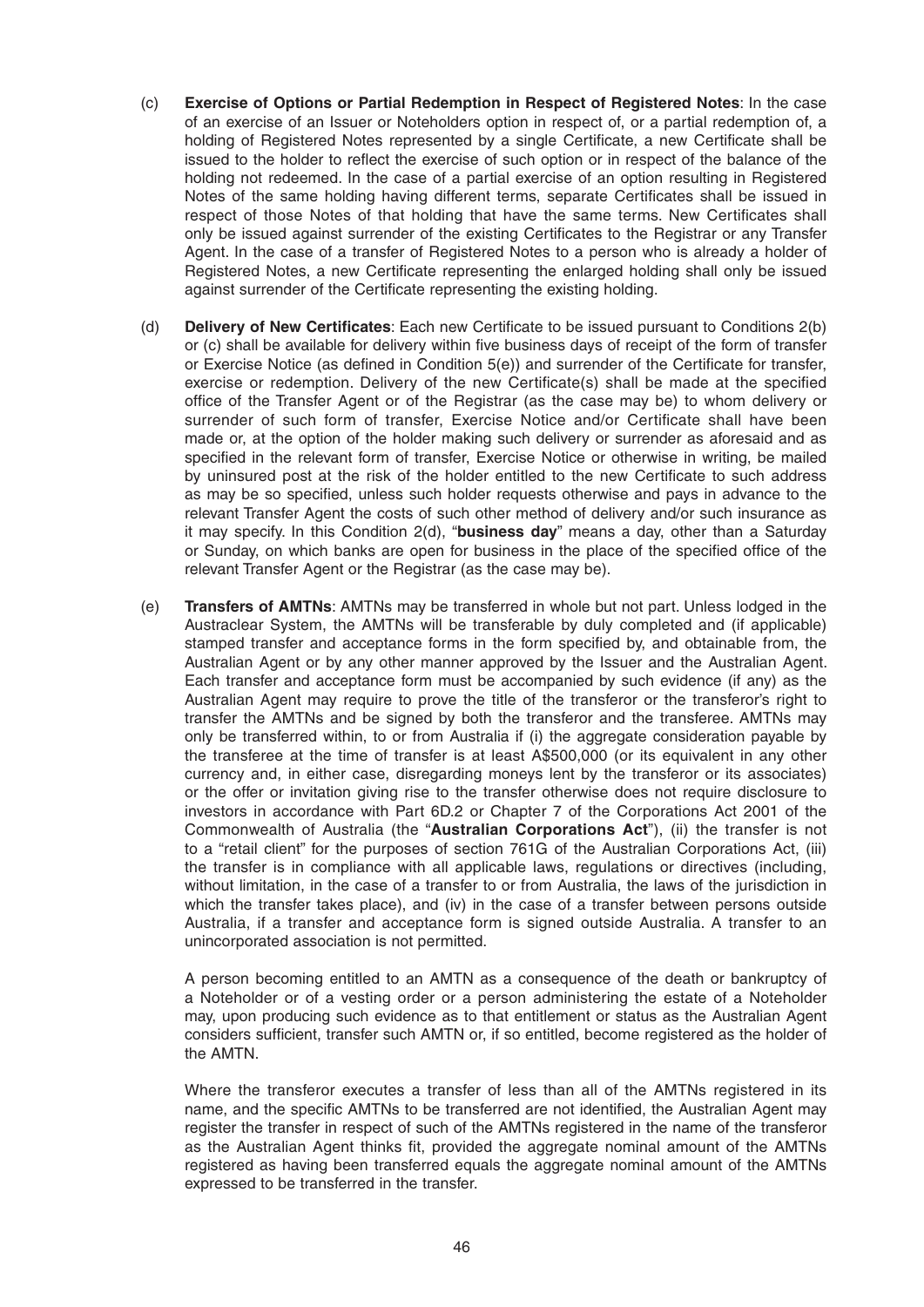(c) **Exercise of Options or Partial Redemption in Respect of Registered Notes**: In the case of an exercise of an Issuer or Noteholders option in respect of, or a partial redemption of, a holding of Registered Notes represented by a single Certificate, a new Certificate shall be issued to the holder to reflect the exercise of such option or in respect of the balance of the holding not redeemed. In the case of a partial exercise of an option resulting in Registered Notes of the same holding having different terms, separate Certificates shall be issued in respect of those Notes of that holding that have the same terms. New Certificates shall only be issued against surrender of the existing Certificates to the Registrar or any Transfer Agent. In the case of a transfer of Registered Notes to a person who is already a holder of Registered Notes, a new Certificate representing the enlarged holding shall only be issued against surrender of the Certificate representing the existing holding.

(d) **Delivery of New Certificates**: Each new Certificate to be issued pursuant to Conditions 2(b) or (c) shall be available for delivery within five business days of receipt of the form of transfer or Exercise Notice (as defined in Condition 5(e)) and surrender of the Certificate for transfer, exercise or redemption. Delivery of the new Certificate(s) shall be made at the specified office of the Transfer Agent or of the Registrar (as the case may be) to whom delivery or surrender of such form of transfer, Exercise Notice and/or Certificate shall have been made or, at the option of the holder making such delivery or surrender as aforesaid and as specified in the relevant form of transfer, Exercise Notice or otherwise in writing, be mailed by uninsured post at the risk of the holder entitled to the new Certificate to such address as may be so specified, unless such holder requests otherwise and pays in advance to the relevant Transfer Agent the costs of such other method of delivery and/or such insurance as it may specify. In this Condition 2(d), "**business day**" means a day, other than a Saturday or Sunday, on which banks are open for business in the place of the specified office of the relevant Transfer Agent or the Registrar (as the case may be).

(e) **Transfers of AMTNs**: AMTNs may be transferred in whole but not part. Unless lodged in the Austraclear System, the AMTNs will be transferable by duly completed and (if applicable) stamped transfer and acceptance forms in the form specified by, and obtainable from, the Australian Agent or by any other manner approved by the Issuer and the Australian Agent. Each transfer and acceptance form must be accompanied by such evidence (if any) as the Australian Agent may require to prove the title of the transferor or the transferor's right to transfer the AMTNs and be signed by both the transferor and the transferee. AMTNs may only be transferred within, to or from Australia if (i) the aggregate consideration payable by the transferee at the time of transfer is at least A$500,000 (or its equivalent in any other currency and, in either case, disregarding moneys lent by the transferor or its associates) or the offer or invitation giving rise to the transfer otherwise does not require disclosure to investors in accordance with Part 6D.2 or Chapter 7 of the Corporations Act 2001 of the Commonwealth of Australia (the "**Australian Corporations Act**"), (ii) the transfer is not to a "retail client" for the purposes of section 761G of the Australian Corporations Act, (iii) the transfer is in compliance with all applicable laws, regulations or directives (including, without limitation, in the case of a transfer to or from Australia, the laws of the jurisdiction in which the transfer takes place), and (iv) in the case of a transfer between persons outside Australia, if a transfer and acceptance form is signed outside Australia. A transfer to an unincorporated association is not permitted.

A person becoming entitled to an AMTN as a consequence of the death or bankruptcy of a Noteholder or of a vesting order or a person administering the estate of a Noteholder may, upon producing such evidence as to that entitlement or status as the Australian Agent considers sufficient, transfer such AMTN or, if so entitled, become registered as the holder of the AMTN.

Where the transferor executes a transfer of less than all of the AMTNs registered in its name, and the specific AMTNs to be transferred are not identified, the Australian Agent may register the transfer in respect of such of the AMTNs registered in the name of the transferor as the Australian Agent thinks fit, provided the aggregate nominal amount of the AMTNs registered as having been transferred equals the aggregate nominal amount of the AMTNs expressed to be transferred in the transfer.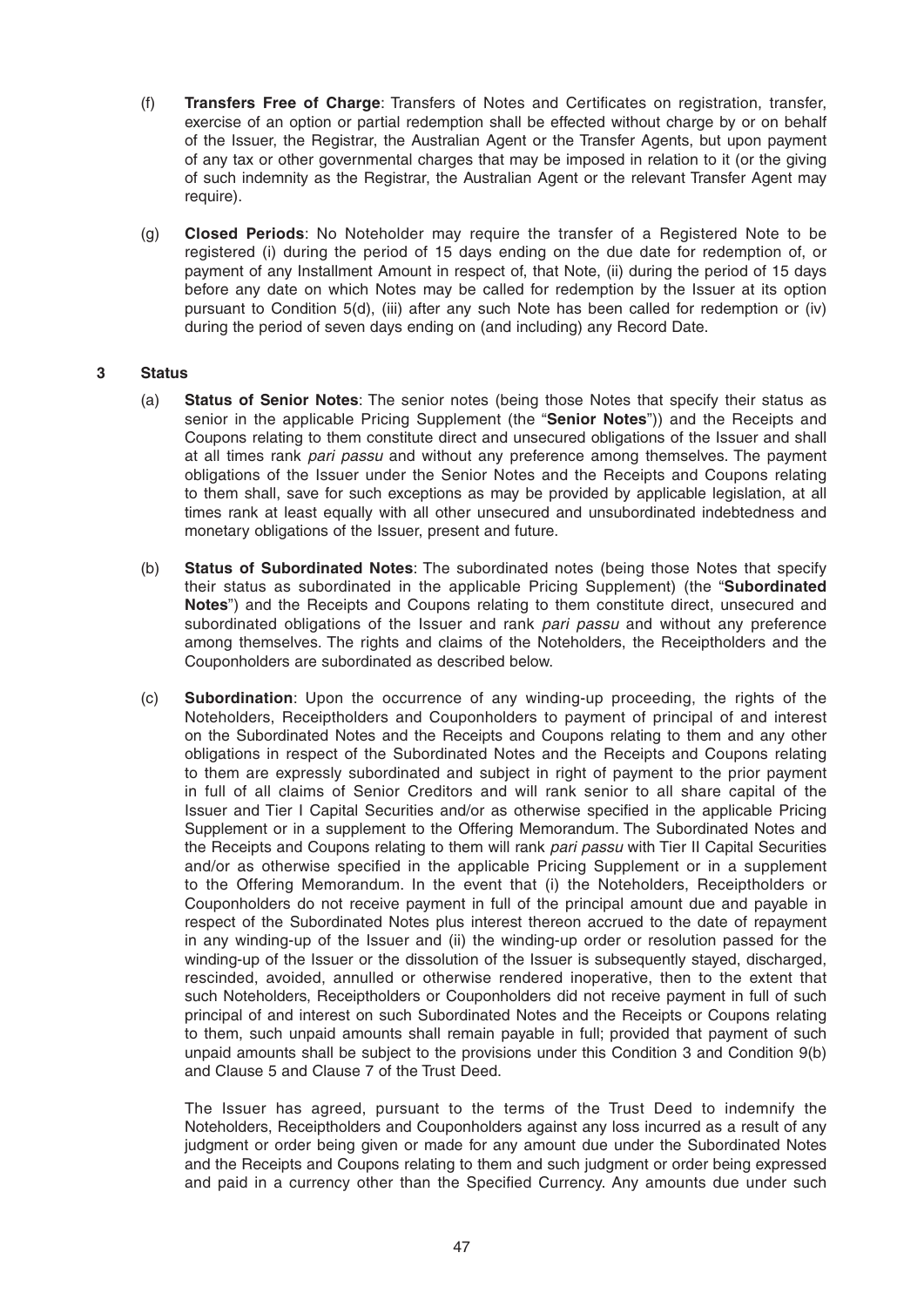(f) **Transfers Free of Charge**: Transfers of Notes and Certificates on registration, transfer, exercise of an option or partial redemption shall be effected without charge by or on behalf of the Issuer, the Registrar, the Australian Agent or the Transfer Agents, but upon payment of any tax or other governmental charges that may be imposed in relation to it (or the giving of such indemnity as the Registrar, the Australian Agent or the relevant Transfer Agent may require).

(g) **Closed Periods**: No Noteholder may require the transfer of a Registered Note to be registered (i) during the period of 15 days ending on the due date for redemption of, or payment of any Installment Amount in respect of, that Note, (ii) during the period of 15 days before any date on which Notes may be called for redemption by the Issuer at its option pursuant to Condition 5(d), (iii) after any such Note has been called for redemption or (iv) during the period of seven days ending on (and including) any Record Date.

## 3 Status

(a) **Status of Senior Notes**: The senior notes (being those Notes that specify their status as senior in the applicable Pricing Supplement (the "**Senior Notes**")) and the Receipts and Coupons relating to them constitute direct and unsecured obligations of the Issuer and shall at all times rank *pari passu* and without any preference among themselves. The payment obligations of the Issuer under the Senior Notes and the Receipts and Coupons relating to them shall, save for such exceptions as may be provided by applicable legislation, at all times rank at least equally with all other unsecured and unsubordinated indebtedness and monetary obligations of the Issuer, present and future.

(b) **Status of Subordinated Notes**: The subordinated notes (being those Notes that specify their status as subordinated in the applicable Pricing Supplement) (the "**Subordinated Notes**") and the Receipts and Coupons relating to them constitute direct, unsecured and subordinated obligations of the Issuer and rank *pari passu* and without any preference among themselves. The rights and claims of the Noteholders, the Receiptholders and the Couponholders are subordinated as described below.

(c) **Subordination**: Upon the occurrence of any winding-up proceeding, the rights of the Noteholders, Receiptholders and Couponholders to payment of principal of and interest on the Subordinated Notes and the Receipts and Coupons relating to them and any other obligations in respect of the Subordinated Notes and the Receipts and Coupons relating to them are expressly subordinated and subject in right of payment to the prior payment in full of all claims of Senior Creditors and will rank senior to all share capital of the Issuer and Tier I Capital Securities and/or as otherwise specified in the applicable Pricing Supplement or in a supplement to the Offering Memorandum. The Subordinated Notes and the Receipts and Coupons relating to them will rank *pari passu* with Tier II Capital Securities and/or as otherwise specified in the applicable Pricing Supplement or in a supplement to the Offering Memorandum. In the event that (i) the Noteholders, Receiptholders or Couponholders do not receive payment in full of the principal amount due and payable in respect of the Subordinated Notes plus interest thereon accrued to the date of repayment in any winding-up of the Issuer and (ii) the winding-up order or resolution passed for the winding-up of the Issuer or the dissolution of the Issuer is subsequently stayed, discharged, rescinded, avoided, annulled or otherwise rendered inoperative, then to the extent that such Noteholders, Receiptholders or Couponholders did not receive payment in full of such principal of and interest on such Subordinated Notes and the Receipts or Coupons relating to them, such unpaid amounts shall remain payable in full; provided that payment of such unpaid amounts shall be subject to the provisions under this Condition 3 and Condition 9(b) and Clause 5 and Clause 7 of the Trust Deed.

The Issuer has agreed, pursuant to the terms of the Trust Deed to indemnify the Noteholders, Receiptholders and Couponholders against any loss incurred as a result of any judgment or order being given or made for any amount due under the Subordinated Notes and the Receipts and Coupons relating to them and such judgment or order being expressed and paid in a currency other than the Specified Currency. Any amounts due under such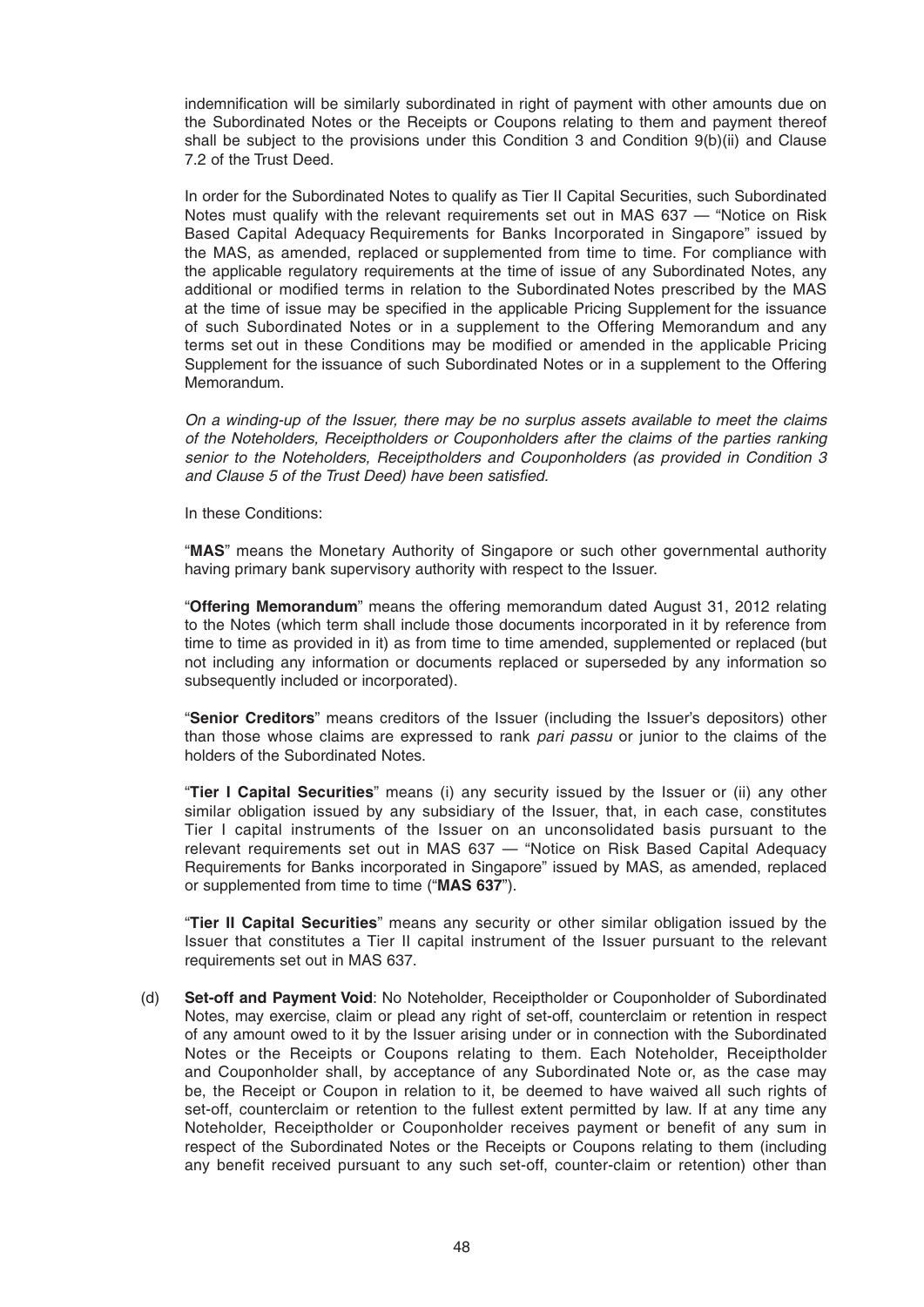indemnification will be similarly subordinated in right of payment with other amounts due on the Subordinated Notes or the Receipts or Coupons relating to them and payment thereof shall be subject to the provisions under this Condition 3 and Condition 9(b)(ii) and Clause 7.2 of the Trust Deed.

In order for the Subordinated Notes to qualify as Tier II Capital Securities, such Subordinated Notes must qualify with the relevant requirements set out in MAS 637 — "Notice on Risk Based Capital Adequacy Requirements for Banks Incorporated in Singapore" issued by the MAS, as amended, replaced or supplemented from time to time. For compliance with the applicable regulatory requirements at the time of issue of any Subordinated Notes, any additional or modified terms in relation to the Subordinated Notes prescribed by the MAS at the time of issue may be specified in the applicable Pricing Supplement for the issuance of such Subordinated Notes or in a supplement to the Offering Memorandum and any terms set out in these Conditions may be modified or amended in the applicable Pricing Supplement for the issuance of such Subordinated Notes or in a supplement to the Offering Memorandum.

*On a winding-up of the Issuer, there may be no surplus assets available to meet the claims of the Noteholders, Receiptholders or Couponholders after the claims of the parties ranking senior to the Noteholders, Receiptholders and Couponholders (as provided in Condition 3 and Clause 5 of the Trust Deed) have been satisfied.*

In these Conditions:

"**MAS**" means the Monetary Authority of Singapore or such other governmental authority having primary bank supervisory authority with respect to the Issuer.

"**Offering Memorandum**" means the offering memorandum dated August 31, 2012 relating to the Notes (which term shall include those documents incorporated in it by reference from time to time as provided in it) as from time to time amended, supplemented or replaced (but not including any information or documents replaced or superseded by any information so subsequently included or incorporated).

"**Senior Creditors**" means creditors of the Issuer (including the Issuer's depositors) other than those whose claims are expressed to rank *pari passu* or junior to the claims of the holders of the Subordinated Notes.

"**Tier I Capital Securities**" means (i) any security issued by the Issuer or (ii) any other similar obligation issued by any subsidiary of the Issuer, that, in each case, constitutes Tier I capital instruments of the Issuer on an unconsolidated basis pursuant to the relevant requirements set out in MAS 637 — "Notice on Risk Based Capital Adequacy Requirements for Banks incorporated in Singapore" issued by MAS, as amended, replaced or supplemented from time to time ("**MAS 637**").

"**Tier II Capital Securities**" means any security or other similar obligation issued by the Issuer that constitutes a Tier II capital instrument of the Issuer pursuant to the relevant requirements set out in MAS 637.

(d) **Set-off and Payment Void**: No Noteholder, Receiptholder or Couponholder of Subordinated Notes, may exercise, claim or plead any right of set-off, counterclaim or retention in respect of any amount owed to it by the Issuer arising under or in connection with the Subordinated Notes or the Receipts or Coupons relating to them. Each Noteholder, Receiptholder and Couponholder shall, by acceptance of any Subordinated Note or, as the case may be, the Receipt or Coupon in relation to it, be deemed to have waived all such rights of set-off, counterclaim or retention to the fullest extent permitted by law. If at any time any Noteholder, Receiptholder or Couponholder receives payment or benefit of any sum in respect of the Subordinated Notes or the Receipts or Coupons relating to them (including any benefit received pursuant to any such set-off, counter-claim or retention) other than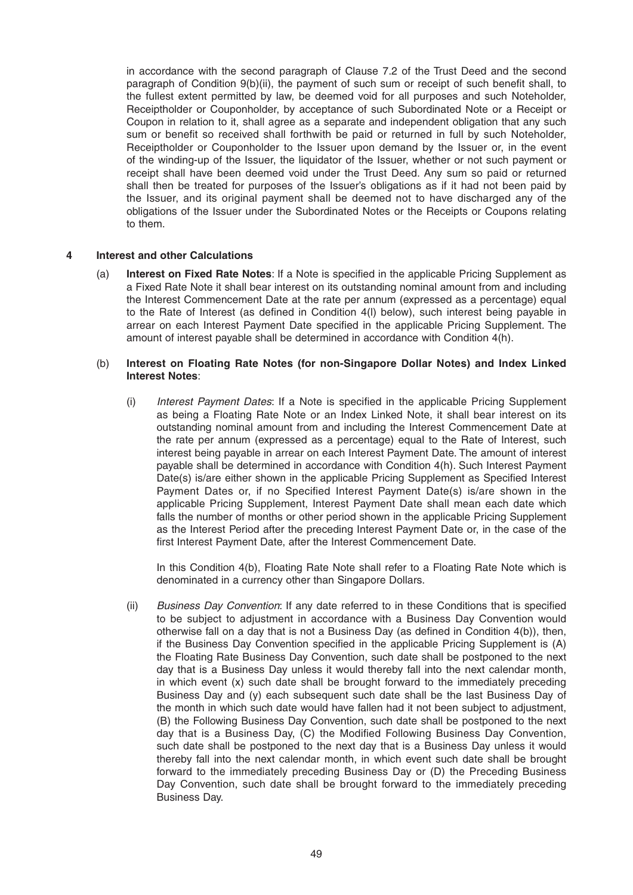in accordance with the second paragraph of Clause 7.2 of the Trust Deed and the second paragraph of Condition 9(b)(ii), the payment of such sum or receipt of such benefit shall, to the fullest extent permitted by law, be deemed void for all purposes and such Noteholder, Receiptholder or Couponholder, by acceptance of such Subordinated Note or a Receipt or Coupon in relation to it, shall agree as a separate and independent obligation that any such sum or benefit so received shall forthwith be paid or returned in full by such Noteholder, Receiptholder or Couponholder to the Issuer upon demand by the Issuer or, in the event of the winding-up of the Issuer, the liquidator of the Issuer, whether or not such payment or receipt shall have been deemed void under the Trust Deed. Any sum so paid or returned shall then be treated for purposes of the Issuer's obligations as if it had not been paid by the Issuer, and its original payment shall be deemed not to have discharged any of the obligations of the Issuer under the Subordinated Notes or the Receipts or Coupons relating to them.

## 4 Interest and other Calculations

(a) **Interest on Fixed Rate Notes**: If a Note is specified in the applicable Pricing Supplement as a Fixed Rate Note it shall bear interest on its outstanding nominal amount from and including the Interest Commencement Date at the rate per annum (expressed as a percentage) equal to the Rate of Interest (as defined in Condition 4(l) below), such interest being payable in arrear on each Interest Payment Date specified in the applicable Pricing Supplement. The amount of interest payable shall be determined in accordance with Condition 4(h).

(b) **Interest on Floating Rate Notes (for non-Singapore Dollar Notes) and Index Linked Interest Notes**:

(i) *Interest Payment Dates*: If a Note is specified in the applicable Pricing Supplement as being a Floating Rate Note or an Index Linked Note, it shall bear interest on its outstanding nominal amount from and including the Interest Commencement Date at the rate per annum (expressed as a percentage) equal to the Rate of Interest, such interest being payable in arrear on each Interest Payment Date. The amount of interest payable shall be determined in accordance with Condition 4(h). Such Interest Payment Date(s) is/are either shown in the applicable Pricing Supplement as Specified Interest Payment Dates or, if no Specified Interest Payment Date(s) is/are shown in the applicable Pricing Supplement, Interest Payment Date shall mean each date which falls the number of months or other period shown in the applicable Pricing Supplement as the Interest Period after the preceding Interest Payment Date or, in the case of the first Interest Payment Date, after the Interest Commencement Date.

In this Condition 4(b), Floating Rate Note shall refer to a Floating Rate Note which is denominated in a currency other than Singapore Dollars.

(ii) *Business Day Convention*: If any date referred to in these Conditions that is specified to be subject to adjustment in accordance with a Business Day Convention would otherwise fall on a day that is not a Business Day (as defined in Condition 4(b)), then, if the Business Day Convention specified in the applicable Pricing Supplement is (A) the Floating Rate Business Day Convention, such date shall be postponed to the next day that is a Business Day unless it would thereby fall into the next calendar month, in which event (x) such date shall be brought forward to the immediately preceding Business Day and (y) each subsequent such date shall be the last Business Day of the month in which such date would have fallen had it not been subject to adjustment, (B) the Following Business Day Convention, such date shall be postponed to the next day that is a Business Day, (C) the Modified Following Business Day Convention, such date shall be postponed to the next day that is a Business Day unless it would thereby fall into the next calendar month, in which event such date shall be brought forward to the immediately preceding Business Day or (D) the Preceding Business Day Convention, such date shall be brought forward to the immediately preceding Business Day.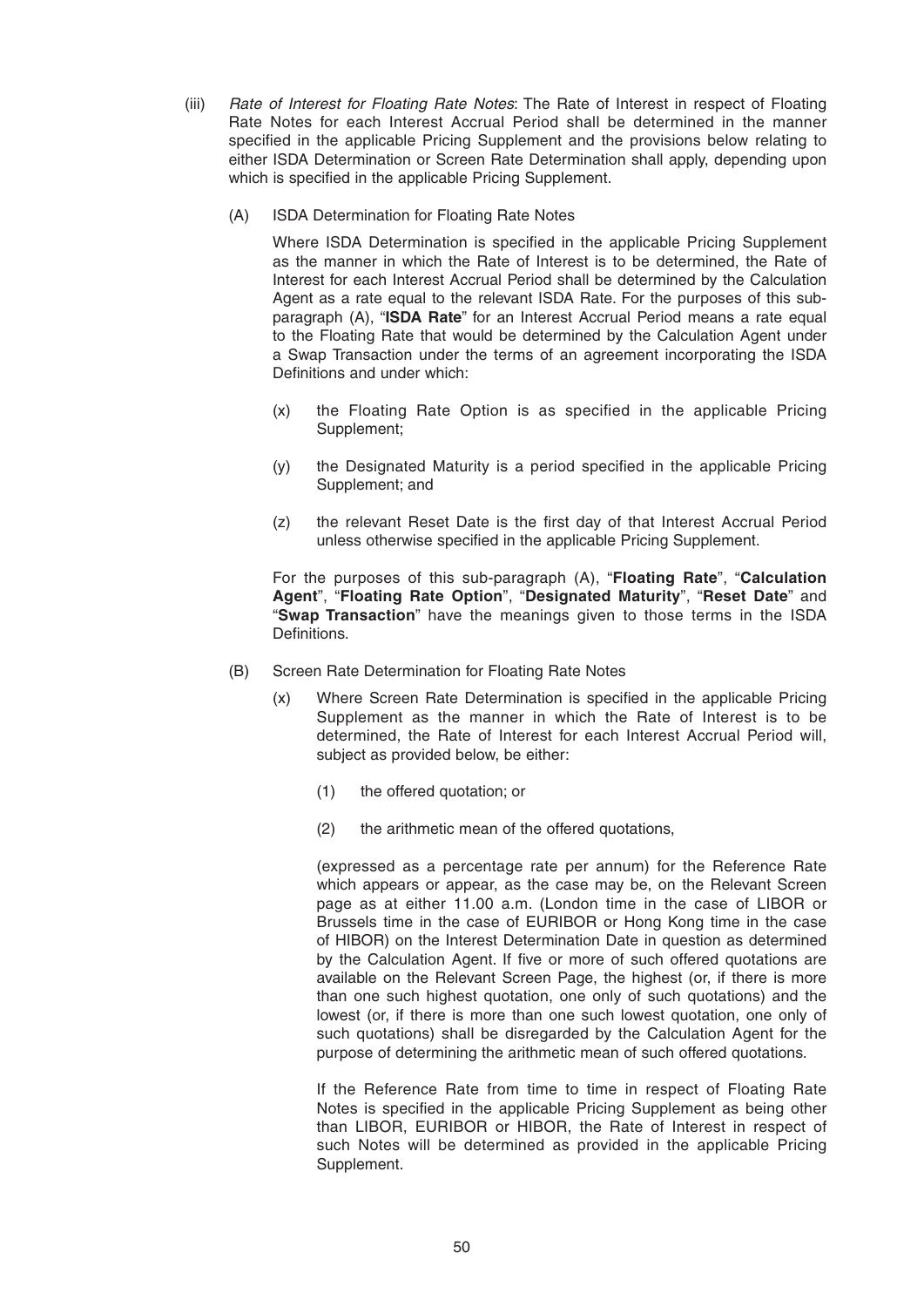(iii) *Rate of Interest for Floating Rate Notes*: The Rate of Interest in respect of Floating Rate Notes for each Interest Accrual Period shall be determined in the manner specified in the applicable Pricing Supplement and the provisions below relating to either ISDA Determination or Screen Rate Determination shall apply, depending upon which is specified in the applicable Pricing Supplement.

(A) ISDA Determination for Floating Rate Notes

Where ISDA Determination is specified in the applicable Pricing Supplement as the manner in which the Rate of Interest is to be determined, the Rate of Interest for each Interest Accrual Period shall be determined by the Calculation Agent as a rate equal to the relevant ISDA Rate. For the purposes of this sub-paragraph (A), "**ISDA Rate**" for an Interest Accrual Period means a rate equal to the Floating Rate that would be determined by the Calculation Agent under a Swap Transaction under the terms of an agreement incorporating the ISDA Definitions and under which:

(x) the Floating Rate Option is as specified in the applicable Pricing Supplement;

(y) the Designated Maturity is a period specified in the applicable Pricing Supplement; and

(z) the relevant Reset Date is the first day of that Interest Accrual Period unless otherwise specified in the applicable Pricing Supplement.

For the purposes of this sub-paragraph (A), "**Floating Rate**", "**Calculation Agent**", "**Floating Rate Option**", "**Designated Maturity**", "**Reset Date**" and "**Swap Transaction**" have the meanings given to those terms in the ISDA Definitions.

(B) Screen Rate Determination for Floating Rate Notes

(x) Where Screen Rate Determination is specified in the applicable Pricing Supplement as the manner in which the Rate of Interest is to be determined, the Rate of Interest for each Interest Accrual Period will, subject as provided below, be either:

(1) the offered quotation; or

(2) the arithmetic mean of the offered quotations,

(expressed as a percentage rate per annum) for the Reference Rate which appears or appear, as the case may be, on the Relevant Screen page as at either 11.00 a.m. (London time in the case of LIBOR or Brussels time in the case of EURIBOR or Hong Kong time in the case of HIBOR) on the Interest Determination Date in question as determined by the Calculation Agent. If five or more of such offered quotations are available on the Relevant Screen Page, the highest (or, if there is more than one such highest quotation, one only of such quotations) and the lowest (or, if there is more than one such lowest quotation, one only of such quotations) shall be disregarded by the Calculation Agent for the purpose of determining the arithmetic mean of such offered quotations.

If the Reference Rate from time to time in respect of Floating Rate Notes is specified in the applicable Pricing Supplement as being other than LIBOR, EURIBOR or HIBOR, the Rate of Interest in respect of such Notes will be determined as provided in the applicable Pricing Supplement.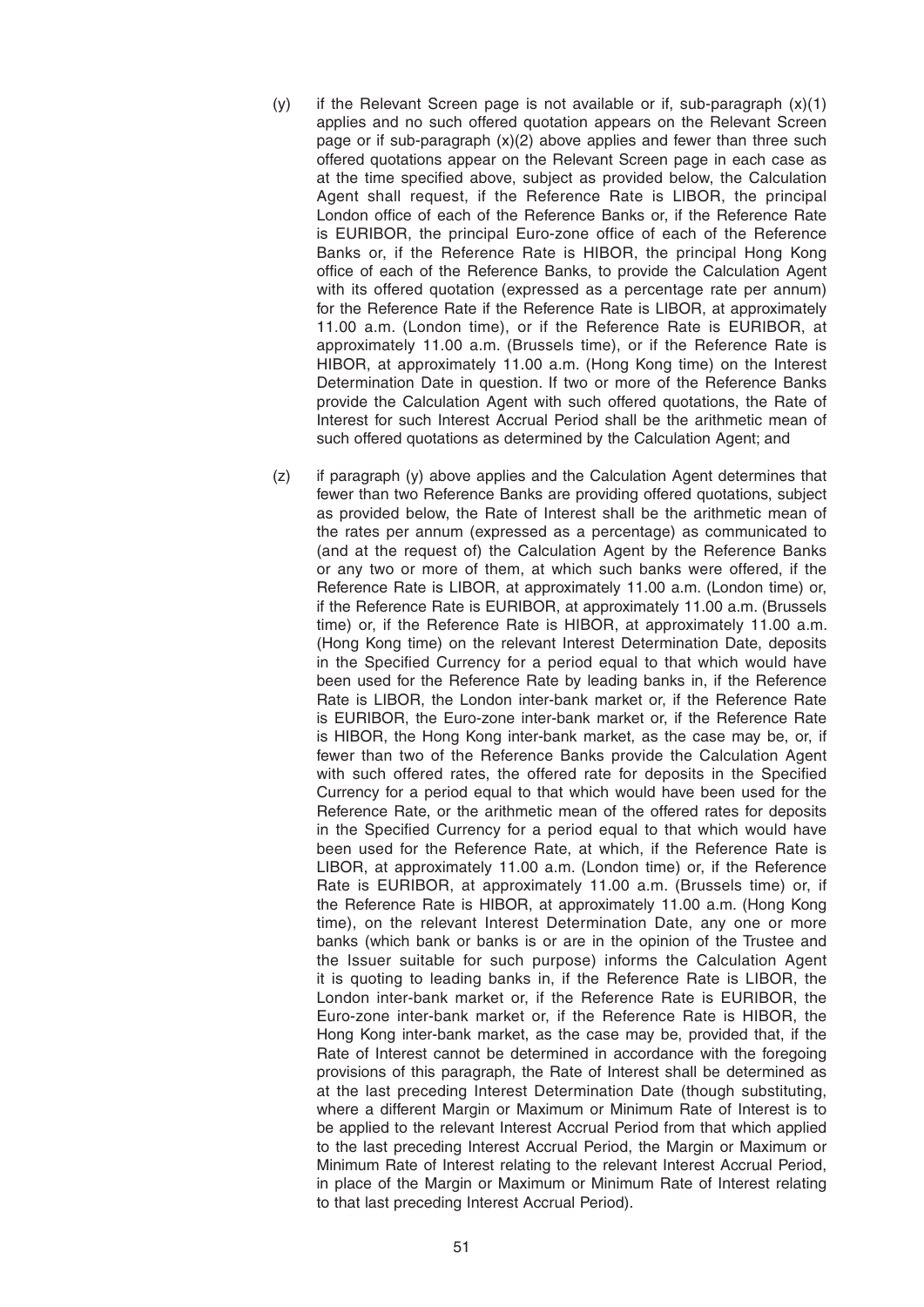(y) if the Relevant Screen page is not available or if, sub-paragraph (x)(1) applies and no such offered quotation appears on the Relevant Screen page or if sub-paragraph (x)(2) above applies and fewer than three such offered quotations appear on the Relevant Screen page in each case as at the time specified above, subject as provided below, the Calculation Agent shall request, if the Reference Rate is LIBOR, the principal London office of each of the Reference Banks or, if the Reference Rate is EURIBOR, the principal Euro-zone office of each of the Reference Banks or, if the Reference Rate is HIBOR, the principal Hong Kong office of each of the Reference Banks, to provide the Calculation Agent with its offered quotation (expressed as a percentage rate per annum) for the Reference Rate if the Reference Rate is LIBOR, at approximately 11.00 a.m. (London time), or if the Reference Rate is EURIBOR, at approximately 11.00 a.m. (Brussels time), or if the Reference Rate is HIBOR, at approximately 11.00 a.m. (Hong Kong time) on the Interest Determination Date in question. If two or more of the Reference Banks provide the Calculation Agent with such offered quotations, the Rate of Interest for such Interest Accrual Period shall be the arithmetic mean of such offered quotations as determined by the Calculation Agent; and

(z) if paragraph (y) above applies and the Calculation Agent determines that fewer than two Reference Banks are providing offered quotations, subject as provided below, the Rate of Interest shall be the arithmetic mean of the rates per annum (expressed as a percentage) as communicated to (and at the request of) the Calculation Agent by the Reference Banks or any two or more of them, at which such banks were offered, if the Reference Rate is LIBOR, at approximately 11.00 a.m. (London time) or, if the Reference Rate is EURIBOR, at approximately 11.00 a.m. (Brussels time) or, if the Reference Rate is HIBOR, at approximately 11.00 a.m. (Hong Kong time) on the relevant Interest Determination Date, deposits in the Specified Currency for a period equal to that which would have been used for the Reference Rate by leading banks in, if the Reference Rate is LIBOR, the London inter-bank market or, if the Reference Rate is EURIBOR, the Euro-zone inter-bank market or, if the Reference Rate is HIBOR, the Hong Kong inter-bank market, as the case may be, or, if fewer than two of the Reference Banks provide the Calculation Agent with such offered rates, the offered rate for deposits in the Specified Currency for a period equal to that which would have been used for the Reference Rate, or the arithmetic mean of the offered rates for deposits in the Specified Currency for a period equal to that which would have been used for the Reference Rate, at which, if the Reference Rate is LIBOR, at approximately 11.00 a.m. (London time) or, if the Reference Rate is EURIBOR, at approximately 11.00 a.m. (Brussels time) or, if the Reference Rate is HIBOR, at approximately 11.00 a.m. (Hong Kong time), on the relevant Interest Determination Date, any one or more banks (which bank or banks is or are in the opinion of the Trustee and the Issuer suitable for such purpose) informs the Calculation Agent it is quoting to leading banks in, if the Reference Rate is LIBOR, the London inter-bank market or, if the Reference Rate is EURIBOR, the Euro-zone inter-bank market or, if the Reference Rate is HIBOR, the Hong Kong inter-bank market, as the case may be, provided that, if the Rate of Interest cannot be determined in accordance with the foregoing provisions of this paragraph, the Rate of Interest shall be determined as at the last preceding Interest Determination Date (though substituting, where a different Margin or Maximum or Minimum Rate of Interest is to be applied to the relevant Interest Accrual Period from that which applied to the last preceding Interest Accrual Period, the Margin or Maximum or Minimum Rate of Interest relating to the relevant Interest Accrual Period, in place of the Margin or Maximum or Minimum Rate of Interest relating to that last preceding Interest Accrual Period).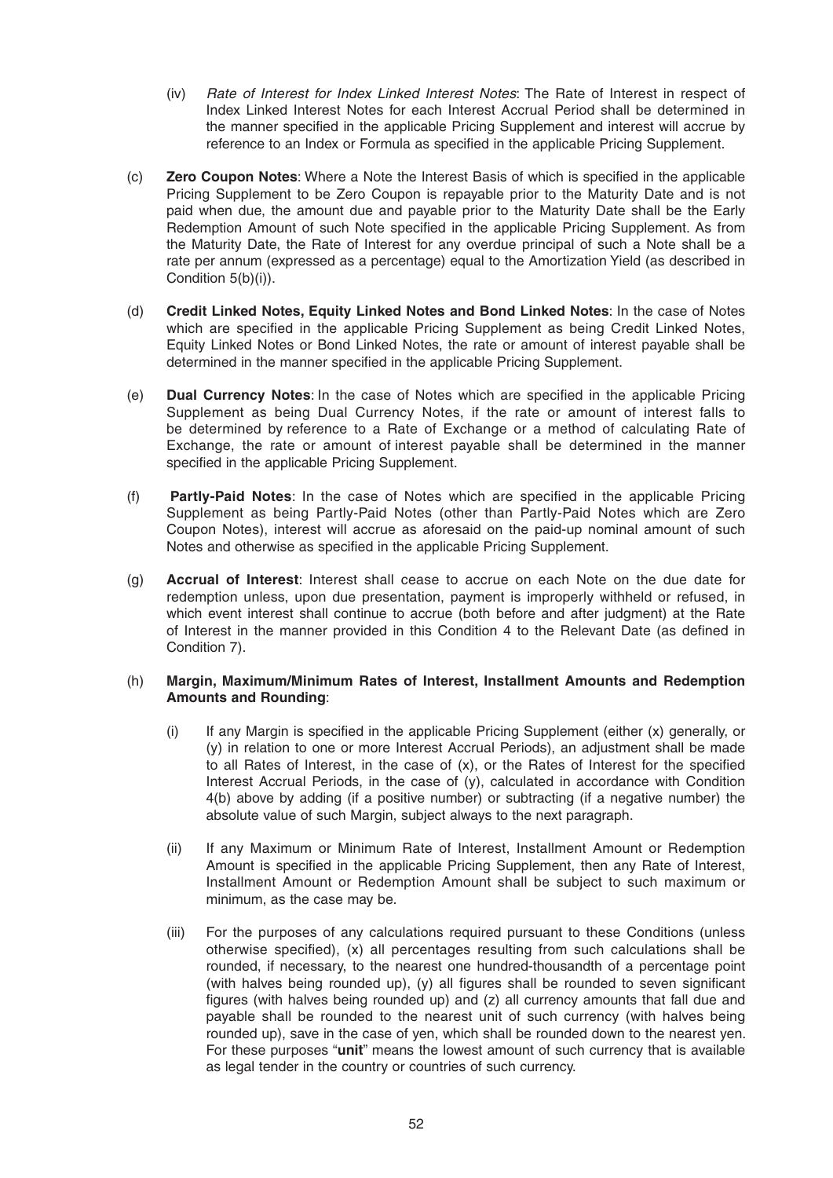(iv) *Rate of Interest for Index Linked Interest Notes*: The Rate of Interest in respect of Index Linked Interest Notes for each Interest Accrual Period shall be determined in the manner specified in the applicable Pricing Supplement and interest will accrue by reference to an Index or Formula as specified in the applicable Pricing Supplement.

(c) **Zero Coupon Notes**: Where a Note the Interest Basis of which is specified in the applicable Pricing Supplement to be Zero Coupon is repayable prior to the Maturity Date and is not paid when due, the amount due and payable prior to the Maturity Date shall be the Early Redemption Amount of such Note specified in the applicable Pricing Supplement. As from the Maturity Date, the Rate of Interest for any overdue principal of such a Note shall be a rate per annum (expressed as a percentage) equal to the Amortization Yield (as described in Condition 5(b)(i)).

(d) **Credit Linked Notes, Equity Linked Notes and Bond Linked Notes**: In the case of Notes which are specified in the applicable Pricing Supplement as being Credit Linked Notes, Equity Linked Notes or Bond Linked Notes, the rate or amount of interest payable shall be determined in the manner specified in the applicable Pricing Supplement.

(e) **Dual Currency Notes**: In the case of Notes which are specified in the applicable Pricing Supplement as being Dual Currency Notes, if the rate or amount of interest falls to be determined by reference to a Rate of Exchange or a method of calculating Rate of Exchange, the rate or amount of interest payable shall be determined in the manner specified in the applicable Pricing Supplement.

(f) **Partly-Paid Notes**: In the case of Notes which are specified in the applicable Pricing Supplement as being Partly-Paid Notes (other than Partly-Paid Notes which are Zero Coupon Notes), interest will accrue as aforesaid on the paid-up nominal amount of such Notes and otherwise as specified in the applicable Pricing Supplement.

(g) **Accrual of Interest**: Interest shall cease to accrue on each Note on the due date for redemption unless, upon due presentation, payment is improperly withheld or refused, in which event interest shall continue to accrue (both before and after judgment) at the Rate of Interest in the manner provided in this Condition 4 to the Relevant Date (as defined in Condition 7).

(h) **Margin, Maximum/Minimum Rates of Interest, Installment Amounts and Redemption Amounts and Rounding**:

(i) If any Margin is specified in the applicable Pricing Supplement (either (x) generally, or (y) in relation to one or more Interest Accrual Periods), an adjustment shall be made to all Rates of Interest, in the case of (x), or the Rates of Interest for the specified Interest Accrual Periods, in the case of (y), calculated in accordance with Condition 4(b) above by adding (if a positive number) or subtracting (if a negative number) the absolute value of such Margin, subject always to the next paragraph.

(ii) If any Maximum or Minimum Rate of Interest, Installment Amount or Redemption Amount is specified in the applicable Pricing Supplement, then any Rate of Interest, Installment Amount or Redemption Amount shall be subject to such maximum or minimum, as the case may be.

(iii) For the purposes of any calculations required pursuant to these Conditions (unless otherwise specified), (x) all percentages resulting from such calculations shall be rounded, if necessary, to the nearest one hundred-thousandth of a percentage point (with halves being rounded up), (y) all figures shall be rounded to seven significant figures (with halves being rounded up) and (z) all currency amounts that fall due and payable shall be rounded to the nearest unit of such currency (with halves being rounded up), save in the case of yen, which shall be rounded down to the nearest yen. For these purposes "**unit**" means the lowest amount of such currency that is available as legal tender in the country or countries of such currency.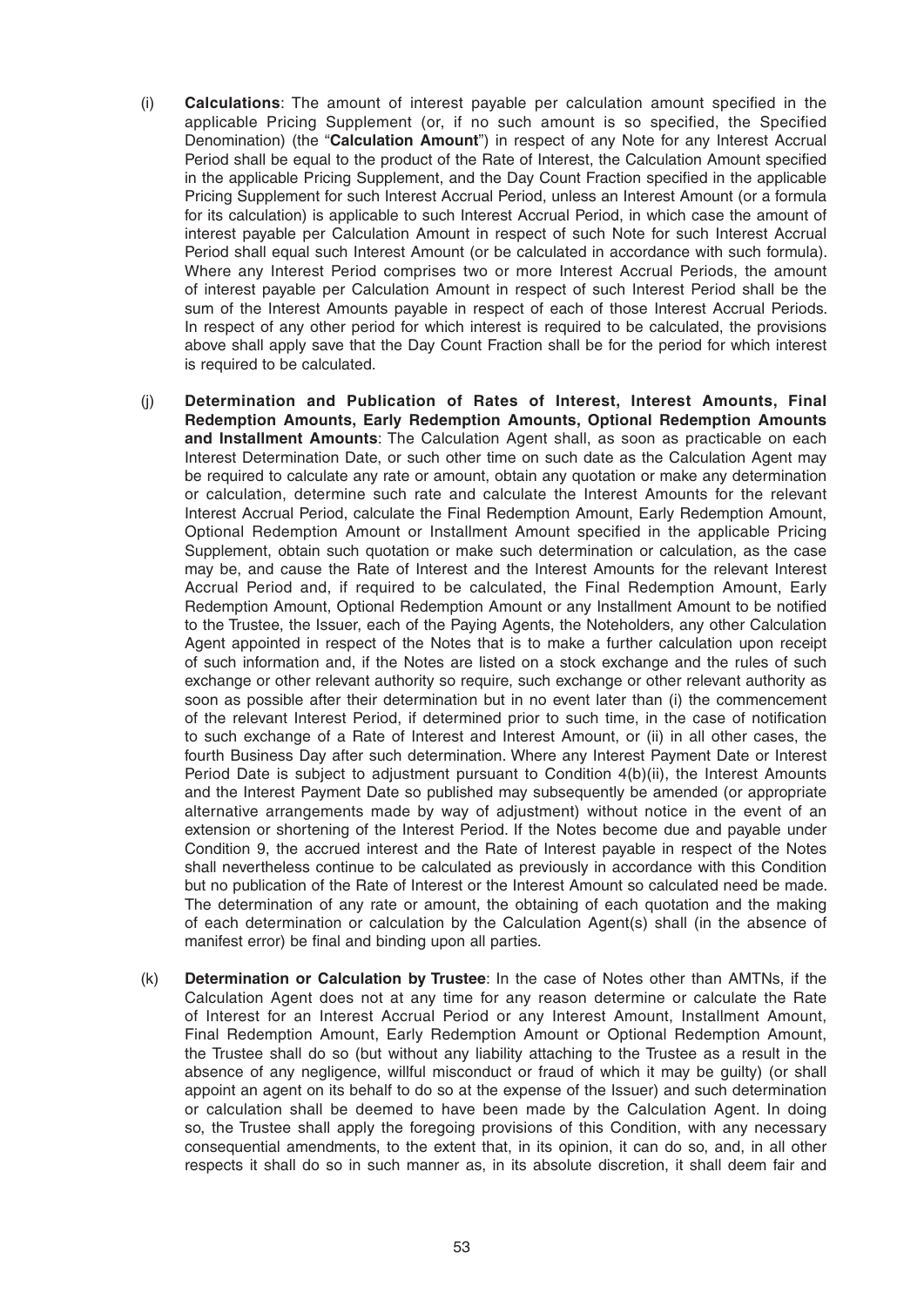(i) **Calculations**: The amount of interest payable per calculation amount specified in the applicable Pricing Supplement (or, if no such amount is so specified, the Specified Denomination) (the "**Calculation Amount**") in respect of any Note for any Interest Accrual Period shall be equal to the product of the Rate of Interest, the Calculation Amount specified in the applicable Pricing Supplement, and the Day Count Fraction specified in the applicable Pricing Supplement for such Interest Accrual Period, unless an Interest Amount (or a formula for its calculation) is applicable to such Interest Accrual Period, in which case the amount of interest payable per Calculation Amount in respect of such Note for such Interest Accrual Period shall equal such Interest Amount (or be calculated in accordance with such formula). Where any Interest Period comprises two or more Interest Accrual Periods, the amount of interest payable per Calculation Amount in respect of such Interest Period shall be the sum of the Interest Amounts payable in respect of each of those Interest Accrual Periods. In respect of any other period for which interest is required to be calculated, the provisions above shall apply save that the Day Count Fraction shall be for the period for which interest is required to be calculated.

(j) **Determination and Publication of Rates of Interest, Interest Amounts, Final Redemption Amounts, Early Redemption Amounts, Optional Redemption Amounts and Installment Amounts**: The Calculation Agent shall, as soon as practicable on each Interest Determination Date, or such other time on such date as the Calculation Agent may be required to calculate any rate or amount, obtain any quotation or make any determination or calculation, determine such rate and calculate the Interest Amounts for the relevant Interest Accrual Period, calculate the Final Redemption Amount, Early Redemption Amount, Optional Redemption Amount or Installment Amount specified in the applicable Pricing Supplement, obtain such quotation or make such determination or calculation, as the case may be, and cause the Rate of Interest and the Interest Amounts for the relevant Interest Accrual Period and, if required to be calculated, the Final Redemption Amount, Early Redemption Amount, Optional Redemption Amount or any Installment Amount to be notified to the Trustee, the Issuer, each of the Paying Agents, the Noteholders, any other Calculation Agent appointed in respect of the Notes that is to make a further calculation upon receipt of such information and, if the Notes are listed on a stock exchange and the rules of such exchange or other relevant authority so require, such exchange or other relevant authority as soon as possible after their determination but in no event later than (i) the commencement of the relevant Interest Period, if determined prior to such time, in the case of notification to such exchange of a Rate of Interest and Interest Amount, or (ii) in all other cases, the fourth Business Day after such determination. Where any Interest Payment Date or Interest Period Date is subject to adjustment pursuant to Condition 4(b)(ii), the Interest Amounts and the Interest Payment Date so published may subsequently be amended (or appropriate alternative arrangements made by way of adjustment) without notice in the event of an extension or shortening of the Interest Period. If the Notes become due and payable under Condition 9, the accrued interest and the Rate of Interest payable in respect of the Notes shall nevertheless continue to be calculated as previously in accordance with this Condition but no publication of the Rate of Interest or the Interest Amount so calculated need be made. The determination of any rate or amount, the obtaining of each quotation and the making of each determination or calculation by the Calculation Agent(s) shall (in the absence of manifest error) be final and binding upon all parties.

(k) **Determination or Calculation by Trustee**: In the case of Notes other than AMTNs, if the Calculation Agent does not at any time for any reason determine or calculate the Rate of Interest for an Interest Accrual Period or any Interest Amount, Installment Amount, Final Redemption Amount, Early Redemption Amount or Optional Redemption Amount, the Trustee shall do so (but without any liability attaching to the Trustee as a result in the absence of any negligence, willful misconduct or fraud of which it may be guilty) (or shall appoint an agent on its behalf to do so at the expense of the Issuer) and such determination or calculation shall be deemed to have been made by the Calculation Agent. In doing so, the Trustee shall apply the foregoing provisions of this Condition, with any necessary consequential amendments, to the extent that, in its opinion, it can do so, and, in all other respects it shall do so in such manner as, in its absolute discretion, it shall deem fair and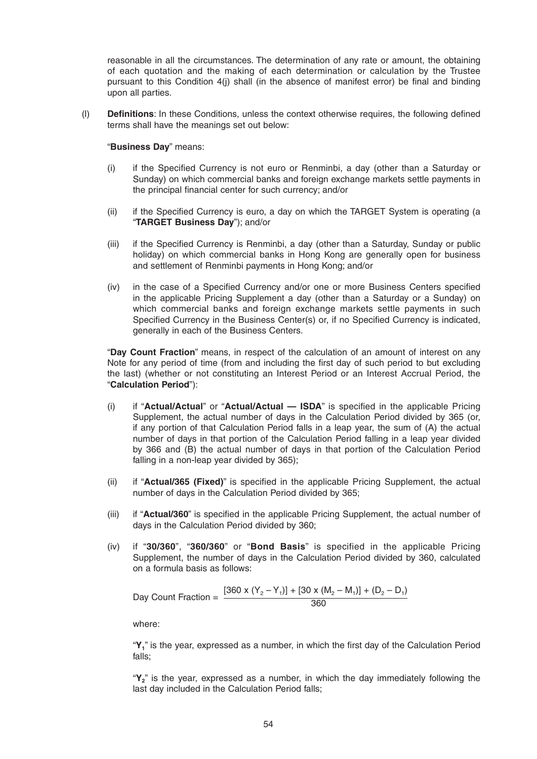reasonable in all the circumstances. The determination of any rate or amount, the obtaining of each quotation and the making of each determination or calculation by the Trustee pursuant to this Condition 4(j) shall (in the absence of manifest error) be final and binding upon all parties.

(l) **Definitions**: In these Conditions, unless the context otherwise requires, the following defined terms shall have the meanings set out below:

"**Business Day**" means:

(i) if the Specified Currency is not euro or Renminbi, a day (other than a Saturday or Sunday) on which commercial banks and foreign exchange markets settle payments in the principal financial center for such currency; and/or

(ii) if the Specified Currency is euro, a day on which the TARGET System is operating (a "**TARGET Business Day**"); and/or

(iii) if the Specified Currency is Renminbi, a day (other than a Saturday, Sunday or public holiday) on which commercial banks in Hong Kong are generally open for business and settlement of Renminbi payments in Hong Kong; and/or

(iv) in the case of a Specified Currency and/or one or more Business Centers specified in the applicable Pricing Supplement a day (other than a Saturday or a Sunday) on which commercial banks and foreign exchange markets settle payments in such Specified Currency in the Business Center(s) or, if no Specified Currency is indicated, generally in each of the Business Centers.

"**Day Count Fraction**" means, in respect of the calculation of an amount of interest on any Note for any period of time (from and including the first day of such period to but excluding the last) (whether or not constituting an Interest Period or an Interest Accrual Period, the "**Calculation Period**"):

(i) if "**Actual/Actual**" or "**Actual/Actual — ISDA**" is specified in the applicable Pricing Supplement, the actual number of days in the Calculation Period divided by 365 (or, if any portion of that Calculation Period falls in a leap year, the sum of (A) the actual number of days in that portion of the Calculation Period falling in a leap year divided by 366 and (B) the actual number of days in that portion of the Calculation Period falling in a non-leap year divided by 365);

(ii) if "**Actual/365 (Fixed)**" is specified in the applicable Pricing Supplement, the actual number of days in the Calculation Period divided by 365;

(iii) if "**Actual/360**" is specified in the applicable Pricing Supplement, the actual number of days in the Calculation Period divided by 360;

(iv) if "**30/360**", "**360/360**" or "**Bond Basis**" is specified in the applicable Pricing Supplement, the number of days in the Calculation Period divided by 360, calculated on a formula basis as follows:

$$\text{Day Count Fraction} = \frac{[360 \times (Y_2 - Y_1)] + [30 \times (M_2 - M_1)] + (D_2 - D_1)}{360}$$

where:

"$Y_1$" is the year, expressed as a number, in which the first day of the Calculation Period falls;

"$Y_2$" is the year, expressed as a number, in which the day immediately following the last day included in the Calculation Period falls;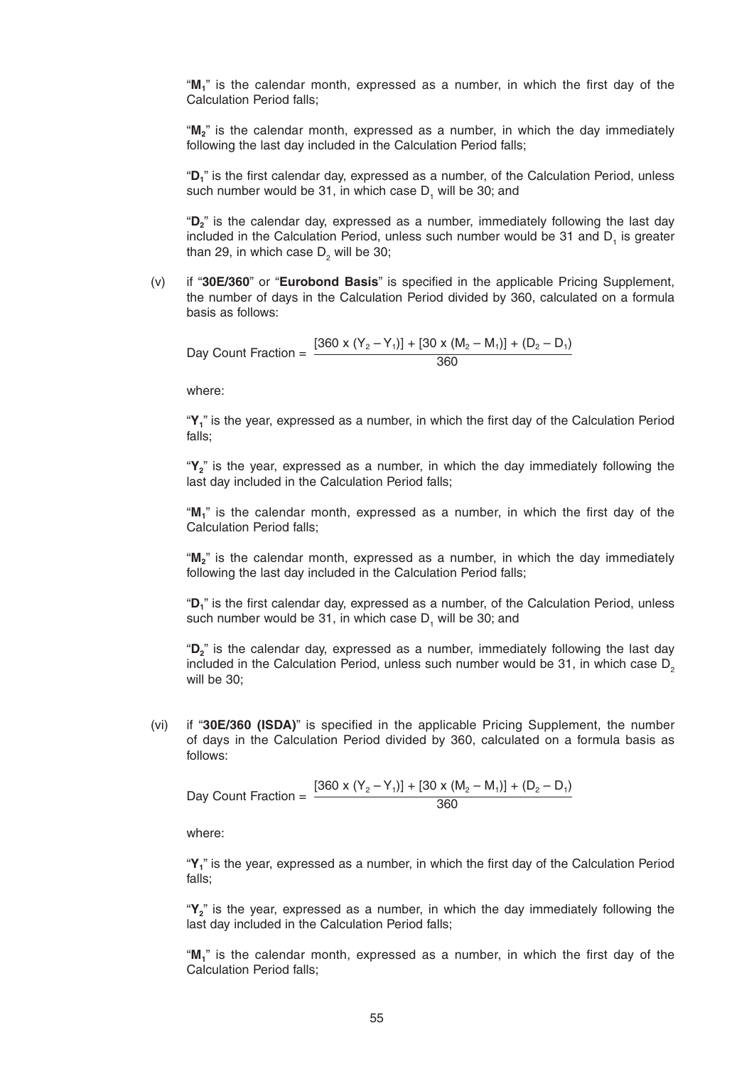"$M_1$" is the calendar month, expressed as a number, in which the first day of the Calculation Period falls;

"$M_2$" is the calendar month, expressed as a number, in which the day immediately following the last day included in the Calculation Period falls;

"$D_1$" is the first calendar day, expressed as a number, of the Calculation Period, unless such number would be 31, in which case $D_1$ will be 30; and

"$D_2$" is the calendar day, expressed as a number, immediately following the last day included in the Calculation Period, unless such number would be 31 and $D_1$ is greater than 29, in which case $D_2$ will be 30;

(v) if "**30E/360**" or "**Eurobond Basis**" is specified in the applicable Pricing Supplement, the number of days in the Calculation Period divided by 360, calculated on a formula basis as follows:

$$\text{Day Count Fraction} = \frac{[360 \times (Y_2 - Y_1)] + [30 \times (M_2 - M_1)] + (D_2 - D_1)}{360}$$

where:

"$Y_1$" is the year, expressed as a number, in which the first day of the Calculation Period falls;

"$Y_2$" is the year, expressed as a number, in which the day immediately following the last day included in the Calculation Period falls;

"$M_1$" is the calendar month, expressed as a number, in which the first day of the Calculation Period falls;

"$M_2$" is the calendar month, expressed as a number, in which the day immediately following the last day included in the Calculation Period falls;

"$D_1$" is the first calendar day, expressed as a number, of the Calculation Period, unless such number would be 31, in which case $D_1$ will be 30; and

"$D_2$" is the calendar day, expressed as a number, immediately following the last day included in the Calculation Period, unless such number would be 31, in which case $D_2$ will be 30;

(vi) if "**30E/360 (ISDA)**" is specified in the applicable Pricing Supplement, the number of days in the Calculation Period divided by 360, calculated on a formula basis as follows:

$$\text{Day Count Fraction} = \frac{[360 \times (Y_2 - Y_1)] + [30 \times (M_2 - M_1)] + (D_2 - D_1)}{360}$$

where:

"$Y_1$" is the year, expressed as a number, in which the first day of the Calculation Period falls;

"$Y_2$" is the year, expressed as a number, in which the day immediately following the last day included in the Calculation Period falls;

"$M_1$" is the calendar month, expressed as a number, in which the first day of the Calculation Period falls;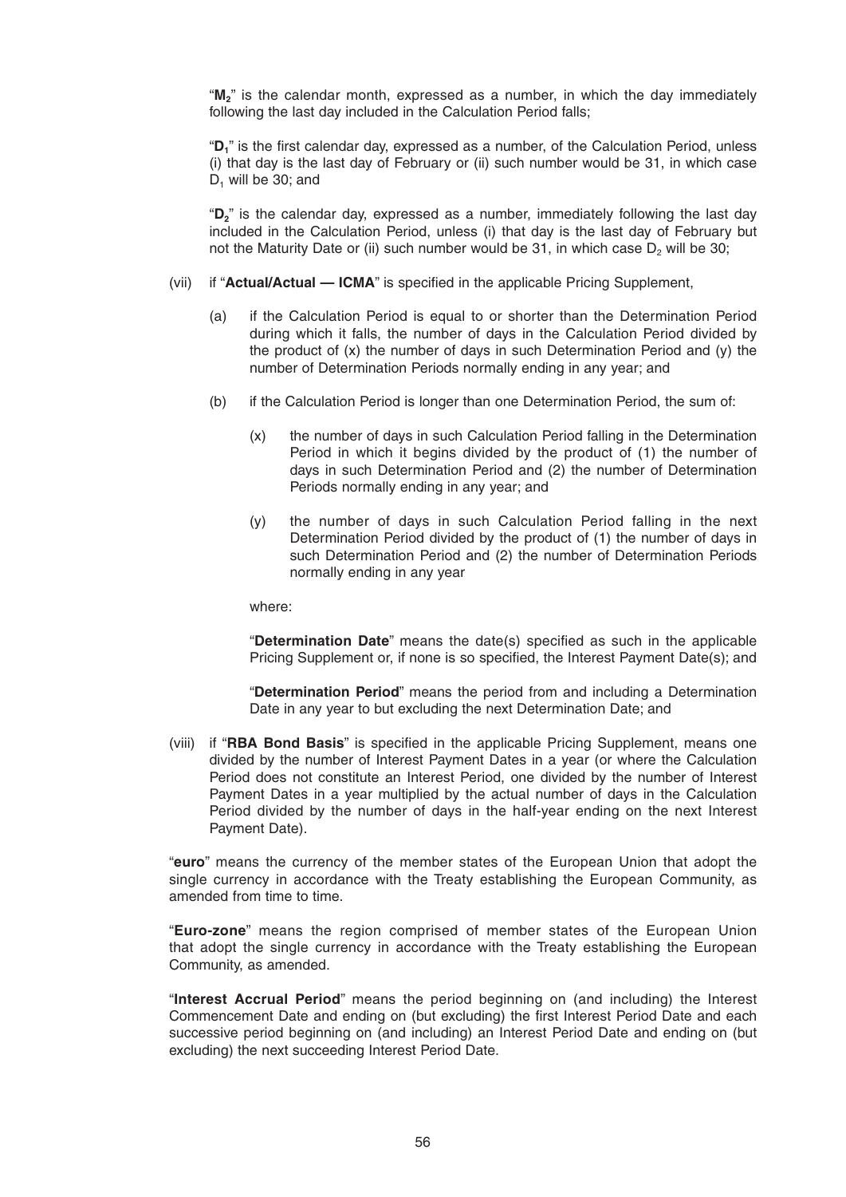"$M_2$" is the calendar month, expressed as a number, in which the day immediately following the last day included in the Calculation Period falls;

"$D_1$" is the first calendar day, expressed as a number, of the Calculation Period, unless (i) that day is the last day of February or (ii) such number would be 31, in which case $D_1$ will be 30; and

"$D_2$" is the calendar day, expressed as a number, immediately following the last day included in the Calculation Period, unless (i) that day is the last day of February but not the Maturity Date or (ii) such number would be 31, in which case $D_2$ will be 30;

(vii) if "**Actual/Actual — ICMA**" is specified in the applicable Pricing Supplement,

(a) if the Calculation Period is equal to or shorter than the Determination Period during which it falls, the number of days in the Calculation Period divided by the product of (x) the number of days in such Determination Period and (y) the number of Determination Periods normally ending in any year; and

(b) if the Calculation Period is longer than one Determination Period, the sum of:

(x) the number of days in such Calculation Period falling in the Determination Period in which it begins divided by the product of (1) the number of days in such Determination Period and (2) the number of Determination Periods normally ending in any year; and

(y) the number of days in such Calculation Period falling in the next Determination Period divided by the product of (1) the number of days in such Determination Period and (2) the number of Determination Periods normally ending in any year

where:

"**Determination Date**" means the date(s) specified as such in the applicable Pricing Supplement or, if none is so specified, the Interest Payment Date(s); and

"**Determination Period**" means the period from and including a Determination Date in any year to but excluding the next Determination Date; and

(viii) if "**RBA Bond Basis**" is specified in the applicable Pricing Supplement, means one divided by the number of Interest Payment Dates in a year (or where the Calculation Period does not constitute an Interest Period, one divided by the number of Interest Payment Dates in a year multiplied by the actual number of days in the Calculation Period divided by the number of days in the half-year ending on the next Interest Payment Date).

"**euro**" means the currency of the member states of the European Union that adopt the single currency in accordance with the Treaty establishing the European Community, as amended from time to time.

"**Euro-zone**" means the region comprised of member states of the European Union that adopt the single currency in accordance with the Treaty establishing the European Community, as amended.

"**Interest Accrual Period**" means the period beginning on (and including) the Interest Commencement Date and ending on (but excluding) the first Interest Period Date and each successive period beginning on (and including) an Interest Period Date and ending on (but excluding) the next succeeding Interest Period Date.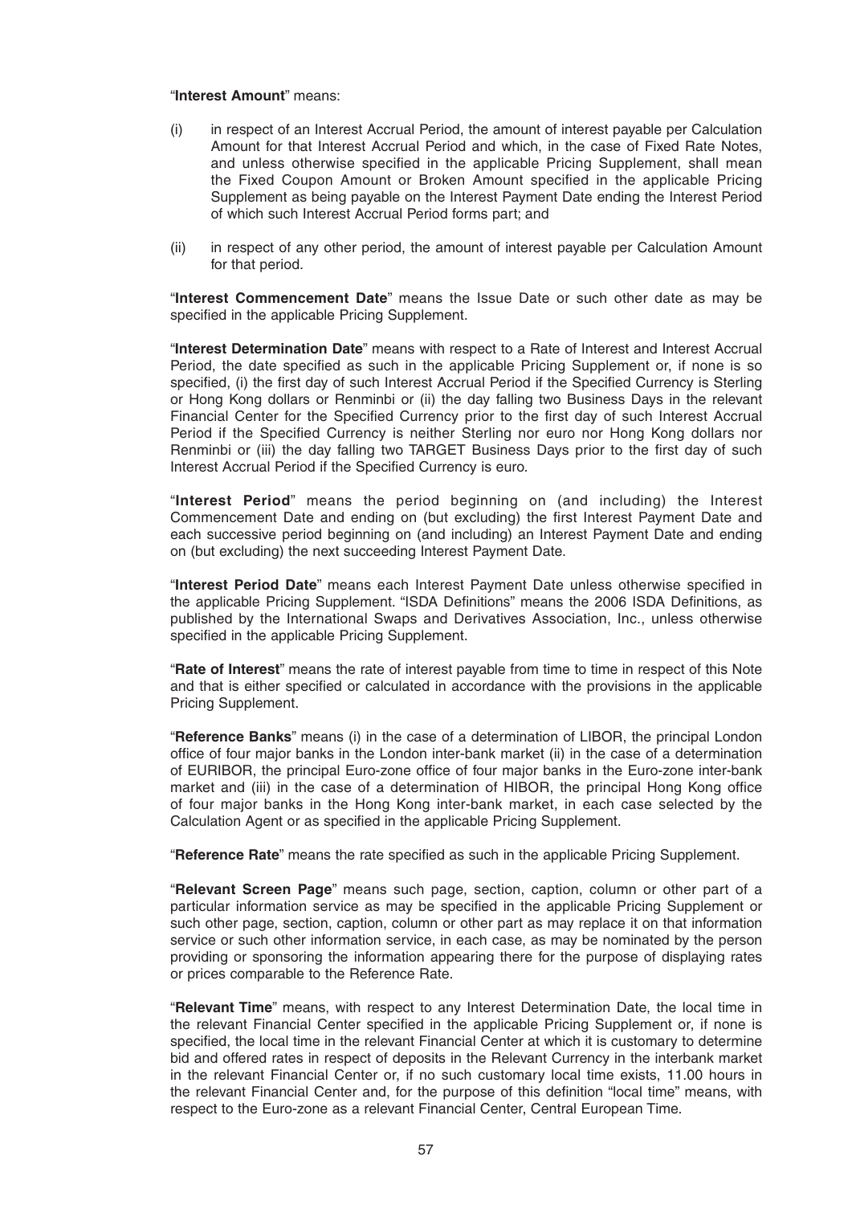"**Interest Amount**" means:

(i) in respect of an Interest Accrual Period, the amount of interest payable per Calculation Amount for that Interest Accrual Period and which, in the case of Fixed Rate Notes, and unless otherwise specified in the applicable Pricing Supplement, shall mean the Fixed Coupon Amount or Broken Amount specified in the applicable Pricing Supplement as being payable on the Interest Payment Date ending the Interest Period of which such Interest Accrual Period forms part; and

(ii) in respect of any other period, the amount of interest payable per Calculation Amount for that period.

"**Interest Commencement Date**" means the Issue Date or such other date as may be specified in the applicable Pricing Supplement.

"**Interest Determination Date**" means with respect to a Rate of Interest and Interest Accrual Period, the date specified as such in the applicable Pricing Supplement or, if none is so specified, (i) the first day of such Interest Accrual Period if the Specified Currency is Sterling or Hong Kong dollars or Renminbi or (ii) the day falling two Business Days in the relevant Financial Center for the Specified Currency prior to the first day of such Interest Accrual Period if the Specified Currency is neither Sterling nor euro nor Hong Kong dollars nor Renminbi or (iii) the day falling two TARGET Business Days prior to the first day of such Interest Accrual Period if the Specified Currency is euro.

"**Interest Period**" means the period beginning on (and including) the Interest Commencement Date and ending on (but excluding) the first Interest Payment Date and each successive period beginning on (and including) an Interest Payment Date and ending on (but excluding) the next succeeding Interest Payment Date.

"**Interest Period Date**" means each Interest Payment Date unless otherwise specified in the applicable Pricing Supplement. "ISDA Definitions" means the 2006 ISDA Definitions, as published by the International Swaps and Derivatives Association, Inc., unless otherwise specified in the applicable Pricing Supplement.

"**Rate of Interest**" means the rate of interest payable from time to time in respect of this Note and that is either specified or calculated in accordance with the provisions in the applicable Pricing Supplement.

"**Reference Banks**" means (i) in the case of a determination of LIBOR, the principal London office of four major banks in the London inter-bank market (ii) in the case of a determination of EURIBOR, the principal Euro-zone office of four major banks in the Euro-zone inter-bank market and (iii) in the case of a determination of HIBOR, the principal Hong Kong office of four major banks in the Hong Kong inter-bank market, in each case selected by the Calculation Agent or as specified in the applicable Pricing Supplement.

"**Reference Rate**" means the rate specified as such in the applicable Pricing Supplement.

"**Relevant Screen Page**" means such page, section, caption, column or other part of a particular information service as may be specified in the applicable Pricing Supplement or such other page, section, caption, column or other part as may replace it on that information service or such other information service, in each case, as may be nominated by the person providing or sponsoring the information appearing there for the purpose of displaying rates or prices comparable to the Reference Rate.

"**Relevant Time**" means, with respect to any Interest Determination Date, the local time in the relevant Financial Center specified in the applicable Pricing Supplement or, if none is specified, the local time in the relevant Financial Center at which it is customary to determine bid and offered rates in respect of deposits in the Relevant Currency in the interbank market in the relevant Financial Center or, if no such customary local time exists, 11.00 hours in the relevant Financial Center and, for the purpose of this definition "local time" means, with respect to the Euro-zone as a relevant Financial Center, Central European Time.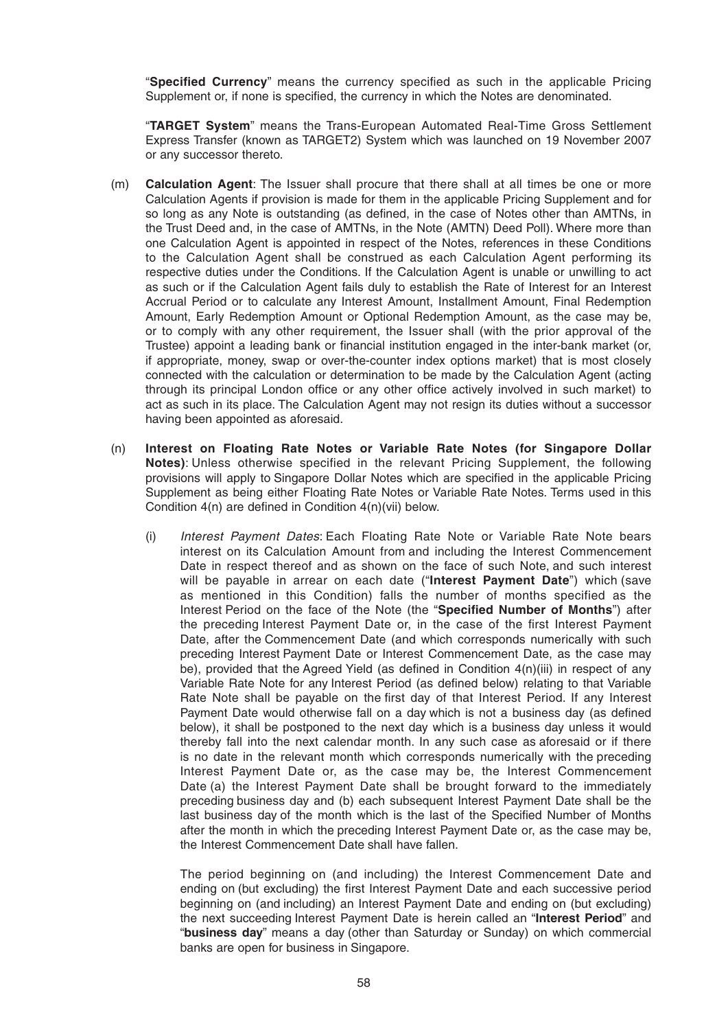"**Specified Currency**" means the currency specified as such in the applicable Pricing Supplement or, if none is specified, the currency in which the Notes are denominated.

"**TARGET System**" means the Trans-European Automated Real-Time Gross Settlement Express Transfer (known as TARGET2) System which was launched on 19 November 2007 or any successor thereto.

(m) **Calculation Agent**: The Issuer shall procure that there shall at all times be one or more Calculation Agents if provision is made for them in the applicable Pricing Supplement and for so long as any Note is outstanding (as defined, in the case of Notes other than AMTNs, in the Trust Deed and, in the case of AMTNs, in the Note (AMTN) Deed Poll). Where more than one Calculation Agent is appointed in respect of the Notes, references in these Conditions to the Calculation Agent shall be construed as each Calculation Agent performing its respective duties under the Conditions. If the Calculation Agent is unable or unwilling to act as such or if the Calculation Agent fails duly to establish the Rate of Interest for an Interest Accrual Period or to calculate any Interest Amount, Installment Amount, Final Redemption Amount, Early Redemption Amount or Optional Redemption Amount, as the case may be, or to comply with any other requirement, the Issuer shall (with the prior approval of the Trustee) appoint a leading bank or financial institution engaged in the inter-bank market (or, if appropriate, money, swap or over-the-counter index options market) that is most closely connected with the calculation or determination to be made by the Calculation Agent (acting through its principal London office or any other office actively involved in such market) to act as such in its place. The Calculation Agent may not resign its duties without a successor having been appointed as aforesaid.

(n) **Interest on Floating Rate Notes or Variable Rate Notes (for Singapore Dollar Notes)**: Unless otherwise specified in the relevant Pricing Supplement, the following provisions will apply to Singapore Dollar Notes which are specified in the applicable Pricing Supplement as being either Floating Rate Notes or Variable Rate Notes. Terms used in this Condition 4(n) are defined in Condition 4(n)(vii) below.

(i) *Interest Payment Dates*: Each Floating Rate Note or Variable Rate Note bears interest on its Calculation Amount from and including the Interest Commencement Date in respect thereof and as shown on the face of such Note, and such interest will be payable in arrear on each date ("**Interest Payment Date**") which (save as mentioned in this Condition) falls the number of months specified as the Interest Period on the face of the Note (the "**Specified Number of Months**") after the preceding Interest Payment Date or, in the case of the first Interest Payment Date, after the Commencement Date (and which corresponds numerically with such preceding Interest Payment Date or Interest Commencement Date, as the case may be), provided that the Agreed Yield (as defined in Condition 4(n)(iii) in respect of any Variable Rate Note for any Interest Period (as defined below) relating to that Variable Rate Note shall be payable on the first day of that Interest Period. If any Interest Payment Date would otherwise fall on a day which is not a business day (as defined below), it shall be postponed to the next day which is a business day unless it would thereby fall into the next calendar month. In any such case as aforesaid or if there is no date in the relevant month which corresponds numerically with the preceding Interest Payment Date or, as the case may be, the Interest Commencement Date (a) the Interest Payment Date shall be brought forward to the immediately preceding business day and (b) each subsequent Interest Payment Date shall be the last business day of the month which is the last of the Specified Number of Months after the month in which the preceding Interest Payment Date or, as the case may be, the Interest Commencement Date shall have fallen.

The period beginning on (and including) the Interest Commencement Date and ending on (but excluding) the first Interest Payment Date and each successive period beginning on (and including) an Interest Payment Date and ending on (but excluding) the next succeeding Interest Payment Date is herein called an "**Interest Period**" and "**business day**" means a day (other than Saturday or Sunday) on which commercial banks are open for business in Singapore.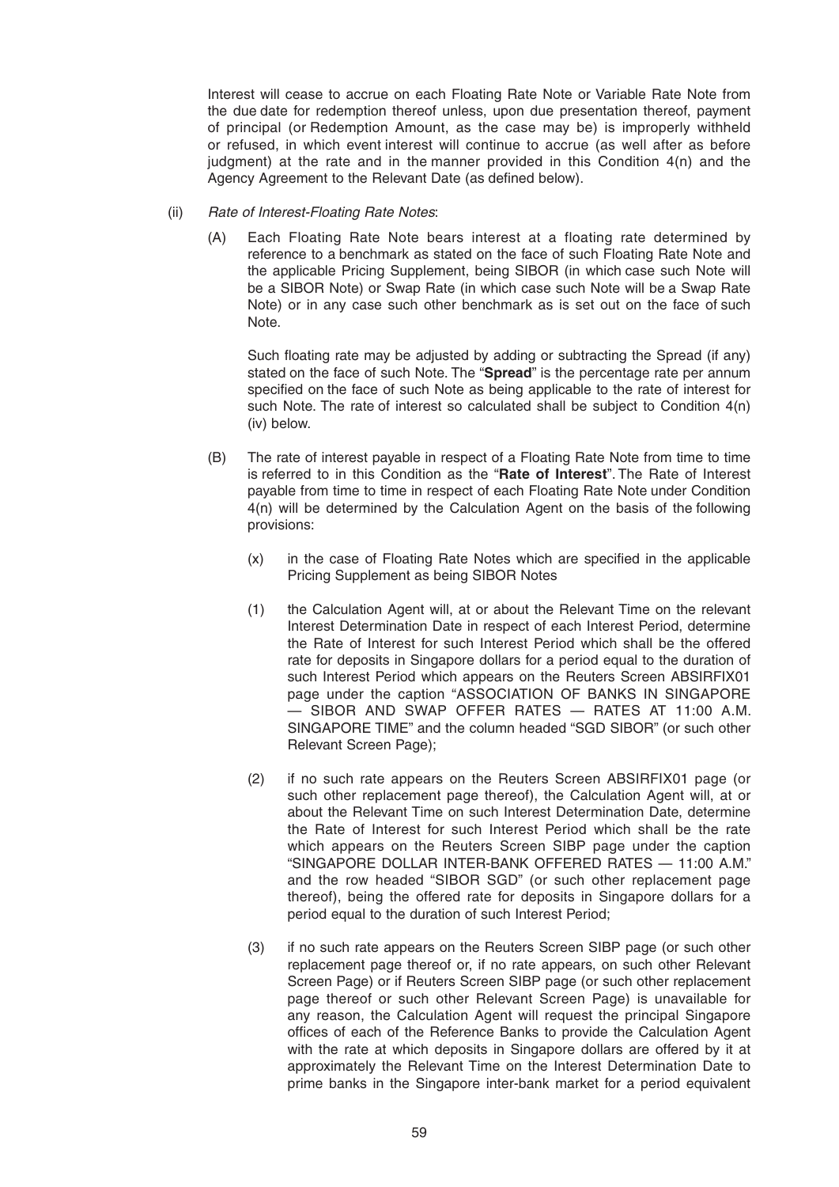Interest will cease to accrue on each Floating Rate Note or Variable Rate Note from the due date for redemption thereof unless, upon due presentation thereof, payment of principal (or Redemption Amount, as the case may be) is improperly withheld or refused, in which event interest will continue to accrue (as well after as before judgment) at the rate and in the manner provided in this Condition 4(n) and the Agency Agreement to the Relevant Date (as defined below).

(ii) *Rate of Interest-Floating Rate Notes*:

(A) Each Floating Rate Note bears interest at a floating rate determined by reference to a benchmark as stated on the face of such Floating Rate Note and the applicable Pricing Supplement, being SIBOR (in which case such Note will be a SIBOR Note) or Swap Rate (in which case such Note will be a Swap Rate Note) or in any case such other benchmark as is set out on the face of such Note.

Such floating rate may be adjusted by adding or subtracting the Spread (if any) stated on the face of such Note. The "**Spread**" is the percentage rate per annum specified on the face of such Note as being applicable to the rate of interest for such Note. The rate of interest so calculated shall be subject to Condition 4(n)(iv) below.

(B) The rate of interest payable in respect of a Floating Rate Note from time to time is referred to in this Condition as the "**Rate of Interest**". The Rate of Interest payable from time to time in respect of each Floating Rate Note under Condition 4(n) will be determined by the Calculation Agent on the basis of the following provisions:

(x) in the case of Floating Rate Notes which are specified in the applicable Pricing Supplement as being SIBOR Notes

(1) the Calculation Agent will, at or about the Relevant Time on the relevant Interest Determination Date in respect of each Interest Period, determine the Rate of Interest for such Interest Period which shall be the offered rate for deposits in Singapore dollars for a period equal to the duration of such Interest Period which appears on the Reuters Screen ABSIRFIX01 page under the caption "ASSOCIATION OF BANKS IN SINGAPORE — SIBOR AND SWAP OFFER RATES — RATES AT 11:00 A.M. SINGAPORE TIME" and the column headed "SGD SIBOR" (or such other Relevant Screen Page);

(2) if no such rate appears on the Reuters Screen ABSIRFIX01 page (or such other replacement page thereof), the Calculation Agent will, at or about the Relevant Time on such Interest Determination Date, determine the Rate of Interest for such Interest Period which shall be the rate which appears on the Reuters Screen SIBP page under the caption "SINGAPORE DOLLAR INTER-BANK OFFERED RATES — 11:00 A.M." and the row headed "SIBOR SGD" (or such other replacement page thereof), being the offered rate for deposits in Singapore dollars for a period equal to the duration of such Interest Period;

(3) if no such rate appears on the Reuters Screen SIBP page (or such other replacement page thereof or, if no rate appears, on such other Relevant Screen Page) or if Reuters Screen SIBP page (or such other replacement page thereof or such other Relevant Screen Page) is unavailable for any reason, the Calculation Agent will request the principal Singapore offices of each of the Reference Banks to provide the Calculation Agent with the rate at which deposits in Singapore dollars are offered by it at approximately the Relevant Time on the Interest Determination Date to prime banks in the Singapore inter-bank market for a period equivalent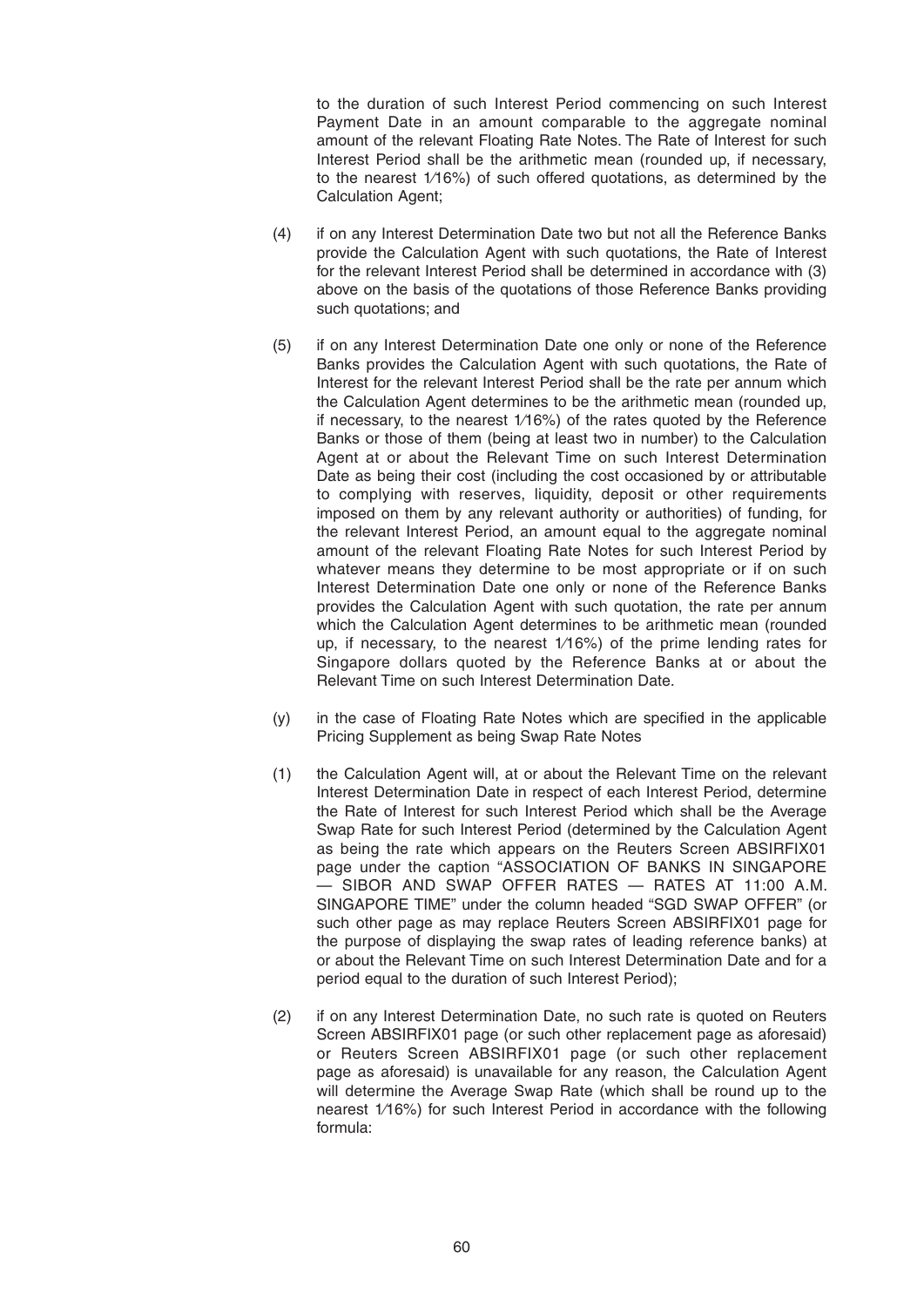to the duration of such Interest Period commencing on such Interest Payment Date in an amount comparable to the aggregate nominal amount of the relevant Floating Rate Notes. The Rate of Interest for such Interest Period shall be the arithmetic mean (rounded up, if necessary, to the nearest 1⁄16%) of such offered quotations, as determined by the Calculation Agent;

(4) if on any Interest Determination Date two but not all the Reference Banks provide the Calculation Agent with such quotations, the Rate of Interest for the relevant Interest Period shall be determined in accordance with (3) above on the basis of the quotations of those Reference Banks providing such quotations; and

(5) if on any Interest Determination Date one only or none of the Reference Banks provides the Calculation Agent with such quotations, the Rate of Interest for the relevant Interest Period shall be the rate per annum which the Calculation Agent determines to be the arithmetic mean (rounded up, if necessary, to the nearest 1⁄16%) of the rates quoted by the Reference Banks or those of them (being at least two in number) to the Calculation Agent at or about the Relevant Time on such Interest Determination Date as being their cost (including the cost occasioned by or attributable to complying with reserves, liquidity, deposit or other requirements imposed on them by any relevant authority or authorities) of funding, for the relevant Interest Period, an amount equal to the aggregate nominal amount of the relevant Floating Rate Notes for such Interest Period by whatever means they determine to be most appropriate or if on such Interest Determination Date one only or none of the Reference Banks provides the Calculation Agent with such quotation, the rate per annum which the Calculation Agent determines to be arithmetic mean (rounded up, if necessary, to the nearest 1⁄16%) of the prime lending rates for Singapore dollars quoted by the Reference Banks at or about the Relevant Time on such Interest Determination Date.

(y) in the case of Floating Rate Notes which are specified in the applicable Pricing Supplement as being Swap Rate Notes

(1) the Calculation Agent will, at or about the Relevant Time on the relevant Interest Determination Date in respect of each Interest Period, determine the Rate of Interest for such Interest Period which shall be the Average Swap Rate for such Interest Period (determined by the Calculation Agent as being the rate which appears on the Reuters Screen ABSIRFIX01 page under the caption "ASSOCIATION OF BANKS IN SINGAPORE — SIBOR AND SWAP OFFER RATES — RATES AT 11:00 A.M. SINGAPORE TIME" under the column headed "SGD SWAP OFFER" (or such other page as may replace Reuters Screen ABSIRFIX01 page for the purpose of displaying the swap rates of leading reference banks) at or about the Relevant Time on such Interest Determination Date and for a period equal to the duration of such Interest Period);

(2) if on any Interest Determination Date, no such rate is quoted on Reuters Screen ABSIRFIX01 page (or such other replacement page as aforesaid) or Reuters Screen ABSIRFIX01 page (or such other replacement page as aforesaid) is unavailable for any reason, the Calculation Agent will determine the Average Swap Rate (which shall be round up to the nearest 1⁄16%) for such Interest Period in accordance with the following formula: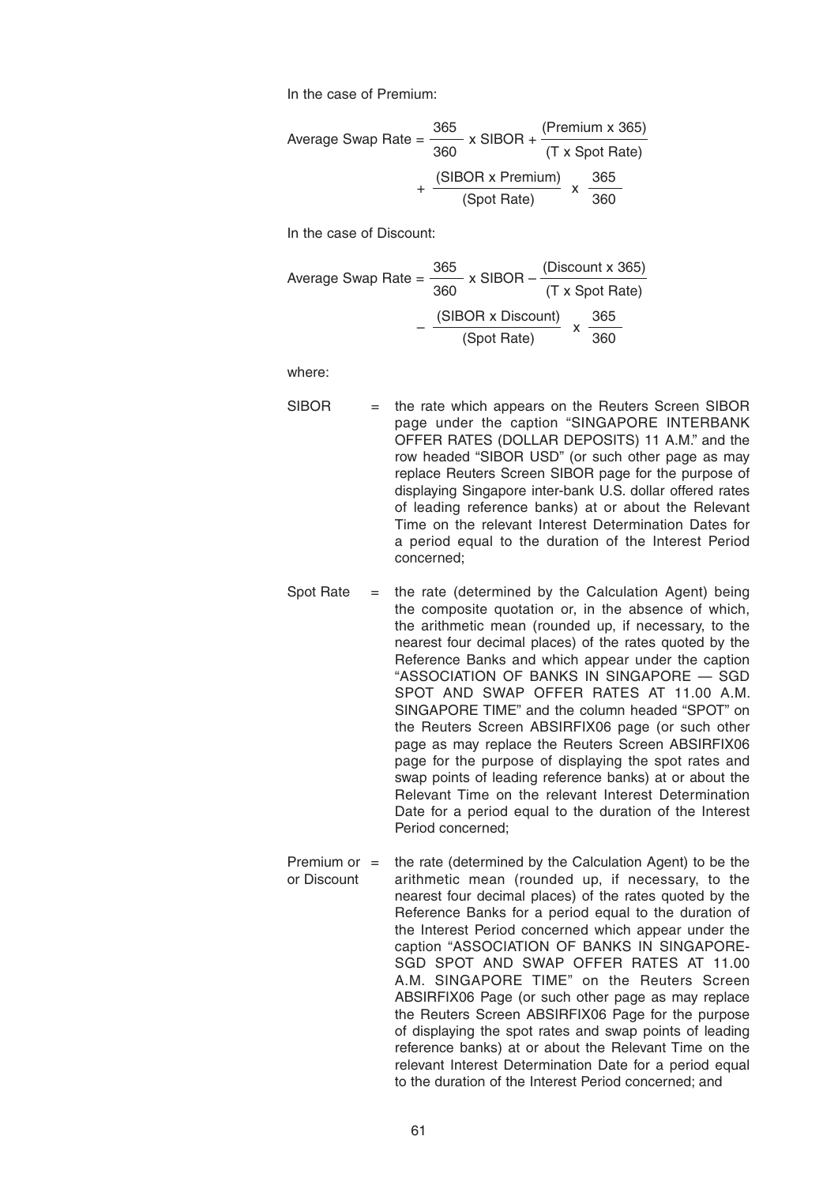In the case of Premium:

$$\text{Average Swap Rate} = \frac{365}{360} \times \text{SIBOR} + \frac{(\text{Premium} \times 365)}{(\text{T} \times \text{Spot Rate})} + \frac{(\text{SIBOR} \times \text{Premium})}{(\text{Spot Rate})} \times \frac{365}{360}$$

In the case of Discount:

$$\text{Average Swap Rate} = \frac{365}{360} \times \text{SIBOR} - \frac{(\text{Discount} \times 365)}{(\text{T} \times \text{Spot Rate})} - \frac{(\text{SIBOR} \times \text{Discount})}{(\text{Spot Rate})} \times \frac{365}{360}$$

where:

SIBOR = the rate which appears on the Reuters Screen SIBOR page under the caption "SINGAPORE INTERBANK OFFER RATES (DOLLAR DEPOSITS) 11 A.M." and the row headed "SIBOR USD" (or such other page as may replace Reuters Screen SIBOR page for the purpose of displaying Singapore inter-bank U.S. dollar offered rates of leading reference banks) at or about the Relevant Time on the relevant Interest Determination Dates for a period equal to the duration of the Interest Period concerned;

Spot Rate = the rate (determined by the Calculation Agent) being the composite quotation or, in the absence of which, the arithmetic mean (rounded up, if necessary, to the nearest four decimal places) of the rates quoted by the Reference Banks and which appear under the caption "ASSOCIATION OF BANKS IN SINGAPORE — SGD SPOT AND SWAP OFFER RATES AT 11.00 A.M. SINGAPORE TIME" and the column headed "SPOT" on the Reuters Screen ABSIRFIX06 page (or such other page as may replace the Reuters Screen ABSIRFIX06 page for the purpose of displaying the spot rates and swap points of leading reference banks) at or about the Relevant Time on the relevant Interest Determination Date for a period equal to the duration of the Interest Period concerned;

Premium or or Discount = the rate (determined by the Calculation Agent) to be the arithmetic mean (rounded up, if necessary, to the nearest four decimal places) of the rates quoted by the Reference Banks for a period equal to the duration of the Interest Period concerned which appear under the caption "ASSOCIATION OF BANKS IN SINGAPORE-SGD SPOT AND SWAP OFFER RATES AT 11.00 A.M. SINGAPORE TIME" on the Reuters Screen ABSIRFIX06 Page (or such other page as may replace the Reuters Screen ABSIRFIX06 Page for the purpose of displaying the spot rates and swap points of leading reference banks) at or about the Relevant Time on the relevant Interest Determination Date for a period equal to the duration of the Interest Period concerned; and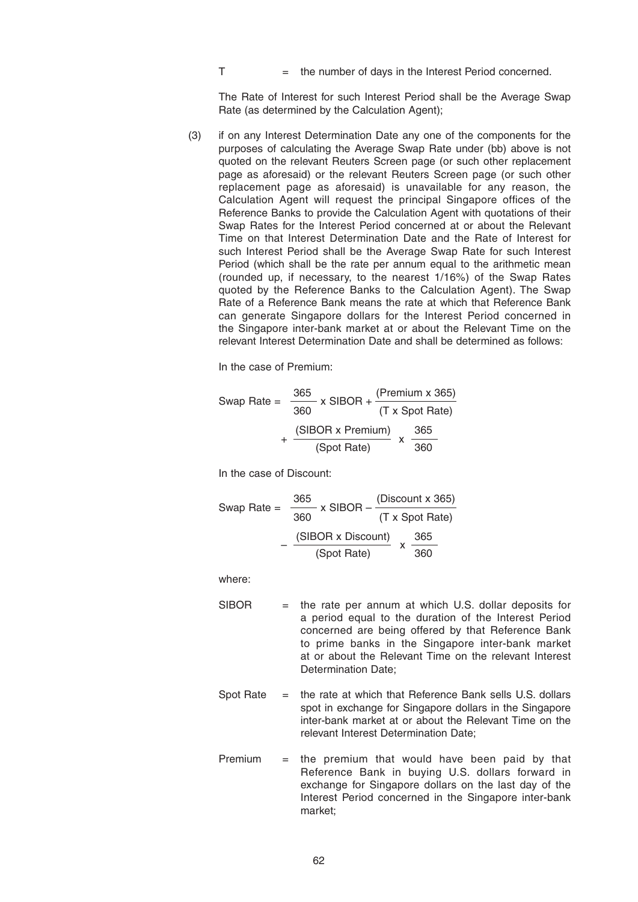T = the number of days in the Interest Period concerned.

The Rate of Interest for such Interest Period shall be the Average Swap Rate (as determined by the Calculation Agent);

(3) if on any Interest Determination Date any one of the components for the purposes of calculating the Average Swap Rate under (bb) above is not quoted on the relevant Reuters Screen page (or such other replacement page as aforesaid) or the relevant Reuters Screen page (or such other replacement page as aforesaid) is unavailable for any reason, the Calculation Agent will request the principal Singapore offices of the Reference Banks to provide the Calculation Agent with quotations of their Swap Rates for the Interest Period concerned at or about the Relevant Time on that Interest Determination Date and the Rate of Interest for such Interest Period shall be the Average Swap Rate for such Interest Period (which shall be the rate per annum equal to the arithmetic mean (rounded up, if necessary, to the nearest 1/16%) of the Swap Rates quoted by the Reference Banks to the Calculation Agent). The Swap Rate of a Reference Bank means the rate at which that Reference Bank can generate Singapore dollars for the Interest Period concerned in the Singapore inter-bank market at or about the Relevant Time on the relevant Interest Determination Date and shall be determined as follows:

In the case of Premium:

$$\text{Swap Rate} = \frac{365}{360} \times \text{SIBOR} + \frac{(\text{Premium} \times 365)}{(\text{T} \times \text{Spot Rate})} + \frac{(\text{SIBOR} \times \text{Premium})}{(\text{Spot Rate})} \times \frac{365}{360}$$

In the case of Discount:

$$\text{Swap Rate} = \frac{365}{360} \times \text{SIBOR} - \frac{(\text{Discount} \times 365)}{(\text{T} \times \text{Spot Rate})} - \frac{(\text{SIBOR} \times \text{Discount})}{(\text{Spot Rate})} \times \frac{365}{360}$$

where:

SIBOR = the rate per annum at which U.S. dollar deposits for a period equal to the duration of the Interest Period concerned are being offered by that Reference Bank to prime banks in the Singapore inter-bank market at or about the Relevant Time on the relevant Interest Determination Date;

Spot Rate = the rate at which that Reference Bank sells U.S. dollars spot in exchange for Singapore dollars in the Singapore inter-bank market at or about the Relevant Time on the relevant Interest Determination Date;

Premium = the premium that would have been paid by that Reference Bank in buying U.S. dollars forward in exchange for Singapore dollars on the last day of the Interest Period concerned in the Singapore inter-bank market;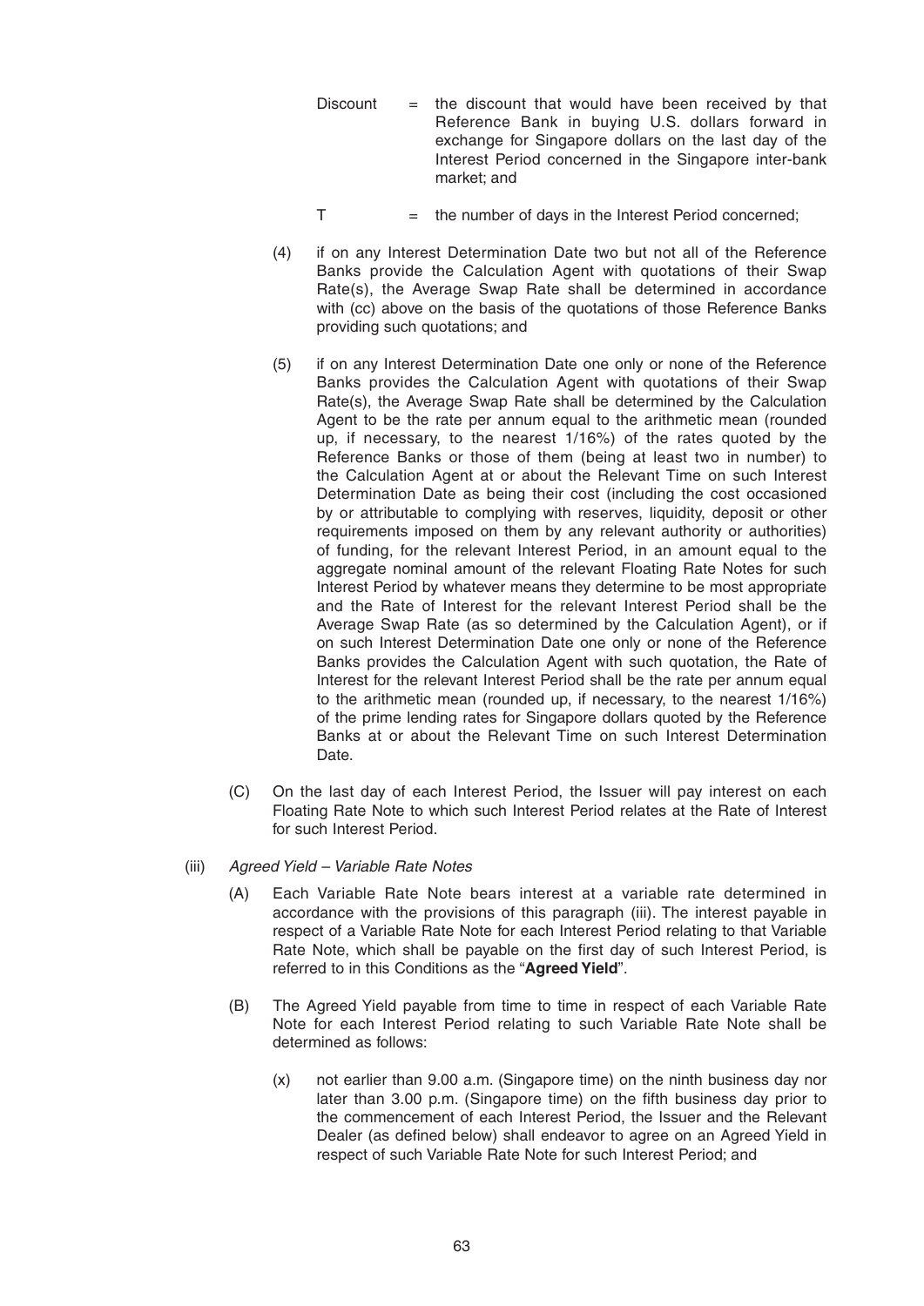Discount = the discount that would have been received by that Reference Bank in buying U.S. dollars forward in exchange for Singapore dollars on the last day of the Interest Period concerned in the Singapore inter-bank market; and

T = the number of days in the Interest Period concerned;

(4) if on any Interest Determination Date two but not all of the Reference Banks provide the Calculation Agent with quotations of their Swap Rate(s), the Average Swap Rate shall be determined in accordance with (cc) above on the basis of the quotations of those Reference Banks providing such quotations; and

(5) if on any Interest Determination Date one only or none of the Reference Banks provides the Calculation Agent with quotations of their Swap Rate(s), the Average Swap Rate shall be determined by the Calculation Agent to be the rate per annum equal to the arithmetic mean (rounded up, if necessary, to the nearest 1/16%) of the rates quoted by the Reference Banks or those of them (being at least two in number) to the Calculation Agent at or about the Relevant Time on such Interest Determination Date as being their cost (including the cost occasioned by or attributable to complying with reserves, liquidity, deposit or other requirements imposed on them by any relevant authority or authorities) of funding, for the relevant Interest Period, in an amount equal to the aggregate nominal amount of the relevant Floating Rate Notes for such Interest Period by whatever means they determine to be most appropriate and the Rate of Interest for the relevant Interest Period shall be the Average Swap Rate (as so determined by the Calculation Agent), or if on such Interest Determination Date one only or none of the Reference Banks provides the Calculation Agent with such quotation, the Rate of Interest for the relevant Interest Period shall be the rate per annum equal to the arithmetic mean (rounded up, if necessary, to the nearest 1/16%) of the prime lending rates for Singapore dollars quoted by the Reference Banks at or about the Relevant Time on such Interest Determination Date.

(C) On the last day of each Interest Period, the Issuer will pay interest on each Floating Rate Note to which such Interest Period relates at the Rate of Interest for such Interest Period.

(iii) *Agreed Yield – Variable Rate Notes*

(A) Each Variable Rate Note bears interest at a variable rate determined in accordance with the provisions of this paragraph (iii). The interest payable in respect of a Variable Rate Note for each Interest Period relating to that Variable Rate Note, which shall be payable on the first day of such Interest Period, is referred to in this Conditions as the "**Agreed Yield**".

(B) The Agreed Yield payable from time to time in respect of each Variable Rate Note for each Interest Period relating to such Variable Rate Note shall be determined as follows:

(x) not earlier than 9.00 a.m. (Singapore time) on the ninth business day nor later than 3.00 p.m. (Singapore time) on the fifth business day prior to the commencement of each Interest Period, the Issuer and the Relevant Dealer (as defined below) shall endeavor to agree on an Agreed Yield in respect of such Variable Rate Note for such Interest Period; and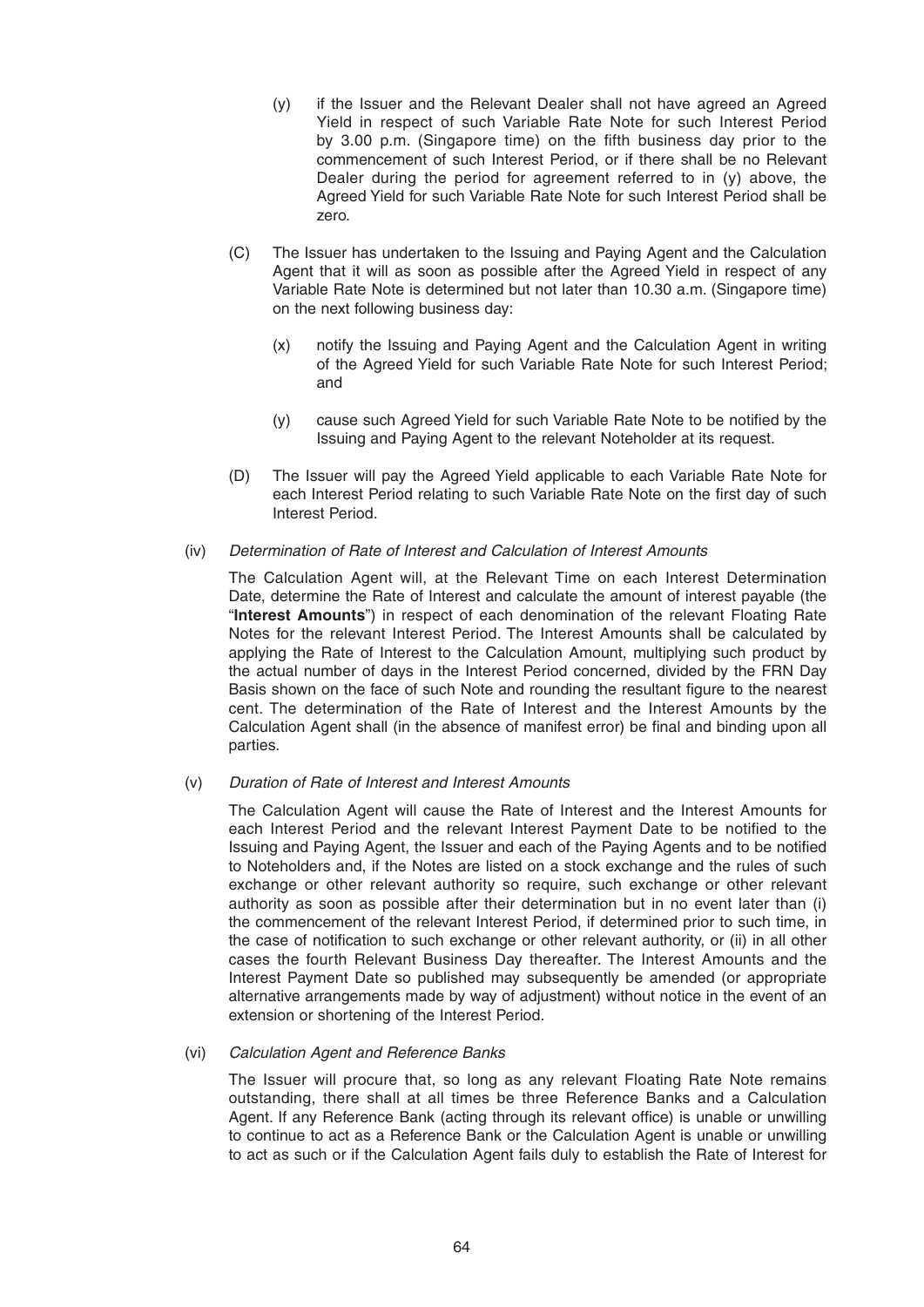(y) if the Issuer and the Relevant Dealer shall not have agreed an Agreed Yield in respect of such Variable Rate Note for such Interest Period by 3.00 p.m. (Singapore time) on the fifth business day prior to the commencement of such Interest Period, or if there shall be no Relevant Dealer during the period for agreement referred to in (y) above, the Agreed Yield for such Variable Rate Note for such Interest Period shall be zero.

(C) The Issuer has undertaken to the Issuing and Paying Agent and the Calculation Agent that it will as soon as possible after the Agreed Yield in respect of any Variable Rate Note is determined but not later than 10.30 a.m. (Singapore time) on the next following business day:

(x) notify the Issuing and Paying Agent and the Calculation Agent in writing of the Agreed Yield for such Variable Rate Note for such Interest Period; and

(y) cause such Agreed Yield for such Variable Rate Note to be notified by the Issuing and Paying Agent to the relevant Noteholder at its request.

(D) The Issuer will pay the Agreed Yield applicable to each Variable Rate Note for each Interest Period relating to such Variable Rate Note on the first day of such Interest Period.

(iv) *Determination of Rate of Interest and Calculation of Interest Amounts*

The Calculation Agent will, at the Relevant Time on each Interest Determination Date, determine the Rate of Interest and calculate the amount of interest payable (the "**Interest Amounts**") in respect of each denomination of the relevant Floating Rate Notes for the relevant Interest Period. The Interest Amounts shall be calculated by applying the Rate of Interest to the Calculation Amount, multiplying such product by the actual number of days in the Interest Period concerned, divided by the FRN Day Basis shown on the face of such Note and rounding the resultant figure to the nearest cent. The determination of the Rate of Interest and the Interest Amounts by the Calculation Agent shall (in the absence of manifest error) be final and binding upon all parties.

(v) *Duration of Rate of Interest and Interest Amounts*

The Calculation Agent will cause the Rate of Interest and the Interest Amounts for each Interest Period and the relevant Interest Payment Date to be notified to the Issuing and Paying Agent, the Issuer and each of the Paying Agents and to be notified to Noteholders and, if the Notes are listed on a stock exchange and the rules of such exchange or other relevant authority so require, such exchange or other relevant authority as soon as possible after their determination but in no event later than (i) the commencement of the relevant Interest Period, if determined prior to such time, in the case of notification to such exchange or other relevant authority, or (ii) in all other cases the fourth Relevant Business Day thereafter. The Interest Amounts and the Interest Payment Date so published may subsequently be amended (or appropriate alternative arrangements made by way of adjustment) without notice in the event of an extension or shortening of the Interest Period.

(vi) *Calculation Agent and Reference Banks*

The Issuer will procure that, so long as any relevant Floating Rate Note remains outstanding, there shall at all times be three Reference Banks and a Calculation Agent. If any Reference Bank (acting through its relevant office) is unable or unwilling to continue to act as a Reference Bank or the Calculation Agent is unable or unwilling to act as such or if the Calculation Agent fails duly to establish the Rate of Interest for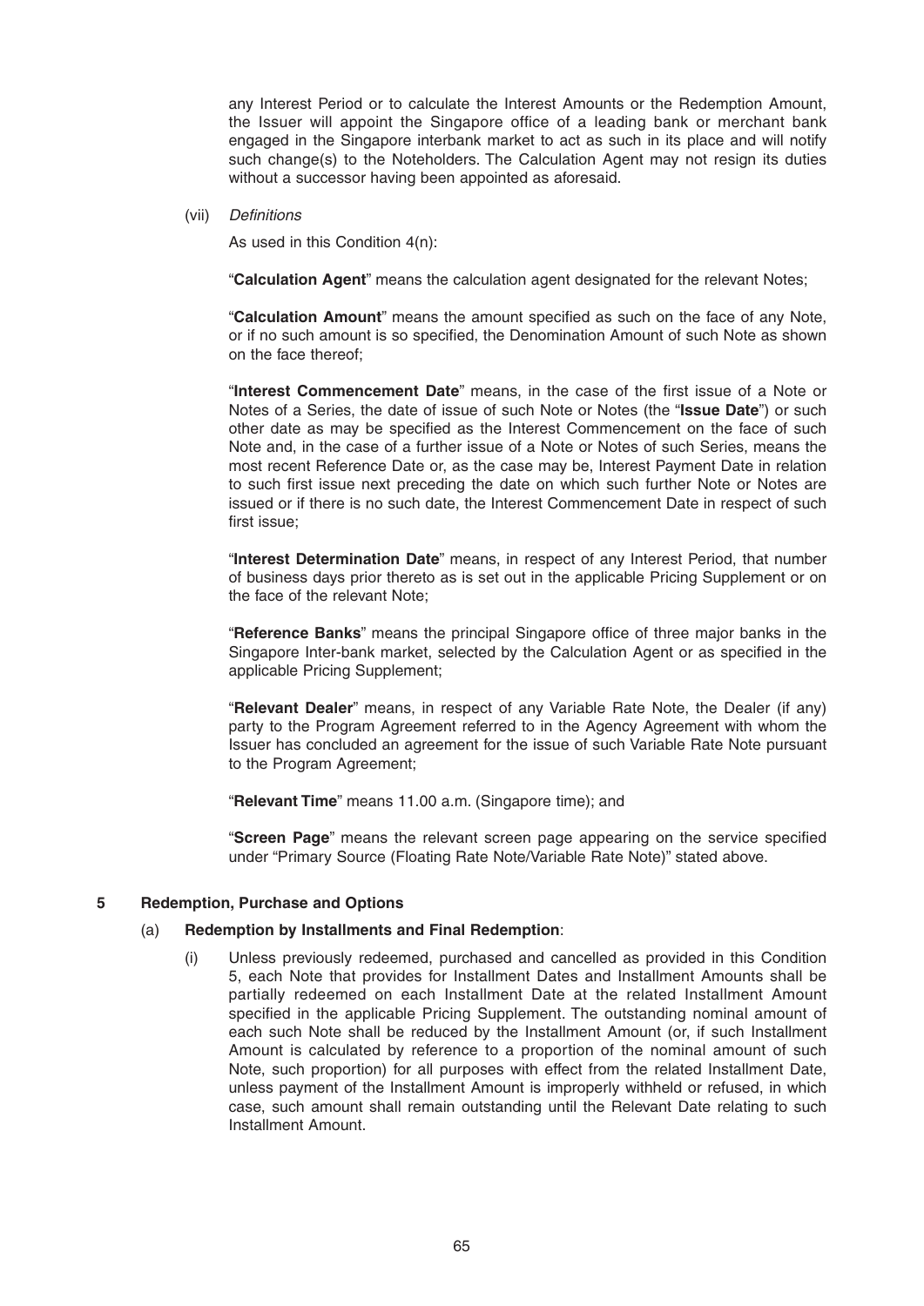any Interest Period or to calculate the Interest Amounts or the Redemption Amount, the Issuer will appoint the Singapore office of a leading bank or merchant bank engaged in the Singapore interbank market to act as such in its place and will notify such change(s) to the Noteholders. The Calculation Agent may not resign its duties without a successor having been appointed as aforesaid.

(vii) *Definitions*

As used in this Condition 4(n):

"**Calculation Agent**" means the calculation agent designated for the relevant Notes;

"**Calculation Amount**" means the amount specified as such on the face of any Note, or if no such amount is so specified, the Denomination Amount of such Note as shown on the face thereof;

"**Interest Commencement Date**" means, in the case of the first issue of a Note or Notes of a Series, the date of issue of such Note or Notes (the "**Issue Date**") or such other date as may be specified as the Interest Commencement on the face of such Note and, in the case of a further issue of a Note or Notes of such Series, means the most recent Reference Date or, as the case may be, Interest Payment Date in relation to such first issue next preceding the date on which such further Note or Notes are issued or if there is no such date, the Interest Commencement Date in respect of such first issue;

"**Interest Determination Date**" means, in respect of any Interest Period, that number of business days prior thereto as is set out in the applicable Pricing Supplement or on the face of the relevant Note;

"**Reference Banks**" means the principal Singapore office of three major banks in the Singapore Inter-bank market, selected by the Calculation Agent or as specified in the applicable Pricing Supplement;

"**Relevant Dealer**" means, in respect of any Variable Rate Note, the Dealer (if any) party to the Program Agreement referred to in the Agency Agreement with whom the Issuer has concluded an agreement for the issue of such Variable Rate Note pursuant to the Program Agreement;

"**Relevant Time**" means 11.00 a.m. (Singapore time); and

"**Screen Page**" means the relevant screen page appearing on the service specified under "Primary Source (Floating Rate Note/Variable Rate Note)" stated above.

## 5 Redemption, Purchase and Options

### (a) Redemption by Installments and Final Redemption:

(i) Unless previously redeemed, purchased and cancelled as provided in this Condition 5, each Note that provides for Installment Dates and Installment Amounts shall be partially redeemed on each Installment Date at the related Installment Amount specified in the applicable Pricing Supplement. The outstanding nominal amount of each such Note shall be reduced by the Installment Amount (or, if such Installment Amount is calculated by reference to a proportion of the nominal amount of such Note, such proportion) for all purposes with effect from the related Installment Date, unless payment of the Installment Amount is improperly withheld or refused, in which case, such amount shall remain outstanding until the Relevant Date relating to such Installment Amount.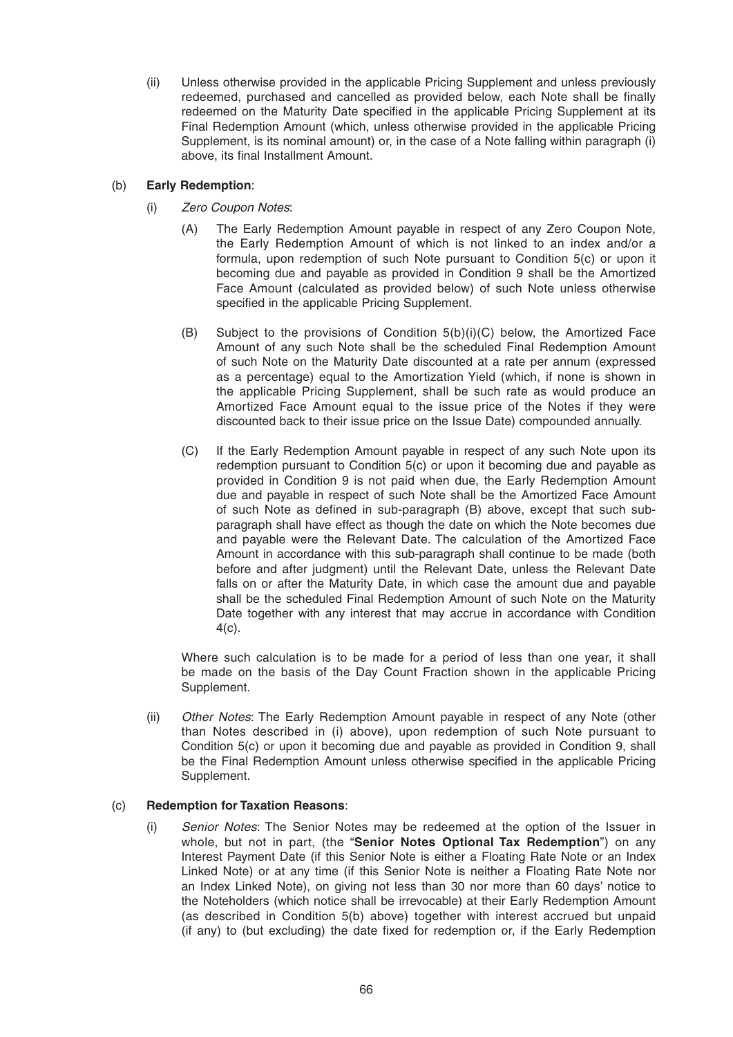(ii) Unless otherwise provided in the applicable Pricing Supplement and unless previously redeemed, purchased and cancelled as provided below, each Note shall be finally redeemed on the Maturity Date specified in the applicable Pricing Supplement at its Final Redemption Amount (which, unless otherwise provided in the applicable Pricing Supplement, is its nominal amount) or, in the case of a Note falling within paragraph (i) above, its final Installment Amount.

(b) **Early Redemption**:

(i) *Zero Coupon Notes*:

(A) The Early Redemption Amount payable in respect of any Zero Coupon Note, the Early Redemption Amount of which is not linked to an index and/or a formula, upon redemption of such Note pursuant to Condition 5(c) or upon it becoming due and payable as provided in Condition 9 shall be the Amortized Face Amount (calculated as provided below) of such Note unless otherwise specified in the applicable Pricing Supplement.

(B) Subject to the provisions of Condition 5(b)(i)(C) below, the Amortized Face Amount of any such Note shall be the scheduled Final Redemption Amount of such Note on the Maturity Date discounted at a rate per annum (expressed as a percentage) equal to the Amortization Yield (which, if none is shown in the applicable Pricing Supplement, shall be such rate as would produce an Amortized Face Amount equal to the issue price of the Notes if they were discounted back to their issue price on the Issue Date) compounded annually.

(C) If the Early Redemption Amount payable in respect of any such Note upon its redemption pursuant to Condition 5(c) or upon it becoming due and payable as provided in Condition 9 is not paid when due, the Early Redemption Amount due and payable in respect of such Note shall be the Amortized Face Amount of such Note as defined in sub-paragraph (B) above, except that such sub-paragraph shall have effect as though the date on which the Note becomes due and payable were the Relevant Date. The calculation of the Amortized Face Amount in accordance with this sub-paragraph shall continue to be made (both before and after judgment) until the Relevant Date, unless the Relevant Date falls on or after the Maturity Date, in which case the amount due and payable shall be the scheduled Final Redemption Amount of such Note on the Maturity Date together with any interest that may accrue in accordance with Condition 4(c).

Where such calculation is to be made for a period of less than one year, it shall be made on the basis of the Day Count Fraction shown in the applicable Pricing Supplement.

(ii) *Other Notes*: The Early Redemption Amount payable in respect of any Note (other than Notes described in (i) above), upon redemption of such Note pursuant to Condition 5(c) or upon it becoming due and payable as provided in Condition 9, shall be the Final Redemption Amount unless otherwise specified in the applicable Pricing Supplement.

(c) **Redemption for Taxation Reasons**:

(i) *Senior Notes*: The Senior Notes may be redeemed at the option of the Issuer in whole, but not in part, (the "**Senior Notes Optional Tax Redemption**") on any Interest Payment Date (if this Senior Note is either a Floating Rate Note or an Index Linked Note) or at any time (if this Senior Note is neither a Floating Rate Note nor an Index Linked Note), on giving not less than 30 nor more than 60 days' notice to the Noteholders (which notice shall be irrevocable) at their Early Redemption Amount (as described in Condition 5(b) above) together with interest accrued but unpaid (if any) to (but excluding) the date fixed for redemption or, if the Early Redemption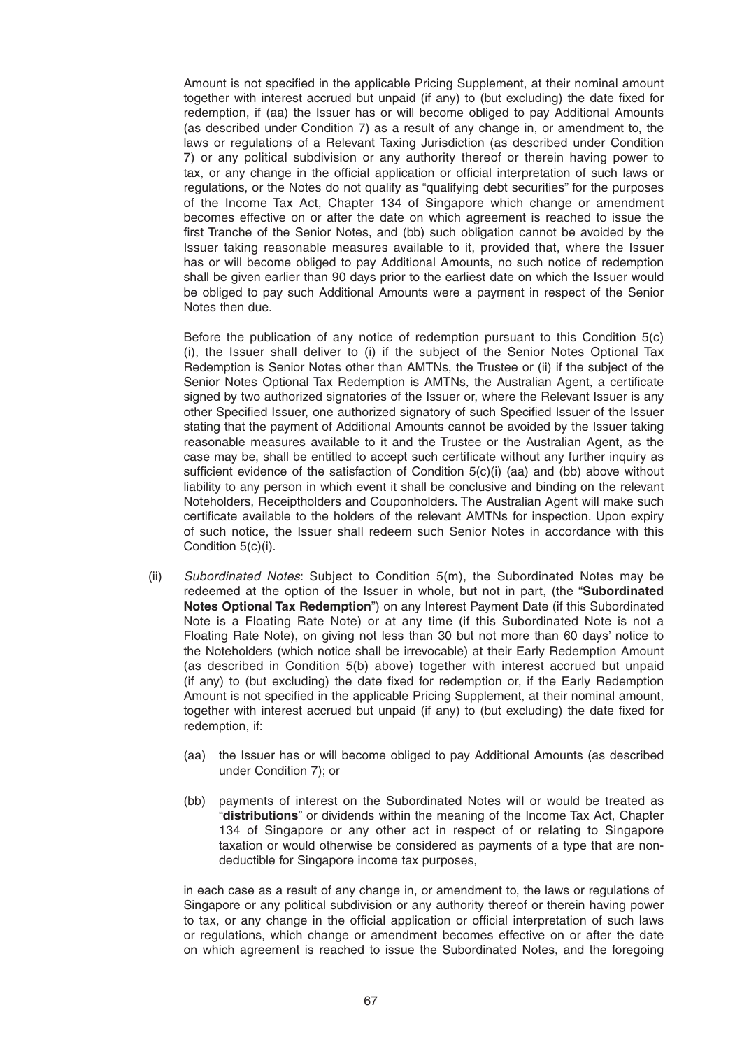Amount is not specified in the applicable Pricing Supplement, at their nominal amount together with interest accrued but unpaid (if any) to (but excluding) the date fixed for redemption, if (aa) the Issuer has or will become obliged to pay Additional Amounts (as described under Condition 7) as a result of any change in, or amendment to, the laws or regulations of a Relevant Taxing Jurisdiction (as described under Condition 7) or any political subdivision or any authority thereof or therein having power to tax, or any change in the official application or official interpretation of such laws or regulations, or the Notes do not qualify as "qualifying debt securities" for the purposes of the Income Tax Act, Chapter 134 of Singapore which change or amendment becomes effective on or after the date on which agreement is reached to issue the first Tranche of the Senior Notes, and (bb) such obligation cannot be avoided by the Issuer taking reasonable measures available to it, provided that, where the Issuer has or will become obliged to pay Additional Amounts, no such notice of redemption shall be given earlier than 90 days prior to the earliest date on which the Issuer would be obliged to pay such Additional Amounts were a payment in respect of the Senior Notes then due.

Before the publication of any notice of redemption pursuant to this Condition 5(c)(i), the Issuer shall deliver to (i) if the subject of the Senior Notes Optional Tax Redemption is Senior Notes other than AMTNs, the Trustee or (ii) if the subject of the Senior Notes Optional Tax Redemption is AMTNs, the Australian Agent, a certificate signed by two authorized signatories of the Issuer or, where the Relevant Issuer is any other Specified Issuer, one authorized signatory of such Specified Issuer of the Issuer stating that the payment of Additional Amounts cannot be avoided by the Issuer taking reasonable measures available to it and the Trustee or the Australian Agent, as the case may be, shall be entitled to accept such certificate without any further inquiry as sufficient evidence of the satisfaction of Condition 5(c)(i) (aa) and (bb) above without liability to any person in which event it shall be conclusive and binding on the relevant Noteholders, Receiptholders and Couponholders. The Australian Agent will make such certificate available to the holders of the relevant AMTNs for inspection. Upon expiry of such notice, the Issuer shall redeem such Senior Notes in accordance with this Condition 5(c)(i).

(ii) *Subordinated Notes*: Subject to Condition 5(m), the Subordinated Notes may be redeemed at the option of the Issuer in whole, but not in part, (the "**Subordinated Notes Optional Tax Redemption**") on any Interest Payment Date (if this Subordinated Note is a Floating Rate Note) or at any time (if this Subordinated Note is not a Floating Rate Note), on giving not less than 30 but not more than 60 days' notice to the Noteholders (which notice shall be irrevocable) at their Early Redemption Amount (as described in Condition 5(b) above) together with interest accrued but unpaid (if any) to (but excluding) the date fixed for redemption or, if the Early Redemption Amount is not specified in the applicable Pricing Supplement, at their nominal amount, together with interest accrued but unpaid (if any) to (but excluding) the date fixed for redemption, if:

(aa) the Issuer has or will become obliged to pay Additional Amounts (as described under Condition 7); or

(bb) payments of interest on the Subordinated Notes will or would be treated as "**distributions**" or dividends within the meaning of the Income Tax Act, Chapter 134 of Singapore or any other act in respect of or relating to Singapore taxation or would otherwise be considered as payments of a type that are non-deductible for Singapore income tax purposes,

in each case as a result of any change in, or amendment to, the laws or regulations of Singapore or any political subdivision or any authority thereof or therein having power to tax, or any change in the official application or official interpretation of such laws or regulations, which change or amendment becomes effective on or after the date on which agreement is reached to issue the Subordinated Notes, and the foregoing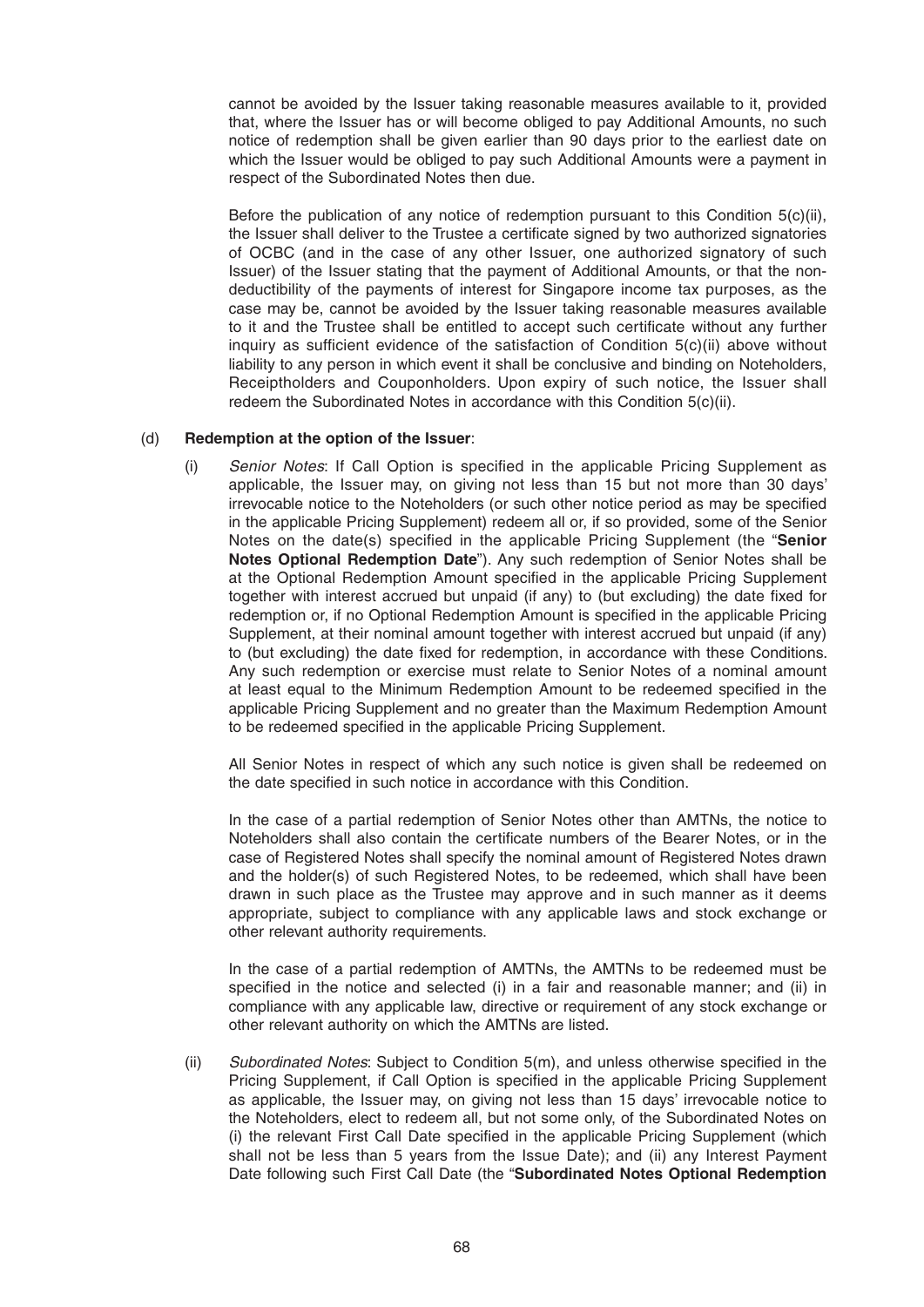cannot be avoided by the Issuer taking reasonable measures available to it, provided that, where the Issuer has or will become obliged to pay Additional Amounts, no such notice of redemption shall be given earlier than 90 days prior to the earliest date on which the Issuer would be obliged to pay such Additional Amounts were a payment in respect of the Subordinated Notes then due.

Before the publication of any notice of redemption pursuant to this Condition 5(c)(ii), the Issuer shall deliver to the Trustee a certificate signed by two authorized signatories of OCBC (and in the case of any other Issuer, one authorized signatory of such Issuer) of the Issuer stating that the payment of Additional Amounts, or that the non-deductibility of the payments of interest for Singapore income tax purposes, as the case may be, cannot be avoided by the Issuer taking reasonable measures available to it and the Trustee shall be entitled to accept such certificate without any further inquiry as sufficient evidence of the satisfaction of Condition 5(c)(ii) above without liability to any person in which event it shall be conclusive and binding on Noteholders, Receiptholders and Couponholders. Upon expiry of such notice, the Issuer shall redeem the Subordinated Notes in accordance with this Condition 5(c)(ii).

(d) **Redemption at the option of the Issuer**:

(i) *Senior Notes*: If Call Option is specified in the applicable Pricing Supplement as applicable, the Issuer may, on giving not less than 15 but not more than 30 days' irrevocable notice to the Noteholders (or such other notice period as may be specified in the applicable Pricing Supplement) redeem all or, if so provided, some of the Senior Notes on the date(s) specified in the applicable Pricing Supplement (the "**Senior Notes Optional Redemption Date**"). Any such redemption of Senior Notes shall be at the Optional Redemption Amount specified in the applicable Pricing Supplement together with interest accrued but unpaid (if any) to (but excluding) the date fixed for redemption or, if no Optional Redemption Amount is specified in the applicable Pricing Supplement, at their nominal amount together with interest accrued but unpaid (if any) to (but excluding) the date fixed for redemption, in accordance with these Conditions. Any such redemption or exercise must relate to Senior Notes of a nominal amount at least equal to the Minimum Redemption Amount to be redeemed specified in the applicable Pricing Supplement and no greater than the Maximum Redemption Amount to be redeemed specified in the applicable Pricing Supplement.

All Senior Notes in respect of which any such notice is given shall be redeemed on the date specified in such notice in accordance with this Condition.

In the case of a partial redemption of Senior Notes other than AMTNs, the notice to Noteholders shall also contain the certificate numbers of the Bearer Notes, or in the case of Registered Notes shall specify the nominal amount of Registered Notes drawn and the holder(s) of such Registered Notes, to be redeemed, which shall have been drawn in such place as the Trustee may approve and in such manner as it deems appropriate, subject to compliance with any applicable laws and stock exchange or other relevant authority requirements.

In the case of a partial redemption of AMTNs, the AMTNs to be redeemed must be specified in the notice and selected (i) in a fair and reasonable manner; and (ii) in compliance with any applicable law, directive or requirement of any stock exchange or other relevant authority on which the AMTNs are listed.

(ii) *Subordinated Notes*: Subject to Condition 5(m), and unless otherwise specified in the Pricing Supplement, if Call Option is specified in the applicable Pricing Supplement as applicable, the Issuer may, on giving not less than 15 days' irrevocable notice to the Noteholders, elect to redeem all, but not some only, of the Subordinated Notes on (i) the relevant First Call Date specified in the applicable Pricing Supplement (which shall not be less than 5 years from the Issue Date); and (ii) any Interest Payment Date following such First Call Date (the "**Subordinated Notes Optional Redemption**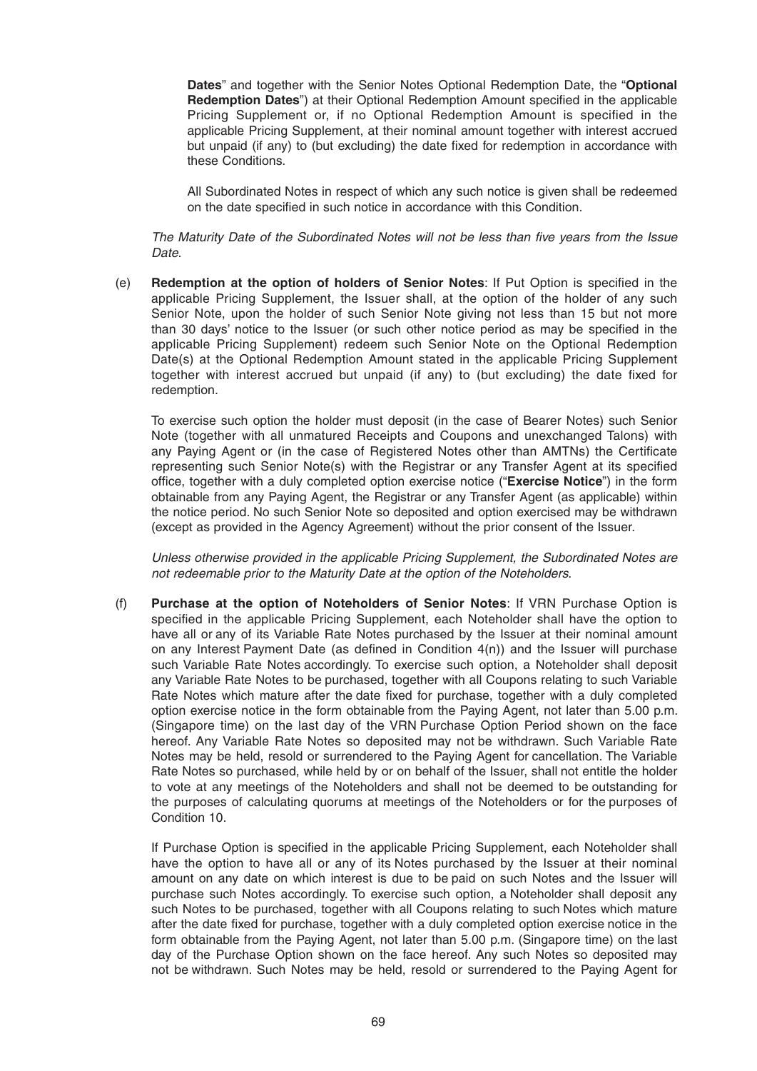**Dates**" and together with the Senior Notes Optional Redemption Date, the "**Optional Redemption Dates**") at their Optional Redemption Amount specified in the applicable Pricing Supplement or, if no Optional Redemption Amount is specified in the applicable Pricing Supplement, at their nominal amount together with interest accrued but unpaid (if any) to (but excluding) the date fixed for redemption in accordance with these Conditions.

All Subordinated Notes in respect of which any such notice is given shall be redeemed on the date specified in such notice in accordance with this Condition.

*The Maturity Date of the Subordinated Notes will not be less than five years from the Issue Date.*

(e) **Redemption at the option of holders of Senior Notes**: If Put Option is specified in the applicable Pricing Supplement, the Issuer shall, at the option of the holder of any such Senior Note, upon the holder of such Senior Note giving not less than 15 but not more than 30 days' notice to the Issuer (or such other notice period as may be specified in the applicable Pricing Supplement) redeem such Senior Note on the Optional Redemption Date(s) at the Optional Redemption Amount stated in the applicable Pricing Supplement together with interest accrued but unpaid (if any) to (but excluding) the date fixed for redemption.

To exercise such option the holder must deposit (in the case of Bearer Notes) such Senior Note (together with all unmatured Receipts and Coupons and unexchanged Talons) with any Paying Agent or (in the case of Registered Notes other than AMTNs) the Certificate representing such Senior Note(s) with the Registrar or any Transfer Agent at its specified office, together with a duly completed option exercise notice ("**Exercise Notice**") in the form obtainable from any Paying Agent, the Registrar or any Transfer Agent (as applicable) within the notice period. No such Senior Note so deposited and option exercised may be withdrawn (except as provided in the Agency Agreement) without the prior consent of the Issuer.

*Unless otherwise provided in the applicable Pricing Supplement, the Subordinated Notes are not redeemable prior to the Maturity Date at the option of the Noteholders.*

(f) **Purchase at the option of Noteholders of Senior Notes**: If VRN Purchase Option is specified in the applicable Pricing Supplement, each Noteholder shall have the option to have all or any of its Variable Rate Notes purchased by the Issuer at their nominal amount on any Interest Payment Date (as defined in Condition 4(n)) and the Issuer will purchase such Variable Rate Notes accordingly. To exercise such option, a Noteholder shall deposit any Variable Rate Notes to be purchased, together with all Coupons relating to such Variable Rate Notes which mature after the date fixed for purchase, together with a duly completed option exercise notice in the form obtainable from the Paying Agent, not later than 5.00 p.m. (Singapore time) on the last day of the VRN Purchase Option Period shown on the face hereof. Any Variable Rate Notes so deposited may not be withdrawn. Such Variable Rate Notes may be held, resold or surrendered to the Paying Agent for cancellation. The Variable Rate Notes so purchased, while held by or on behalf of the Issuer, shall not entitle the holder to vote at any meetings of the Noteholders and shall not be deemed to be outstanding for the purposes of calculating quorums at meetings of the Noteholders or for the purposes of Condition 10.

If Purchase Option is specified in the applicable Pricing Supplement, each Noteholder shall have the option to have all or any of its Notes purchased by the Issuer at their nominal amount on any date on which interest is due to be paid on such Notes and the Issuer will purchase such Notes accordingly. To exercise such option, a Noteholder shall deposit any such Notes to be purchased, together with all Coupons relating to such Notes which mature after the date fixed for purchase, together with a duly completed option exercise notice in the form obtainable from the Paying Agent, not later than 5.00 p.m. (Singapore time) on the last day of the Purchase Option shown on the face hereof. Any such Notes so deposited may not be withdrawn. Such Notes may be held, resold or surrendered to the Paying Agent for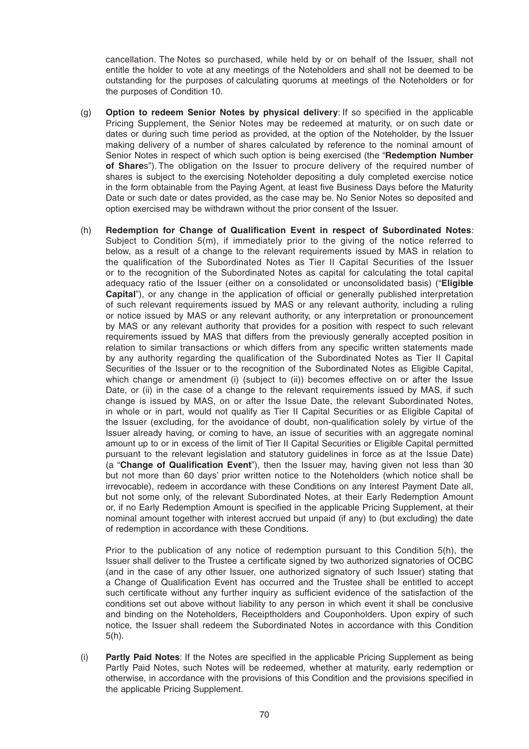cancellation. The Notes so purchased, while held by or on behalf of the Issuer, shall not entitle the holder to vote at any meetings of the Noteholders and shall not be deemed to be outstanding for the purposes of calculating quorums at meetings of the Noteholders or for the purposes of Condition 10.

(g) **Option to redeem Senior Notes by physical delivery**: If so specified in the applicable Pricing Supplement, the Senior Notes may be redeemed at maturity, or on such date or dates or during such time period as provided, at the option of the Noteholder, by the Issuer making delivery of a number of shares calculated by reference to the nominal amount of Senior Notes in respect of which such option is being exercised (the "**Redemption Number of Share**s"). The obligation on the Issuer to procure delivery of the required number of shares is subject to the exercising Noteholder depositing a duly completed exercise notice in the form obtainable from the Paying Agent, at least five Business Days before the Maturity Date or such date or dates provided, as the case may be. No Senior Notes so deposited and option exercised may be withdrawn without the prior consent of the Issuer.

(h) **Redemption for Change of Qualification Event in respect of Subordinated Notes**: Subject to Condition 5(m), if immediately prior to the giving of the notice referred to below, as a result of a change to the relevant requirements issued by MAS in relation to the qualification of the Subordinated Notes as Tier II Capital Securities of the Issuer or to the recognition of the Subordinated Notes as capital for calculating the total capital adequacy ratio of the Issuer (either on a consolidated or unconsolidated basis) ("**Eligible Capital**"), or any change in the application of official or generally published interpretation of such relevant requirements issued by MAS or any relevant authority, including a ruling or notice issued by MAS or any relevant authority, or any interpretation or pronouncement by MAS or any relevant authority that provides for a position with respect to such relevant requirements issued by MAS that differs from the previously generally accepted position in relation to similar transactions or which differs from any specific written statements made by any authority regarding the qualification of the Subordinated Notes as Tier II Capital Securities of the Issuer or to the recognition of the Subordinated Notes as Eligible Capital, which change or amendment (i) (subject to (ii)) becomes effective on or after the Issue Date, or (ii) in the case of a change to the relevant requirements issued by MAS, if such change is issued by MAS, on or after the Issue Date, the relevant Subordinated Notes, in whole or in part, would not qualify as Tier II Capital Securities or as Eligible Capital of the Issuer (excluding, for the avoidance of doubt, non-qualification solely by virtue of the Issuer already having, or coming to have, an issue of securities with an aggregate nominal amount up to or in excess of the limit of Tier II Capital Securities or Eligible Capital permitted pursuant to the relevant legislation and statutory guidelines in force as at the Issue Date) (a "**Change of Qualification Event**"), then the Issuer may, having given not less than 30 but not more than 60 days' prior written notice to the Noteholders (which notice shall be irrevocable), redeem in accordance with these Conditions on any Interest Payment Date all, but not some only, of the relevant Subordinated Notes, at their Early Redemption Amount or, if no Early Redemption Amount is specified in the applicable Pricing Supplement, at their nominal amount together with interest accrued but unpaid (if any) to (but excluding) the date of redemption in accordance with these Conditions.

Prior to the publication of any notice of redemption pursuant to this Condition 5(h), the Issuer shall deliver to the Trustee a certificate signed by two authorized signatories of OCBC (and in the case of any other Issuer, one authorized signatory of such Issuer) stating that a Change of Qualification Event has occurred and the Trustee shall be entitled to accept such certificate without any further inquiry as sufficient evidence of the satisfaction of the conditions set out above without liability to any person in which event it shall be conclusive and binding on the Noteholders, Receiptholders and Couponholders. Upon expiry of such notice, the Issuer shall redeem the Subordinated Notes in accordance with this Condition 5(h).

(i) **Partly Paid Notes**: If the Notes are specified in the applicable Pricing Supplement as being Partly Paid Notes, such Notes will be redeemed, whether at maturity, early redemption or otherwise, in accordance with the provisions of this Condition and the provisions specified in the applicable Pricing Supplement.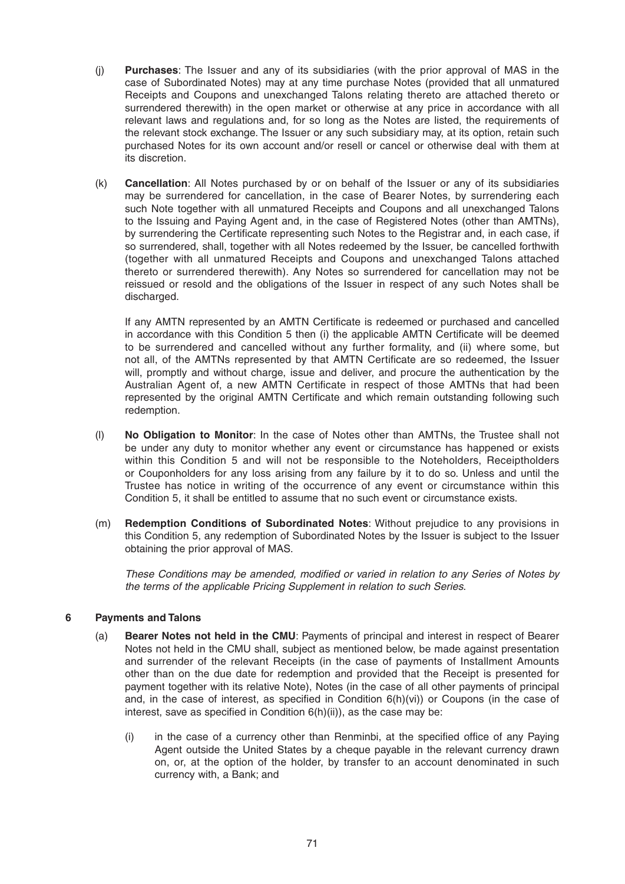(j) **Purchases**: The Issuer and any of its subsidiaries (with the prior approval of MAS in the case of Subordinated Notes) may at any time purchase Notes (provided that all unmatured Receipts and Coupons and unexchanged Talons relating thereto are attached thereto or surrendered therewith) in the open market or otherwise at any price in accordance with all relevant laws and regulations and, for so long as the Notes are listed, the requirements of the relevant stock exchange. The Issuer or any such subsidiary may, at its option, retain such purchased Notes for its own account and/or resell or cancel or otherwise deal with them at its discretion.

(k) **Cancellation**: All Notes purchased by or on behalf of the Issuer or any of its subsidiaries may be surrendered for cancellation, in the case of Bearer Notes, by surrendering each such Note together with all unmatured Receipts and Coupons and all unexchanged Talons to the Issuing and Paying Agent and, in the case of Registered Notes (other than AMTNs), by surrendering the Certificate representing such Notes to the Registrar and, in each case, if so surrendered, shall, together with all Notes redeemed by the Issuer, be cancelled forthwith (together with all unmatured Receipts and Coupons and unexchanged Talons attached thereto or surrendered therewith). Any Notes so surrendered for cancellation may not be reissued or resold and the obligations of the Issuer in respect of any such Notes shall be discharged.

If any AMTN represented by an AMTN Certificate is redeemed or purchased and cancelled in accordance with this Condition 5 then (i) the applicable AMTN Certificate will be deemed to be surrendered and cancelled without any further formality, and (ii) where some, but not all, of the AMTNs represented by that AMTN Certificate are so redeemed, the Issuer will, promptly and without charge, issue and deliver, and procure the authentication by the Australian Agent of, a new AMTN Certificate in respect of those AMTNs that had been represented by the original AMTN Certificate and which remain outstanding following such redemption.

(l) **No Obligation to Monitor**: In the case of Notes other than AMTNs, the Trustee shall not be under any duty to monitor whether any event or circumstance has happened or exists within this Condition 5 and will not be responsible to the Noteholders, Receiptholders or Couponholders for any loss arising from any failure by it to do so. Unless and until the Trustee has notice in writing of the occurrence of any event or circumstance within this Condition 5, it shall be entitled to assume that no such event or circumstance exists.

(m) **Redemption Conditions of Subordinated Notes**: Without prejudice to any provisions in this Condition 5, any redemption of Subordinated Notes by the Issuer is subject to the Issuer obtaining the prior approval of MAS.

*These Conditions may be amended, modified or varied in relation to any Series of Notes by the terms of the applicable Pricing Supplement in relation to such Series.*

## 6 Payments and Talons

(a) **Bearer Notes not held in the CMU**: Payments of principal and interest in respect of Bearer Notes not held in the CMU shall, subject as mentioned below, be made against presentation and surrender of the relevant Receipts (in the case of payments of Installment Amounts other than on the due date for redemption and provided that the Receipt is presented for payment together with its relative Note), Notes (in the case of all other payments of principal and, in the case of interest, as specified in Condition 6(h)(vi)) or Coupons (in the case of interest, save as specified in Condition 6(h)(ii)), as the case may be:

   (i) in the case of a currency other than Renminbi, at the specified office of any Paying Agent outside the United States by a cheque payable in the relevant currency drawn on, or, at the option of the holder, by transfer to an account denominated in such currency with, a Bank; and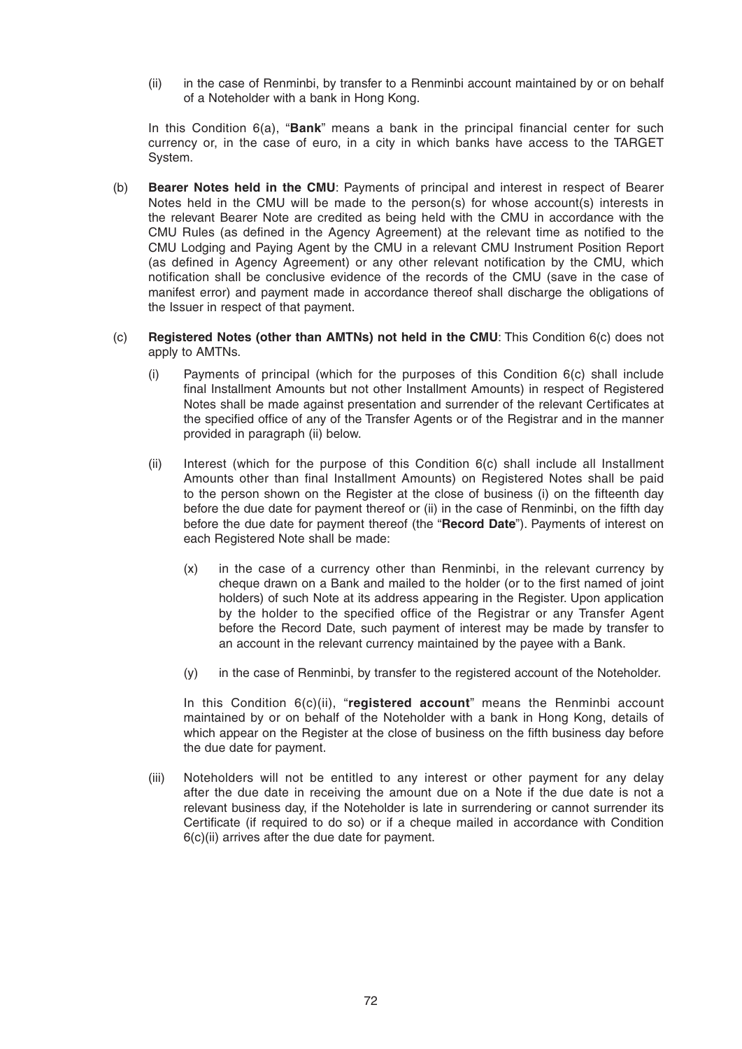(ii) in the case of Renminbi, by transfer to a Renminbi account maintained by or on behalf of a Noteholder with a bank in Hong Kong.

In this Condition 6(a), "**Bank**" means a bank in the principal financial center for such currency or, in the case of euro, in a city in which banks have access to the TARGET System.

(b) **Bearer Notes held in the CMU**: Payments of principal and interest in respect of Bearer Notes held in the CMU will be made to the person(s) for whose account(s) interests in the relevant Bearer Note are credited as being held with the CMU in accordance with the CMU Rules (as defined in the Agency Agreement) at the relevant time as notified to the CMU Lodging and Paying Agent by the CMU in a relevant CMU Instrument Position Report (as defined in Agency Agreement) or any other relevant notification by the CMU, which notification shall be conclusive evidence of the records of the CMU (save in the case of manifest error) and payment made in accordance thereof shall discharge the obligations of the Issuer in respect of that payment.

(c) **Registered Notes (other than AMTNs) not held in the CMU**: This Condition 6(c) does not apply to AMTNs.

(i) Payments of principal (which for the purposes of this Condition 6(c) shall include final Installment Amounts but not other Installment Amounts) in respect of Registered Notes shall be made against presentation and surrender of the relevant Certificates at the specified office of any of the Transfer Agents or of the Registrar and in the manner provided in paragraph (ii) below.

(ii) Interest (which for the purpose of this Condition 6(c) shall include all Installment Amounts other than final Installment Amounts) on Registered Notes shall be paid to the person shown on the Register at the close of business (i) on the fifteenth day before the due date for payment thereof or (ii) in the case of Renminbi, on the fifth day before the due date for payment thereof (the "**Record Date**"). Payments of interest on each Registered Note shall be made:

(x) in the case of a currency other than Renminbi, in the relevant currency by cheque drawn on a Bank and mailed to the holder (or to the first named of joint holders) of such Note at its address appearing in the Register. Upon application by the holder to the specified office of the Registrar or any Transfer Agent before the Record Date, such payment of interest may be made by transfer to an account in the relevant currency maintained by the payee with a Bank.

(y) in the case of Renminbi, by transfer to the registered account of the Noteholder.

In this Condition 6(c)(ii), "**registered account**" means the Renminbi account maintained by or on behalf of the Noteholder with a bank in Hong Kong, details of which appear on the Register at the close of business on the fifth business day before the due date for payment.

(iii) Noteholders will not be entitled to any interest or other payment for any delay after the due date in receiving the amount due on a Note if the due date is not a relevant business day, if the Noteholder is late in surrendering or cannot surrender its Certificate (if required to do so) or if a cheque mailed in accordance with Condition 6(c)(ii) arrives after the due date for payment.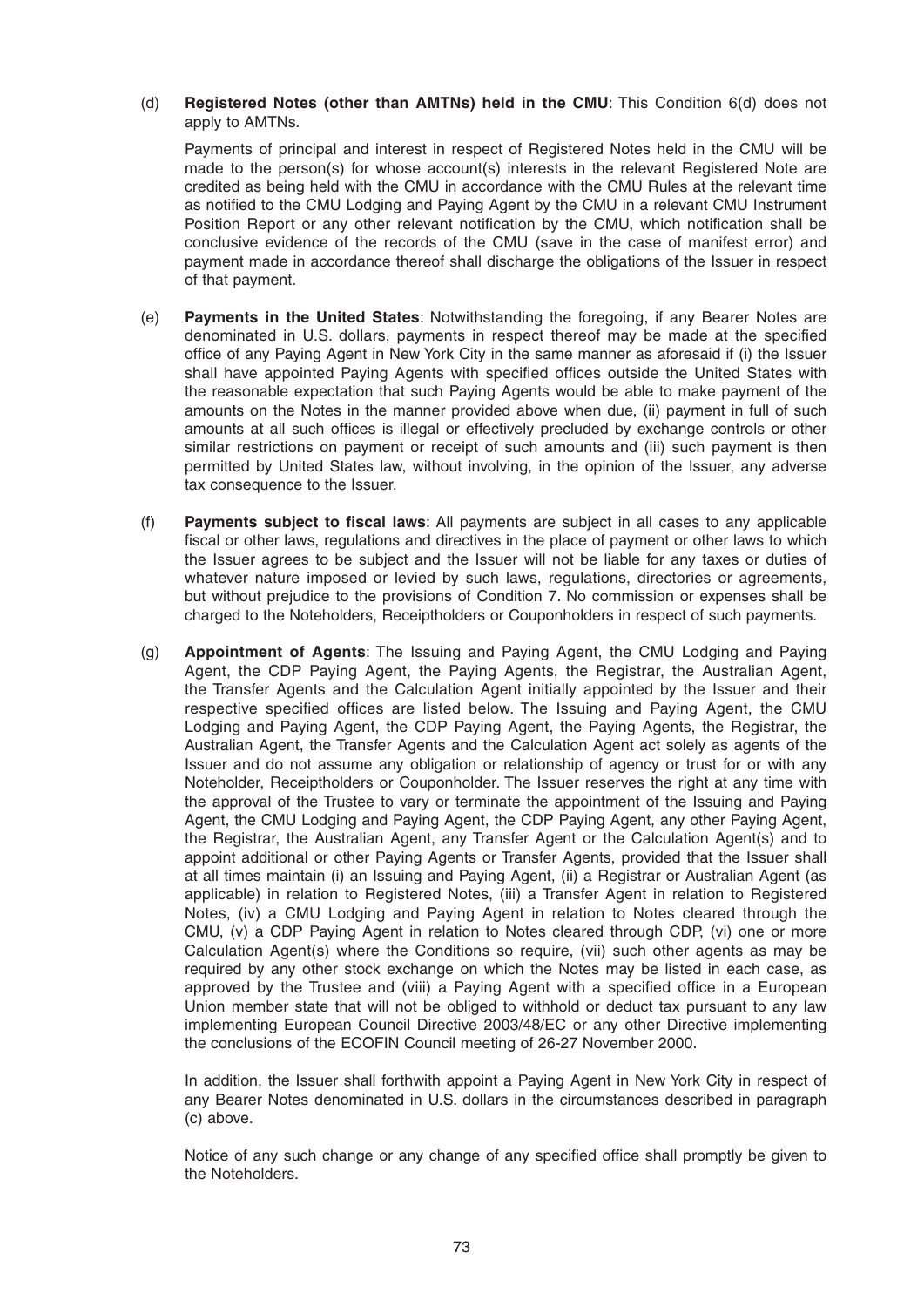(d) **Registered Notes (other than AMTNs) held in the CMU**: This Condition 6(d) does not apply to AMTNs.

Payments of principal and interest in respect of Registered Notes held in the CMU will be made to the person(s) for whose account(s) interests in the relevant Registered Note are credited as being held with the CMU in accordance with the CMU Rules at the relevant time as notified to the CMU Lodging and Paying Agent by the CMU in a relevant CMU Instrument Position Report or any other relevant notification by the CMU, which notification shall be conclusive evidence of the records of the CMU (save in the case of manifest error) and payment made in accordance thereof shall discharge the obligations of the Issuer in respect of that payment.

(e) **Payments in the United States**: Notwithstanding the foregoing, if any Bearer Notes are denominated in U.S. dollars, payments in respect thereof may be made at the specified office of any Paying Agent in New York City in the same manner as aforesaid if (i) the Issuer shall have appointed Paying Agents with specified offices outside the United States with the reasonable expectation that such Paying Agents would be able to make payment of the amounts on the Notes in the manner provided above when due, (ii) payment in full of such amounts at all such offices is illegal or effectively precluded by exchange controls or other similar restrictions on payment or receipt of such amounts and (iii) such payment is then permitted by United States law, without involving, in the opinion of the Issuer, any adverse tax consequence to the Issuer.

(f) **Payments subject to fiscal laws**: All payments are subject in all cases to any applicable fiscal or other laws, regulations and directives in the place of payment or other laws to which the Issuer agrees to be subject and the Issuer will not be liable for any taxes or duties of whatever nature imposed or levied by such laws, regulations, directories or agreements, but without prejudice to the provisions of Condition 7. No commission or expenses shall be charged to the Noteholders, Receiptholders or Couponholders in respect of such payments.

(g) **Appointment of Agents**: The Issuing and Paying Agent, the CMU Lodging and Paying Agent, the CDP Paying Agent, the Paying Agents, the Registrar, the Australian Agent, the Transfer Agents and the Calculation Agent initially appointed by the Issuer and their respective specified offices are listed below. The Issuing and Paying Agent, the CMU Lodging and Paying Agent, the CDP Paying Agent, the Paying Agents, the Registrar, the Australian Agent, the Transfer Agents and the Calculation Agent act solely as agents of the Issuer and do not assume any obligation or relationship of agency or trust for or with any Noteholder, Receiptholders or Couponholder. The Issuer reserves the right at any time with the approval of the Trustee to vary or terminate the appointment of the Issuing and Paying Agent, the CMU Lodging and Paying Agent, the CDP Paying Agent, any other Paying Agent, the Registrar, the Australian Agent, any Transfer Agent or the Calculation Agent(s) and to appoint additional or other Paying Agents or Transfer Agents, provided that the Issuer shall at all times maintain (i) an Issuing and Paying Agent, (ii) a Registrar or Australian Agent (as applicable) in relation to Registered Notes, (iii) a Transfer Agent in relation to Registered Notes, (iv) a CMU Lodging and Paying Agent in relation to Notes cleared through the CMU, (v) a CDP Paying Agent in relation to Notes cleared through CDP, (vi) one or more Calculation Agent(s) where the Conditions so require, (vii) such other agents as may be required by any other stock exchange on which the Notes may be listed in each case, as approved by the Trustee and (viii) a Paying Agent with a specified office in a European Union member state that will not be obliged to withhold or deduct tax pursuant to any law implementing European Council Directive 2003/48/EC or any other Directive implementing the conclusions of the ECOFIN Council meeting of 26-27 November 2000.

In addition, the Issuer shall forthwith appoint a Paying Agent in New York City in respect of any Bearer Notes denominated in U.S. dollars in the circumstances described in paragraph (c) above.

Notice of any such change or any change of any specified office shall promptly be given to the Noteholders.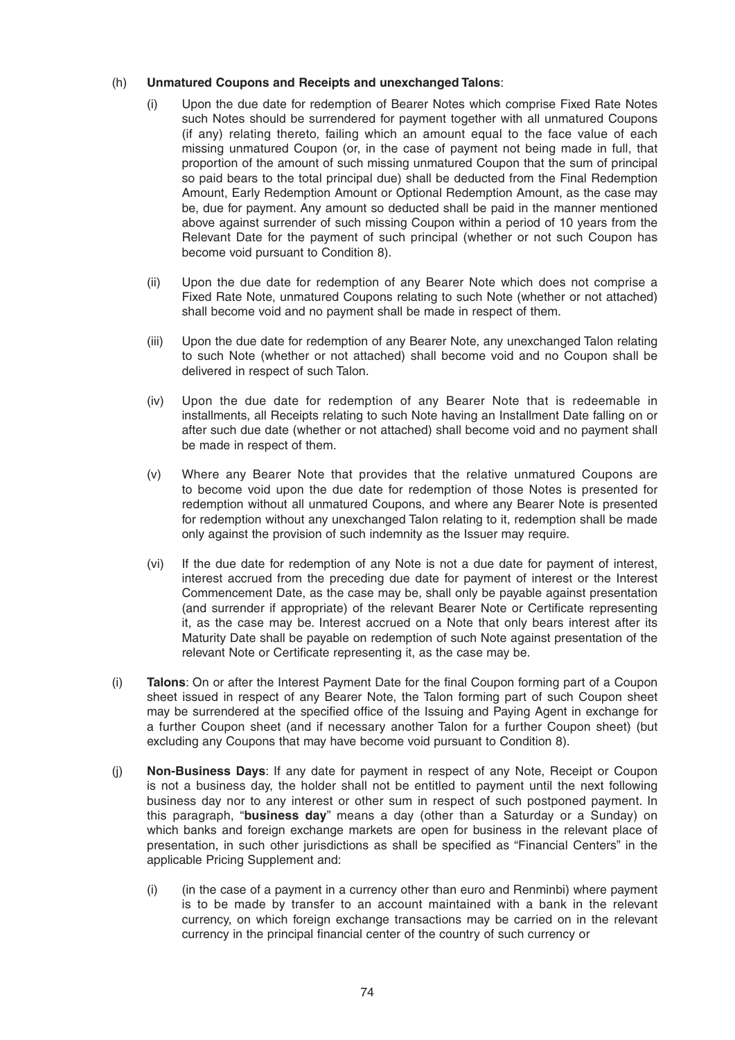(h) **Unmatured Coupons and Receipts and unexchanged Talons**:

   (i) Upon the due date for redemption of Bearer Notes which comprise Fixed Rate Notes such Notes should be surrendered for payment together with all unmatured Coupons (if any) relating thereto, failing which an amount equal to the face value of each missing unmatured Coupon (or, in the case of payment not being made in full, that proportion of the amount of such missing unmatured Coupon that the sum of principal so paid bears to the total principal due) shall be deducted from the Final Redemption Amount, Early Redemption Amount or Optional Redemption Amount, as the case may be, due for payment. Any amount so deducted shall be paid in the manner mentioned above against surrender of such missing Coupon within a period of 10 years from the Relevant Date for the payment of such principal (whether or not such Coupon has become void pursuant to Condition 8).

   (ii) Upon the due date for redemption of any Bearer Note which does not comprise a Fixed Rate Note, unmatured Coupons relating to such Note (whether or not attached) shall become void and no payment shall be made in respect of them.

   (iii) Upon the due date for redemption of any Bearer Note, any unexchanged Talon relating to such Note (whether or not attached) shall become void and no Coupon shall be delivered in respect of such Talon.

   (iv) Upon the due date for redemption of any Bearer Note that is redeemable in installments, all Receipts relating to such Note having an Installment Date falling on or after such due date (whether or not attached) shall become void and no payment shall be made in respect of them.

   (v) Where any Bearer Note that provides that the relative unmatured Coupons are to become void upon the due date for redemption of those Notes is presented for redemption without all unmatured Coupons, and where any Bearer Note is presented for redemption without any unexchanged Talon relating to it, redemption shall be made only against the provision of such indemnity as the Issuer may require.

   (vi) If the due date for redemption of any Note is not a due date for payment of interest, interest accrued from the preceding due date for payment of interest or the Interest Commencement Date, as the case may be, shall only be payable against presentation (and surrender if appropriate) of the relevant Bearer Note or Certificate representing it, as the case may be. Interest accrued on a Note that only bears interest after its Maturity Date shall be payable on redemption of such Note against presentation of the relevant Note or Certificate representing it, as the case may be.

(i) **Talons**: On or after the Interest Payment Date for the final Coupon forming part of a Coupon sheet issued in respect of any Bearer Note, the Talon forming part of such Coupon sheet may be surrendered at the specified office of the Issuing and Paying Agent in exchange for a further Coupon sheet (and if necessary another Talon for a further Coupon sheet) (but excluding any Coupons that may have become void pursuant to Condition 8).

(j) **Non-Business Days**: If any date for payment in respect of any Note, Receipt or Coupon is not a business day, the holder shall not be entitled to payment until the next following business day nor to any interest or other sum in respect of such postponed payment. In this paragraph, "**business day**" means a day (other than a Saturday or a Sunday) on which banks and foreign exchange markets are open for business in the relevant place of presentation, in such other jurisdictions as shall be specified as "Financial Centers" in the applicable Pricing Supplement and:

   (i) (in the case of a payment in a currency other than euro and Renminbi) where payment is to be made by transfer to an account maintained with a bank in the relevant currency, on which foreign exchange transactions may be carried on in the relevant currency in the principal financial center of the country of such currency or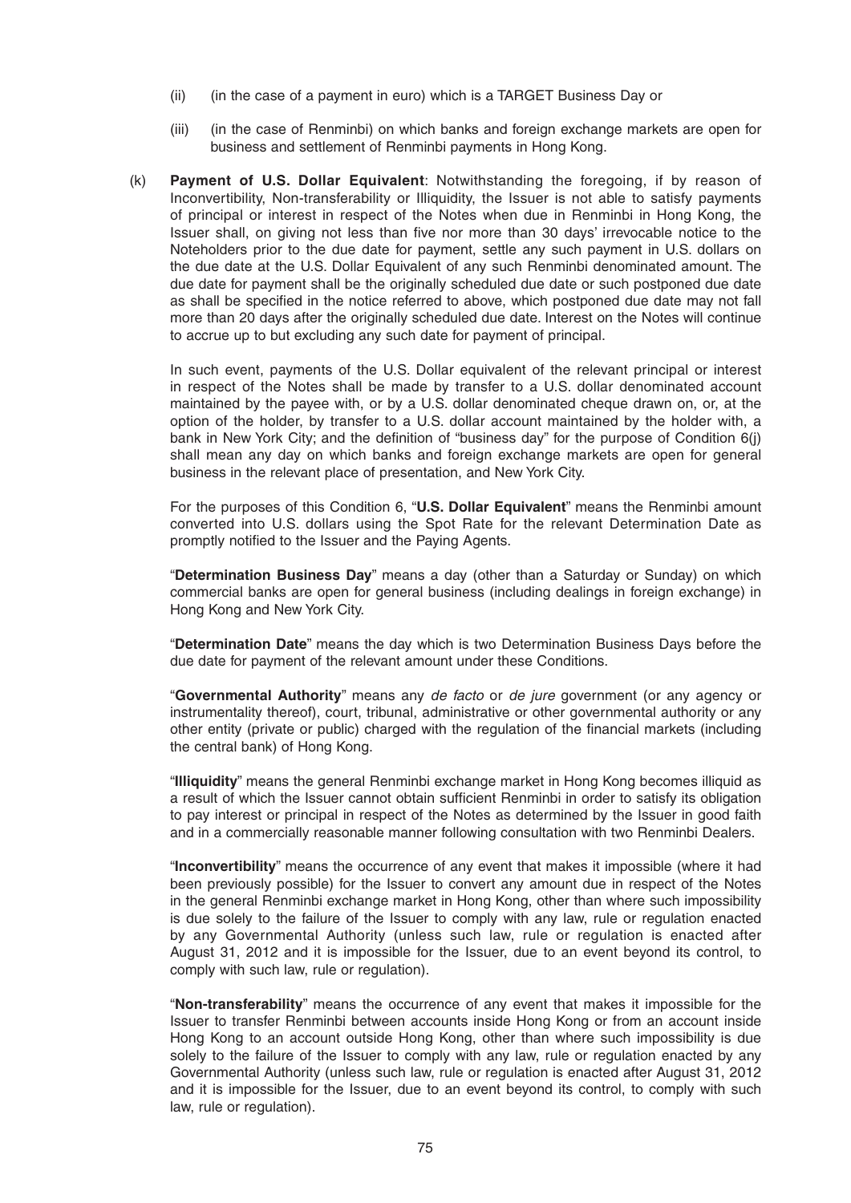(ii) (in the case of a payment in euro) which is a TARGET Business Day or

(iii) (in the case of Renminbi) on which banks and foreign exchange markets are open for business and settlement of Renminbi payments in Hong Kong.

(k) **Payment of U.S. Dollar Equivalent**: Notwithstanding the foregoing, if by reason of Inconvertibility, Non-transferability or Illiquidity, the Issuer is not able to satisfy payments of principal or interest in respect of the Notes when due in Renminbi in Hong Kong, the Issuer shall, on giving not less than five nor more than 30 days' irrevocable notice to the Noteholders prior to the due date for payment, settle any such payment in U.S. dollars on the due date at the U.S. Dollar Equivalent of any such Renminbi denominated amount. The due date for payment shall be the originally scheduled due date or such postponed due date as shall be specified in the notice referred to above, which postponed due date may not fall more than 20 days after the originally scheduled due date. Interest on the Notes will continue to accrue up to but excluding any such date for payment of principal.

In such event, payments of the U.S. Dollar equivalent of the relevant principal or interest in respect of the Notes shall be made by transfer to a U.S. dollar denominated account maintained by the payee with, or by a U.S. dollar denominated cheque drawn on, or, at the option of the holder, by transfer to a U.S. dollar account maintained by the holder with, a bank in New York City; and the definition of "business day" for the purpose of Condition 6(j) shall mean any day on which banks and foreign exchange markets are open for general business in the relevant place of presentation, and New York City.

For the purposes of this Condition 6, "**U.S. Dollar Equivalent**" means the Renminbi amount converted into U.S. dollars using the Spot Rate for the relevant Determination Date as promptly notified to the Issuer and the Paying Agents.

"**Determination Business Day**" means a day (other than a Saturday or Sunday) on which commercial banks are open for general business (including dealings in foreign exchange) in Hong Kong and New York City.

"**Determination Date**" means the day which is two Determination Business Days before the due date for payment of the relevant amount under these Conditions.

"**Governmental Authority**" means any *de facto* or *de jure* government (or any agency or instrumentality thereof), court, tribunal, administrative or other governmental authority or any other entity (private or public) charged with the regulation of the financial markets (including the central bank) of Hong Kong.

"**Illiquidity**" means the general Renminbi exchange market in Hong Kong becomes illiquid as a result of which the Issuer cannot obtain sufficient Renminbi in order to satisfy its obligation to pay interest or principal in respect of the Notes as determined by the Issuer in good faith and in a commercially reasonable manner following consultation with two Renminbi Dealers.

"**Inconvertibility**" means the occurrence of any event that makes it impossible (where it had been previously possible) for the Issuer to convert any amount due in respect of the Notes in the general Renminbi exchange market in Hong Kong, other than where such impossibility is due solely to the failure of the Issuer to comply with any law, rule or regulation enacted by any Governmental Authority (unless such law, rule or regulation is enacted after August 31, 2012 and it is impossible for the Issuer, due to an event beyond its control, to comply with such law, rule or regulation).

"**Non-transferability**" means the occurrence of any event that makes it impossible for the Issuer to transfer Renminbi between accounts inside Hong Kong or from an account inside Hong Kong to an account outside Hong Kong, other than where such impossibility is due solely to the failure of the Issuer to comply with any law, rule or regulation enacted by any Governmental Authority (unless such law, rule or regulation is enacted after August 31, 2012 and it is impossible for the Issuer, due to an event beyond its control, to comply with such law, rule or regulation).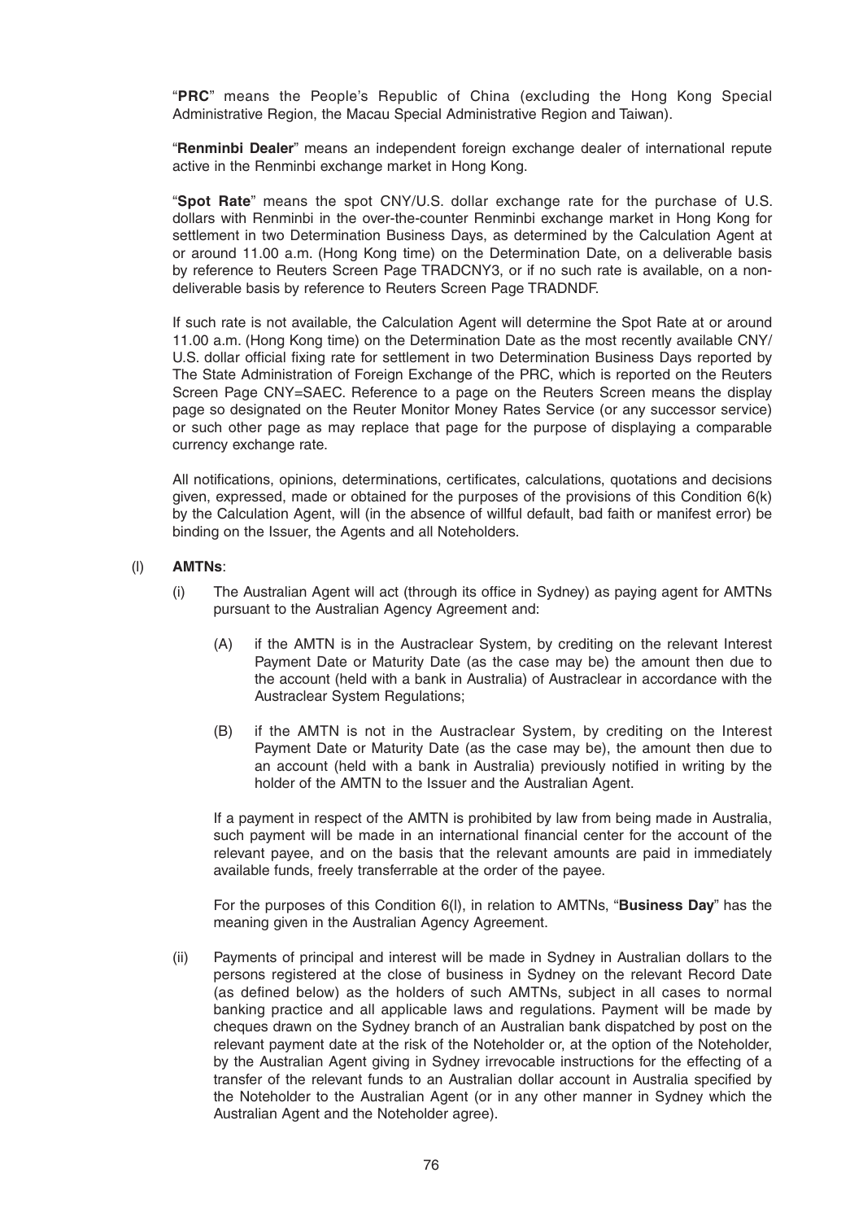"**PRC**" means the People's Republic of China (excluding the Hong Kong Special Administrative Region, the Macau Special Administrative Region and Taiwan).

"**Renminbi Dealer**" means an independent foreign exchange dealer of international repute active in the Renminbi exchange market in Hong Kong.

"**Spot Rate**" means the spot CNY/U.S. dollar exchange rate for the purchase of U.S. dollars with Renminbi in the over-the-counter Renminbi exchange market in Hong Kong for settlement in two Determination Business Days, as determined by the Calculation Agent at or around 11.00 a.m. (Hong Kong time) on the Determination Date, on a deliverable basis by reference to Reuters Screen Page TRADCNY3, or if no such rate is available, on a non-deliverable basis by reference to Reuters Screen Page TRADNDF.

If such rate is not available, the Calculation Agent will determine the Spot Rate at or around 11.00 a.m. (Hong Kong time) on the Determination Date as the most recently available CNY/U.S. dollar official fixing rate for settlement in two Determination Business Days reported by The State Administration of Foreign Exchange of the PRC, which is reported on the Reuters Screen Page CNY=SAEC. Reference to a page on the Reuters Screen means the display page so designated on the Reuter Monitor Money Rates Service (or any successor service) or such other page as may replace that page for the purpose of displaying a comparable currency exchange rate.

All notifications, opinions, determinations, certificates, calculations, quotations and decisions given, expressed, made or obtained for the purposes of the provisions of this Condition 6(k) by the Calculation Agent, will (in the absence of willful default, bad faith or manifest error) be binding on the Issuer, the Agents and all Noteholders.

(l) **AMTNs**:

(i) The Australian Agent will act (through its office in Sydney) as paying agent for AMTNs pursuant to the Australian Agency Agreement and:

(A) if the AMTN is in the Austraclear System, by crediting on the relevant Interest Payment Date or Maturity Date (as the case may be) the amount then due to the account (held with a bank in Australia) of Austraclear in accordance with the Austraclear System Regulations;

(B) if the AMTN is not in the Austraclear System, by crediting on the Interest Payment Date or Maturity Date (as the case may be), the amount then due to an account (held with a bank in Australia) previously notified in writing by the holder of the AMTN to the Issuer and the Australian Agent.

If a payment in respect of the AMTN is prohibited by law from being made in Australia, such payment will be made in an international financial center for the account of the relevant payee, and on the basis that the relevant amounts are paid in immediately available funds, freely transferrable at the order of the payee.

For the purposes of this Condition 6(l), in relation to AMTNs, "**Business Day**" has the meaning given in the Australian Agency Agreement.

(ii) Payments of principal and interest will be made in Sydney in Australian dollars to the persons registered at the close of business in Sydney on the relevant Record Date (as defined below) as the holders of such AMTNs, subject in all cases to normal banking practice and all applicable laws and regulations. Payment will be made by cheques drawn on the Sydney branch of an Australian bank dispatched by post on the relevant payment date at the risk of the Noteholder or, at the option of the Noteholder, by the Australian Agent giving in Sydney irrevocable instructions for the effecting of a transfer of the relevant funds to an Australian dollar account in Australia specified by the Noteholder to the Australian Agent (or in any other manner in Sydney which the Australian Agent and the Noteholder agree).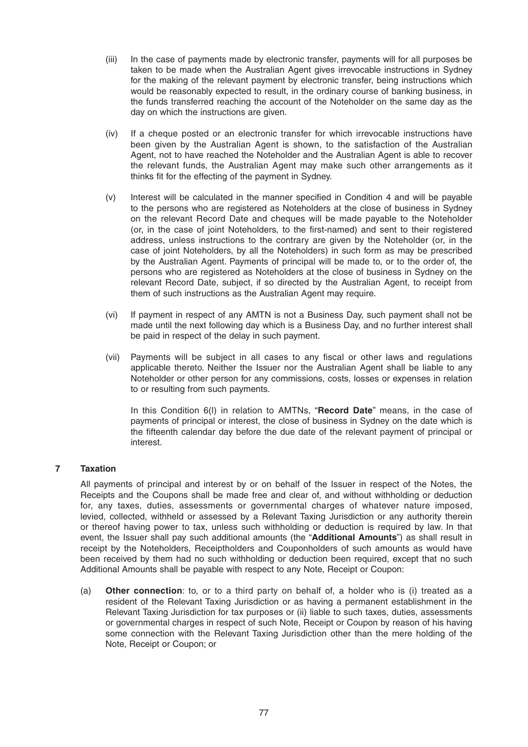(iii) In the case of payments made by electronic transfer, payments will for all purposes be taken to be made when the Australian Agent gives irrevocable instructions in Sydney for the making of the relevant payment by electronic transfer, being instructions which would be reasonably expected to result, in the ordinary course of banking business, in the funds transferred reaching the account of the Noteholder on the same day as the day on which the instructions are given.

(iv) If a cheque posted or an electronic transfer for which irrevocable instructions have been given by the Australian Agent is shown, to the satisfaction of the Australian Agent, not to have reached the Noteholder and the Australian Agent is able to recover the relevant funds, the Australian Agent may make such other arrangements as it thinks fit for the effecting of the payment in Sydney.

(v) Interest will be calculated in the manner specified in Condition 4 and will be payable to the persons who are registered as Noteholders at the close of business in Sydney on the relevant Record Date and cheques will be made payable to the Noteholder (or, in the case of joint Noteholders, to the first-named) and sent to their registered address, unless instructions to the contrary are given by the Noteholder (or, in the case of joint Noteholders, by all the Noteholders) in such form as may be prescribed by the Australian Agent. Payments of principal will be made to, or to the order of, the persons who are registered as Noteholders at the close of business in Sydney on the relevant Record Date, subject, if so directed by the Australian Agent, to receipt from them of such instructions as the Australian Agent may require.

(vi) If payment in respect of any AMTN is not a Business Day, such payment shall not be made until the next following day which is a Business Day, and no further interest shall be paid in respect of the delay in such payment.

(vii) Payments will be subject in all cases to any fiscal or other laws and regulations applicable thereto. Neither the Issuer nor the Australian Agent shall be liable to any Noteholder or other person for any commissions, costs, losses or expenses in relation to or resulting from such payments.

In this Condition 6(l) in relation to AMTNs, "**Record Date**" means, in the case of payments of principal or interest, the close of business in Sydney on the date which is the fifteenth calendar day before the due date of the relevant payment of principal or interest.

## 7 Taxation

All payments of principal and interest by or on behalf of the Issuer in respect of the Notes, the Receipts and the Coupons shall be made free and clear of, and without withholding or deduction for, any taxes, duties, assessments or governmental charges of whatever nature imposed, levied, collected, withheld or assessed by a Relevant Taxing Jurisdiction or any authority therein or thereof having power to tax, unless such withholding or deduction is required by law. In that event, the Issuer shall pay such additional amounts (the "**Additional Amounts**") as shall result in receipt by the Noteholders, Receiptholders and Couponholders of such amounts as would have been received by them had no such withholding or deduction been required, except that no such Additional Amounts shall be payable with respect to any Note, Receipt or Coupon:

(a) **Other connection**: to, or to a third party on behalf of, a holder who is (i) treated as a resident of the Relevant Taxing Jurisdiction or as having a permanent establishment in the Relevant Taxing Jurisdiction for tax purposes or (ii) liable to such taxes, duties, assessments or governmental charges in respect of such Note, Receipt or Coupon by reason of his having some connection with the Relevant Taxing Jurisdiction other than the mere holding of the Note, Receipt or Coupon; or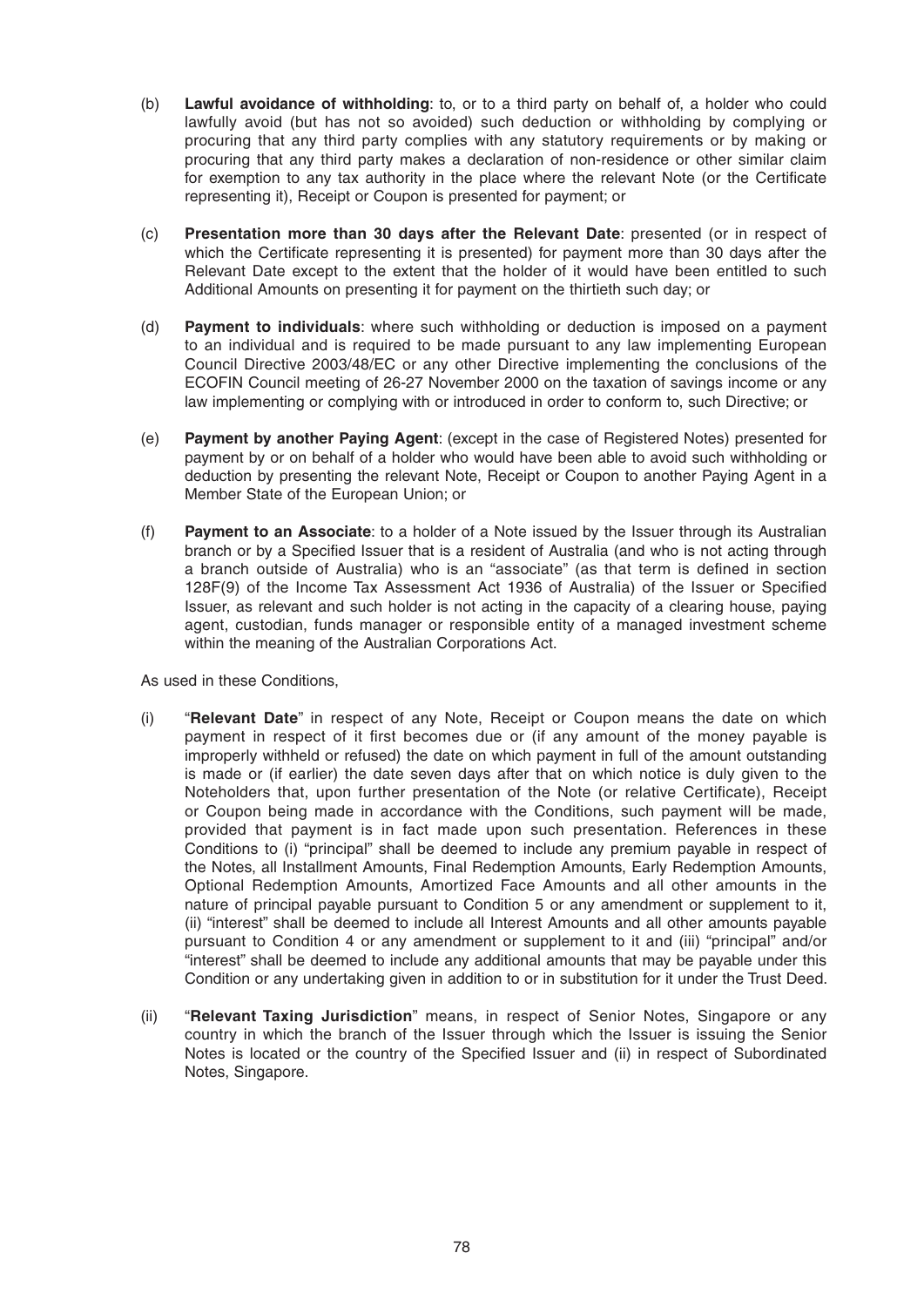(b) **Lawful avoidance of withholding**: to, or to a third party on behalf of, a holder who could lawfully avoid (but has not so avoided) such deduction or withholding by complying or procuring that any third party complies with any statutory requirements or by making or procuring that any third party makes a declaration of non-residence or other similar claim for exemption to any tax authority in the place where the relevant Note (or the Certificate representing it), Receipt or Coupon is presented for payment; or

(c) **Presentation more than 30 days after the Relevant Date**: presented (or in respect of which the Certificate representing it is presented) for payment more than 30 days after the Relevant Date except to the extent that the holder of it would have been entitled to such Additional Amounts on presenting it for payment on the thirtieth such day; or

(d) **Payment to individuals**: where such withholding or deduction is imposed on a payment to an individual and is required to be made pursuant to any law implementing European Council Directive 2003/48/EC or any other Directive implementing the conclusions of the ECOFIN Council meeting of 26-27 November 2000 on the taxation of savings income or any law implementing or complying with or introduced in order to conform to, such Directive; or

(e) **Payment by another Paying Agent**: (except in the case of Registered Notes) presented for payment by or on behalf of a holder who would have been able to avoid such withholding or deduction by presenting the relevant Note, Receipt or Coupon to another Paying Agent in a Member State of the European Union; or

(f) **Payment to an Associate**: to a holder of a Note issued by the Issuer through its Australian branch or by a Specified Issuer that is a resident of Australia (and who is not acting through a branch outside of Australia) who is an "associate" (as that term is defined in section 128F(9) of the Income Tax Assessment Act 1936 of Australia) of the Issuer or Specified Issuer, as relevant and such holder is not acting in the capacity of a clearing house, paying agent, custodian, funds manager or responsible entity of a managed investment scheme within the meaning of the Australian Corporations Act.

As used in these Conditions,

(i) "**Relevant Date**" in respect of any Note, Receipt or Coupon means the date on which payment in respect of it first becomes due or (if any amount of the money payable is improperly withheld or refused) the date on which payment in full of the amount outstanding is made or (if earlier) the date seven days after that on which notice is duly given to the Noteholders that, upon further presentation of the Note (or relative Certificate), Receipt or Coupon being made in accordance with the Conditions, such payment will be made, provided that payment is in fact made upon such presentation. References in these Conditions to (i) "principal" shall be deemed to include any premium payable in respect of the Notes, all Installment Amounts, Final Redemption Amounts, Early Redemption Amounts, Optional Redemption Amounts, Amortized Face Amounts and all other amounts in the nature of principal payable pursuant to Condition 5 or any amendment or supplement to it, (ii) "interest" shall be deemed to include all Interest Amounts and all other amounts payable pursuant to Condition 4 or any amendment or supplement to it and (iii) "principal" and/or "interest" shall be deemed to include any additional amounts that may be payable under this Condition or any undertaking given in addition to or in substitution for it under the Trust Deed.

(ii) "**Relevant Taxing Jurisdiction**" means, in respect of Senior Notes, Singapore or any country in which the branch of the Issuer through which the Issuer is issuing the Senior Notes is located or the country of the Specified Issuer and (ii) in respect of Subordinated Notes, Singapore.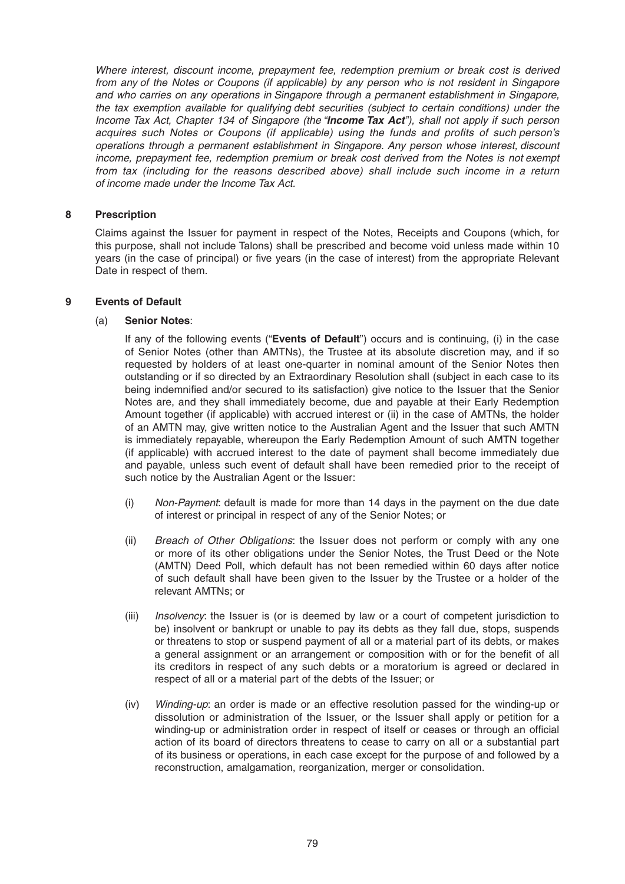*Where interest, discount income, prepayment fee, redemption premium or break cost is derived from any of the Notes or Coupons (if applicable) by any person who is not resident in Singapore and who carries on any operations in Singapore through a permanent establishment in Singapore, the tax exemption available for qualifying debt securities (subject to certain conditions) under the Income Tax Act, Chapter 134 of Singapore (the "**Income Tax Act**"), shall not apply if such person acquires such Notes or Coupons (if applicable) using the funds and profits of such person's operations through a permanent establishment in Singapore. Any person whose interest, discount income, prepayment fee, redemption premium or break cost derived from the Notes is not exempt from tax (including for the reasons described above) shall include such income in a return of income made under the Income Tax Act.*

## 8 Prescription

Claims against the Issuer for payment in respect of the Notes, Receipts and Coupons (which, for this purpose, shall not include Talons) shall be prescribed and become void unless made within 10 years (in the case of principal) or five years (in the case of interest) from the appropriate Relevant Date in respect of them.

## 9 Events of Default

### (a) Senior Notes:

If any of the following events ("**Events of Default**") occurs and is continuing, (i) in the case of Senior Notes (other than AMTNs), the Trustee at its absolute discretion may, and if so requested by holders of at least one-quarter in nominal amount of the Senior Notes then outstanding or if so directed by an Extraordinary Resolution shall (subject in each case to its being indemnified and/or secured to its satisfaction) give notice to the Issuer that the Senior Notes are, and they shall immediately become, due and payable at their Early Redemption Amount together (if applicable) with accrued interest or (ii) in the case of AMTNs, the holder of an AMTN may, give written notice to the Australian Agent and the Issuer that such AMTN is immediately repayable, whereupon the Early Redemption Amount of such AMTN together (if applicable) with accrued interest to the date of payment shall become immediately due and payable, unless such event of default shall have been remedied prior to the receipt of such notice by the Australian Agent or the Issuer:

(i) *Non-Payment*: default is made for more than 14 days in the payment on the due date of interest or principal in respect of any of the Senior Notes; or

(ii) *Breach of Other Obligations*: the Issuer does not perform or comply with any one or more of its other obligations under the Senior Notes, the Trust Deed or the Note (AMTN) Deed Poll, which default has not been remedied within 60 days after notice of such default shall have been given to the Issuer by the Trustee or a holder of the relevant AMTNs; or

(iii) *Insolvency*: the Issuer is (or is deemed by law or a court of competent jurisdiction to be) insolvent or bankrupt or unable to pay its debts as they fall due, stops, suspends or threatens to stop or suspend payment of all or a material part of its debts, or makes a general assignment or an arrangement or composition with or for the benefit of all its creditors in respect of any such debts or a moratorium is agreed or declared in respect of all or a material part of the debts of the Issuer; or

(iv) *Winding-up*: an order is made or an effective resolution passed for the winding-up or dissolution or administration of the Issuer, or the Issuer shall apply or petition for a winding-up or administration order in respect of itself or ceases or through an official action of its board of directors threatens to cease to carry on all or a substantial part of its business or operations, in each case except for the purpose of and followed by a reconstruction, amalgamation, reorganization, merger or consolidation.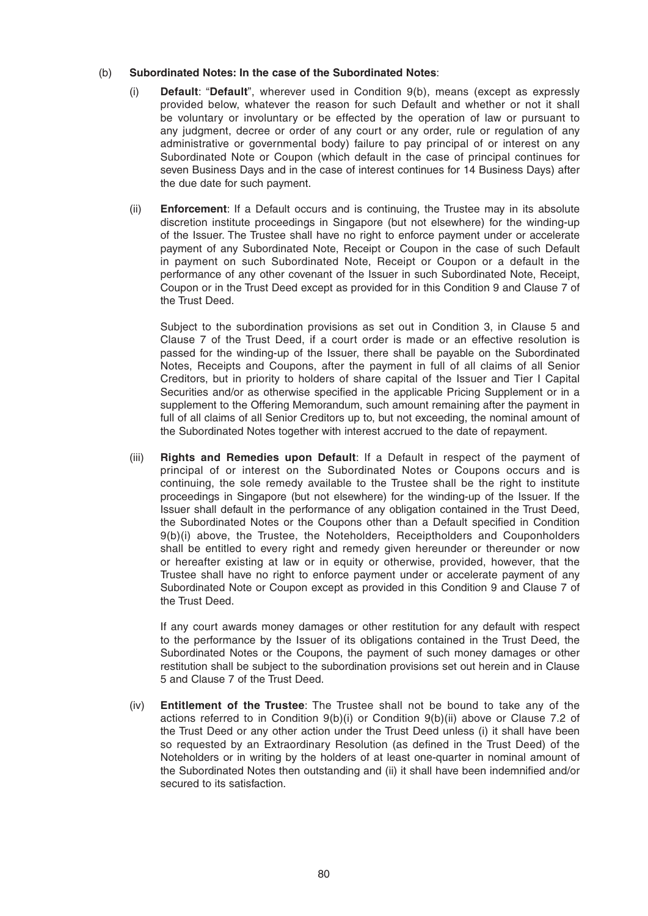(b) **Subordinated Notes: In the case of the Subordinated Notes**:

(i) **Default**: "**Default**", wherever used in Condition 9(b), means (except as expressly provided below, whatever the reason for such Default and whether or not it shall be voluntary or involuntary or be effected by the operation of law or pursuant to any judgment, decree or order of any court or any order, rule or regulation of any administrative or governmental body) failure to pay principal of or interest on any Subordinated Note or Coupon (which default in the case of principal continues for seven Business Days and in the case of interest continues for 14 Business Days) after the due date for such payment.

(ii) **Enforcement**: If a Default occurs and is continuing, the Trustee may in its absolute discretion institute proceedings in Singapore (but not elsewhere) for the winding-up of the Issuer. The Trustee shall have no right to enforce payment under or accelerate payment of any Subordinated Note, Receipt or Coupon in the case of such Default in payment on such Subordinated Note, Receipt or Coupon or a default in the performance of any other covenant of the Issuer in such Subordinated Note, Receipt, Coupon or in the Trust Deed except as provided for in this Condition 9 and Clause 7 of the Trust Deed.

Subject to the subordination provisions as set out in Condition 3, in Clause 5 and Clause 7 of the Trust Deed, if a court order is made or an effective resolution is passed for the winding-up of the Issuer, there shall be payable on the Subordinated Notes, Receipts and Coupons, after the payment in full of all claims of all Senior Creditors, but in priority to holders of share capital of the Issuer and Tier I Capital Securities and/or as otherwise specified in the applicable Pricing Supplement or in a supplement to the Offering Memorandum, such amount remaining after the payment in full of all claims of all Senior Creditors up to, but not exceeding, the nominal amount of the Subordinated Notes together with interest accrued to the date of repayment.

(iii) **Rights and Remedies upon Default**: If a Default in respect of the payment of principal of or interest on the Subordinated Notes or Coupons occurs and is continuing, the sole remedy available to the Trustee shall be the right to institute proceedings in Singapore (but not elsewhere) for the winding-up of the Issuer. If the Issuer shall default in the performance of any obligation contained in the Trust Deed, the Subordinated Notes or the Coupons other than a Default specified in Condition 9(b)(i) above, the Trustee, the Noteholders, Receiptholders and Couponholders shall be entitled to every right and remedy given hereunder or thereunder or now or hereafter existing at law or in equity or otherwise, provided, however, that the Trustee shall have no right to enforce payment under or accelerate payment of any Subordinated Note or Coupon except as provided in this Condition 9 and Clause 7 of the Trust Deed.

If any court awards money damages or other restitution for any default with respect to the performance by the Issuer of its obligations contained in the Trust Deed, the Subordinated Notes or the Coupons, the payment of such money damages or other restitution shall be subject to the subordination provisions set out herein and in Clause 5 and Clause 7 of the Trust Deed.

(iv) **Entitlement of the Trustee**: The Trustee shall not be bound to take any of the actions referred to in Condition 9(b)(i) or Condition 9(b)(ii) above or Clause 7.2 of the Trust Deed or any other action under the Trust Deed unless (i) it shall have been so requested by an Extraordinary Resolution (as defined in the Trust Deed) of the Noteholders or in writing by the holders of at least one-quarter in nominal amount of the Subordinated Notes then outstanding and (ii) it shall have been indemnified and/or secured to its satisfaction.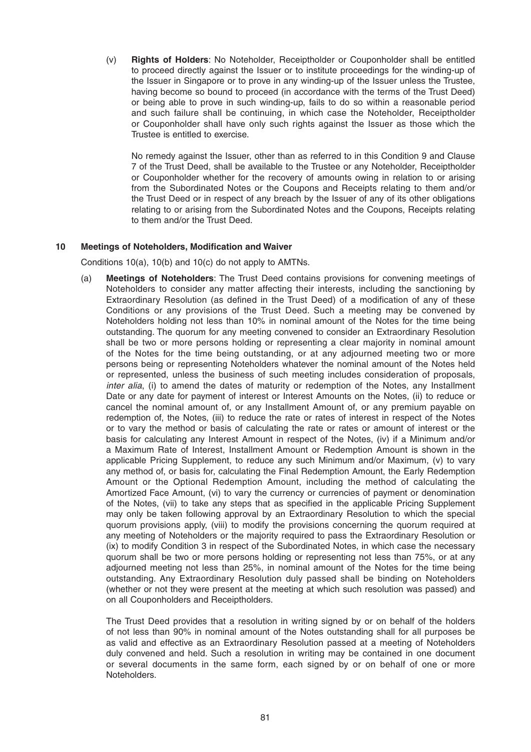(v) **Rights of Holders**: No Noteholder, Receiptholder or Couponholder shall be entitled to proceed directly against the Issuer or to institute proceedings for the winding-up of the Issuer in Singapore or to prove in any winding-up of the Issuer unless the Trustee, having become so bound to proceed (in accordance with the terms of the Trust Deed) or being able to prove in such winding-up, fails to do so within a reasonable period and such failure shall be continuing, in which case the Noteholder, Receiptholder or Couponholder shall have only such rights against the Issuer as those which the Trustee is entitled to exercise.

No remedy against the Issuer, other than as referred to in this Condition 9 and Clause 7 of the Trust Deed, shall be available to the Trustee or any Noteholder, Receiptholder or Couponholder whether for the recovery of amounts owing in relation to or arising from the Subordinated Notes or the Coupons and Receipts relating to them and/or the Trust Deed or in respect of any breach by the Issuer of any of its other obligations relating to or arising from the Subordinated Notes and the Coupons, Receipts relating to them and/or the Trust Deed.

## 10 Meetings of Noteholders, Modification and Waiver

Conditions 10(a), 10(b) and 10(c) do not apply to AMTNs.

(a) **Meetings of Noteholders**: The Trust Deed contains provisions for convening meetings of Noteholders to consider any matter affecting their interests, including the sanctioning by Extraordinary Resolution (as defined in the Trust Deed) of a modification of any of these Conditions or any provisions of the Trust Deed. Such a meeting may be convened by Noteholders holding not less than 10% in nominal amount of the Notes for the time being outstanding. The quorum for any meeting convened to consider an Extraordinary Resolution shall be two or more persons holding or representing a clear majority in nominal amount of the Notes for the time being outstanding, or at any adjourned meeting two or more persons being or representing Noteholders whatever the nominal amount of the Notes held or represented, unless the business of such meeting includes consideration of proposals, *inter alia*, (i) to amend the dates of maturity or redemption of the Notes, any Installment Date or any date for payment of interest or Interest Amounts on the Notes, (ii) to reduce or cancel the nominal amount of, or any Installment Amount of, or any premium payable on redemption of, the Notes, (iii) to reduce the rate or rates of interest in respect of the Notes or to vary the method or basis of calculating the rate or rates or amount of interest or the basis for calculating any Interest Amount in respect of the Notes, (iv) if a Minimum and/or a Maximum Rate of Interest, Installment Amount or Redemption Amount is shown in the applicable Pricing Supplement, to reduce any such Minimum and/or Maximum, (v) to vary any method of, or basis for, calculating the Final Redemption Amount, the Early Redemption Amount or the Optional Redemption Amount, including the method of calculating the Amortized Face Amount, (vi) to vary the currency or currencies of payment or denomination of the Notes, (vii) to take any steps that as specified in the applicable Pricing Supplement may only be taken following approval by an Extraordinary Resolution to which the special quorum provisions apply, (viii) to modify the provisions concerning the quorum required at any meeting of Noteholders or the majority required to pass the Extraordinary Resolution or (ix) to modify Condition 3 in respect of the Subordinated Notes, in which case the necessary quorum shall be two or more persons holding or representing not less than 75%, or at any adjourned meeting not less than 25%, in nominal amount of the Notes for the time being outstanding. Any Extraordinary Resolution duly passed shall be binding on Noteholders (whether or not they were present at the meeting at which such resolution was passed) and on all Couponholders and Receiptholders.

The Trust Deed provides that a resolution in writing signed by or on behalf of the holders of not less than 90% in nominal amount of the Notes outstanding shall for all purposes be as valid and effective as an Extraordinary Resolution passed at a meeting of Noteholders duly convened and held. Such a resolution in writing may be contained in one document or several documents in the same form, each signed by or on behalf of one or more Noteholders.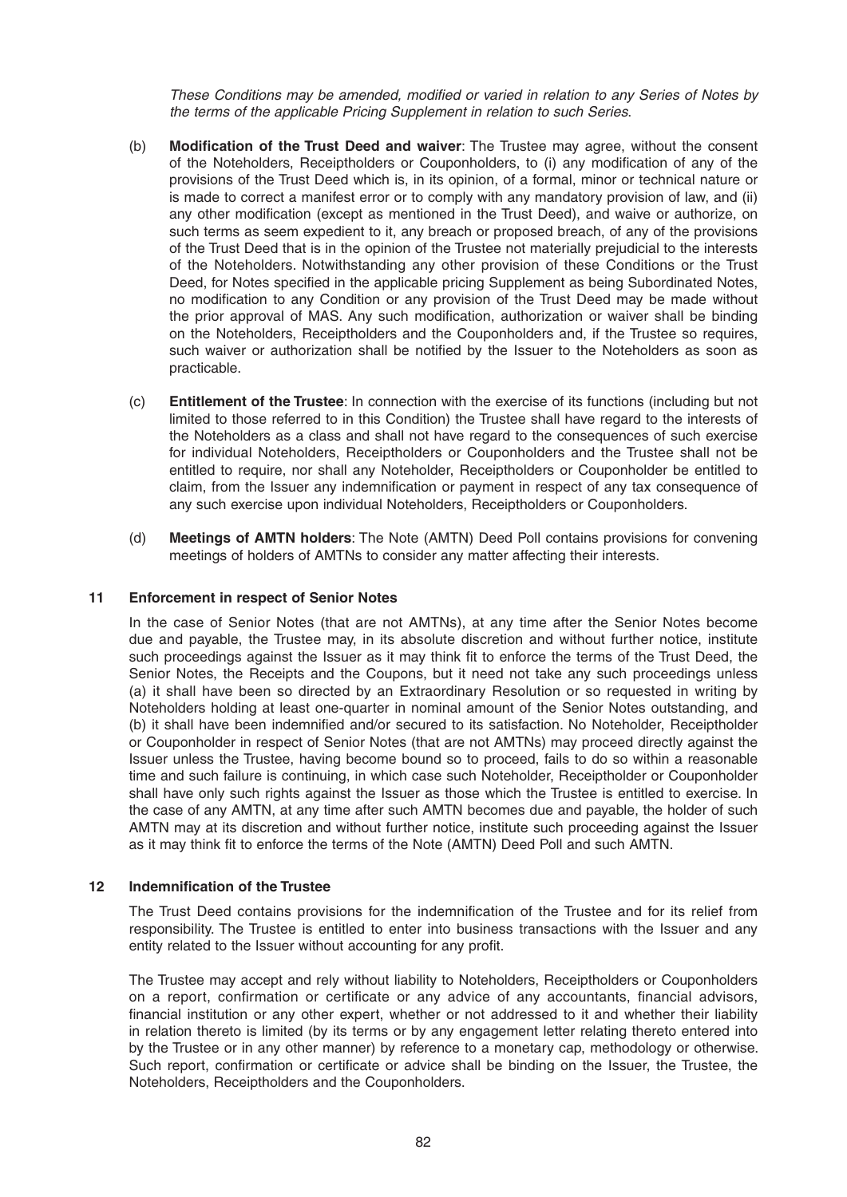*These Conditions may be amended, modified or varied in relation to any Series of Notes by the terms of the applicable Pricing Supplement in relation to such Series.*

(b) **Modification of the Trust Deed and waiver**: The Trustee may agree, without the consent of the Noteholders, Receiptholders or Couponholders, to (i) any modification of any of the provisions of the Trust Deed which is, in its opinion, of a formal, minor or technical nature or is made to correct a manifest error or to comply with any mandatory provision of law, and (ii) any other modification (except as mentioned in the Trust Deed), and waive or authorize, on such terms as seem expedient to it, any breach or proposed breach, of any of the provisions of the Trust Deed that is in the opinion of the Trustee not materially prejudicial to the interests of the Noteholders. Notwithstanding any other provision of these Conditions or the Trust Deed, for Notes specified in the applicable pricing Supplement as being Subordinated Notes, no modification to any Condition or any provision of the Trust Deed may be made without the prior approval of MAS. Any such modification, authorization or waiver shall be binding on the Noteholders, Receiptholders and the Couponholders and, if the Trustee so requires, such waiver or authorization shall be notified by the Issuer to the Noteholders as soon as practicable.

(c) **Entitlement of the Trustee**: In connection with the exercise of its functions (including but not limited to those referred to in this Condition) the Trustee shall have regard to the interests of the Noteholders as a class and shall not have regard to the consequences of such exercise for individual Noteholders, Receiptholders or Couponholders and the Trustee shall not be entitled to require, nor shall any Noteholder, Receiptholders or Couponholder be entitled to claim, from the Issuer any indemnification or payment in respect of any tax consequence of any such exercise upon individual Noteholders, Receiptholders or Couponholders.

(d) **Meetings of AMTN holders**: The Note (AMTN) Deed Poll contains provisions for convening meetings of holders of AMTNs to consider any matter affecting their interests.

## 11 Enforcement in respect of Senior Notes

In the case of Senior Notes (that are not AMTNs), at any time after the Senior Notes become due and payable, the Trustee may, in its absolute discretion and without further notice, institute such proceedings against the Issuer as it may think fit to enforce the terms of the Trust Deed, the Senior Notes, the Receipts and the Coupons, but it need not take any such proceedings unless (a) it shall have been so directed by an Extraordinary Resolution or so requested in writing by Noteholders holding at least one-quarter in nominal amount of the Senior Notes outstanding, and (b) it shall have been indemnified and/or secured to its satisfaction. No Noteholder, Receiptholder or Couponholder in respect of Senior Notes (that are not AMTNs) may proceed directly against the Issuer unless the Trustee, having become bound so to proceed, fails to do so within a reasonable time and such failure is continuing, in which case such Noteholder, Receiptholder or Couponholder shall have only such rights against the Issuer as those which the Trustee is entitled to exercise. In the case of any AMTN, at any time after such AMTN becomes due and payable, the holder of such AMTN may at its discretion and without further notice, institute such proceeding against the Issuer as it may think fit to enforce the terms of the Note (AMTN) Deed Poll and such AMTN.

## 12 Indemnification of the Trustee

The Trust Deed contains provisions for the indemnification of the Trustee and for its relief from responsibility. The Trustee is entitled to enter into business transactions with the Issuer and any entity related to the Issuer without accounting for any profit.

The Trustee may accept and rely without liability to Noteholders, Receiptholders or Couponholders on a report, confirmation or certificate or any advice of any accountants, financial advisors, financial institution or any other expert, whether or not addressed to it and whether their liability in relation thereto is limited (by its terms or by any engagement letter relating thereto entered into by the Trustee or in any other manner) by reference to a monetary cap, methodology or otherwise. Such report, confirmation or certificate or advice shall be binding on the Issuer, the Trustee, the Noteholders, Receiptholders and the Couponholders.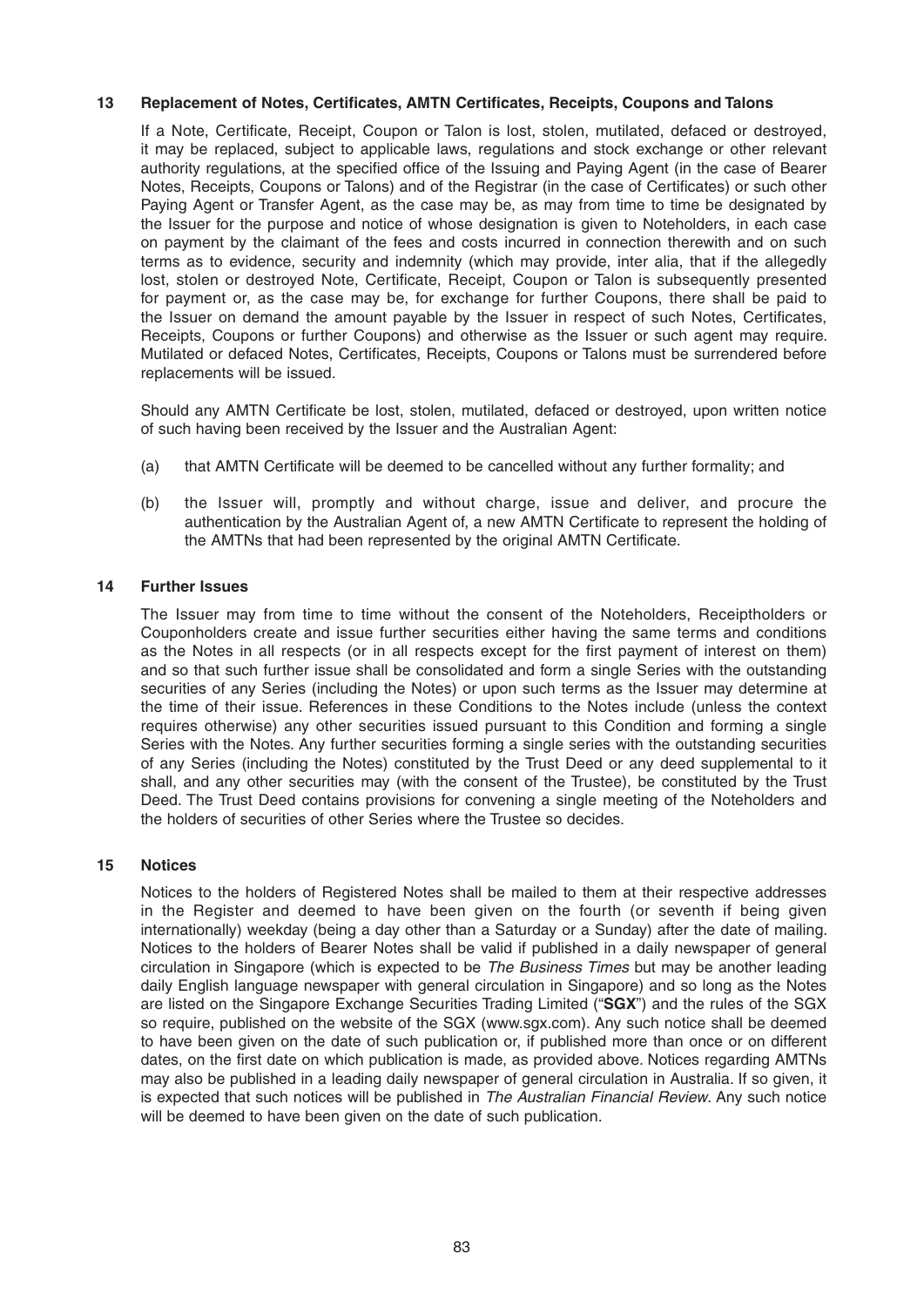## 13 Replacement of Notes, Certificates, AMTN Certificates, Receipts, Coupons and Talons

If a Note, Certificate, Receipt, Coupon or Talon is lost, stolen, mutilated, defaced or destroyed, it may be replaced, subject to applicable laws, regulations and stock exchange or other relevant authority regulations, at the specified office of the Issuing and Paying Agent (in the case of Bearer Notes, Receipts, Coupons or Talons) and of the Registrar (in the case of Certificates) or such other Paying Agent or Transfer Agent, as the case may be, as may from time to time be designated by the Issuer for the purpose and notice of whose designation is given to Noteholders, in each case on payment by the claimant of the fees and costs incurred in connection therewith and on such terms as to evidence, security and indemnity (which may provide, inter alia, that if the allegedly lost, stolen or destroyed Note, Certificate, Receipt, Coupon or Talon is subsequently presented for payment or, as the case may be, for exchange for further Coupons, there shall be paid to the Issuer on demand the amount payable by the Issuer in respect of such Notes, Certificates, Receipts, Coupons or further Coupons) and otherwise as the Issuer or such agent may require. Mutilated or defaced Notes, Certificates, Receipts, Coupons or Talons must be surrendered before replacements will be issued.

Should any AMTN Certificate be lost, stolen, mutilated, defaced or destroyed, upon written notice of such having been received by the Issuer and the Australian Agent:

(a) that AMTN Certificate will be deemed to be cancelled without any further formality; and

(b) the Issuer will, promptly and without charge, issue and deliver, and procure the authentication by the Australian Agent of, a new AMTN Certificate to represent the holding of the AMTNs that had been represented by the original AMTN Certificate.

## 14 Further Issues

The Issuer may from time to time without the consent of the Noteholders, Receiptholders or Couponholders create and issue further securities either having the same terms and conditions as the Notes in all respects (or in all respects except for the first payment of interest on them) and so that such further issue shall be consolidated and form a single Series with the outstanding securities of any Series (including the Notes) or upon such terms as the Issuer may determine at the time of their issue. References in these Conditions to the Notes include (unless the context requires otherwise) any other securities issued pursuant to this Condition and forming a single Series with the Notes. Any further securities forming a single series with the outstanding securities of any Series (including the Notes) constituted by the Trust Deed or any deed supplemental to it shall, and any other securities may (with the consent of the Trustee), be constituted by the Trust Deed. The Trust Deed contains provisions for convening a single meeting of the Noteholders and the holders of securities of other Series where the Trustee so decides.

## 15 Notices

Notices to the holders of Registered Notes shall be mailed to them at their respective addresses in the Register and deemed to have been given on the fourth (or seventh if being given internationally) weekday (being a day other than a Saturday or a Sunday) after the date of mailing. Notices to the holders of Bearer Notes shall be valid if published in a daily newspaper of general circulation in Singapore (which is expected to be *The Business Times* but may be another leading daily English language newspaper with general circulation in Singapore) and so long as the Notes are listed on the Singapore Exchange Securities Trading Limited ("**SGX**") and the rules of the SGX so require, published on the website of the SGX (www.sgx.com). Any such notice shall be deemed to have been given on the date of such publication or, if published more than once or on different dates, on the first date on which publication is made, as provided above. Notices regarding AMTNs may also be published in a leading daily newspaper of general circulation in Australia. If so given, it is expected that such notices will be published in *The Australian Financial Review*. Any such notice will be deemed to have been given on the date of such publication.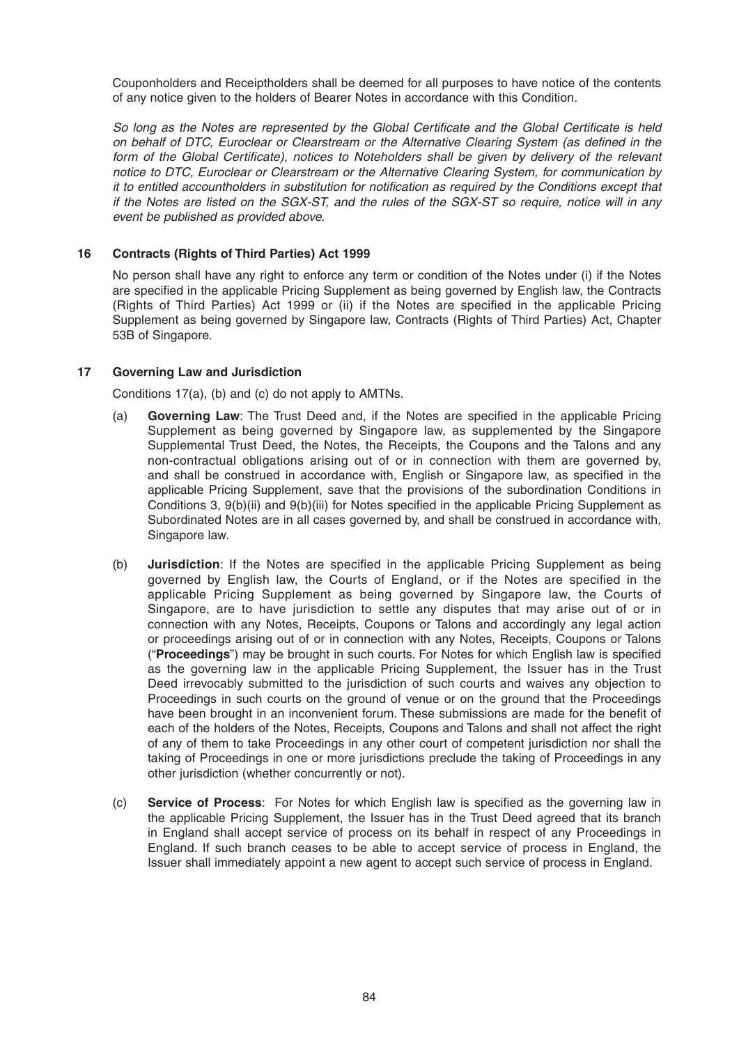Couponholders and Receiptholders shall be deemed for all purposes to have notice of the contents of any notice given to the holders of Bearer Notes in accordance with this Condition.

*So long as the Notes are represented by the Global Certificate and the Global Certificate is held on behalf of DTC, Euroclear or Clearstream or the Alternative Clearing System (as defined in the form of the Global Certificate), notices to Noteholders shall be given by delivery of the relevant notice to DTC, Euroclear or Clearstream or the Alternative Clearing System, for communication by it to entitled accountholders in substitution for notification as required by the Conditions except that if the Notes are listed on the SGX-ST, and the rules of the SGX-ST so require, notice will in any event be published as provided above.*

### 16 Contracts (Rights of Third Parties) Act 1999

No person shall have any right to enforce any term or condition of the Notes under (i) if the Notes are specified in the applicable Pricing Supplement as being governed by English law, the Contracts (Rights of Third Parties) Act 1999 or (ii) if the Notes are specified in the applicable Pricing Supplement as being governed by Singapore law, Contracts (Rights of Third Parties) Act, Chapter 53B of Singapore.

### 17 Governing Law and Jurisdiction

Conditions 17(a), (b) and (c) do not apply to AMTNs.

(a) **Governing Law**: The Trust Deed and, if the Notes are specified in the applicable Pricing Supplement as being governed by Singapore law, as supplemented by the Singapore Supplemental Trust Deed, the Notes, the Receipts, the Coupons and the Talons and any non-contractual obligations arising out of or in connection with them are governed by, and shall be construed in accordance with, English or Singapore law, as specified in the applicable Pricing Supplement, save that the provisions of the subordination Conditions in Conditions 3, 9(b)(ii) and 9(b)(iii) for Notes specified in the applicable Pricing Supplement as Subordinated Notes are in all cases governed by, and shall be construed in accordance with, Singapore law.

(b) **Jurisdiction**: If the Notes are specified in the applicable Pricing Supplement as being governed by English law, the Courts of England, or if the Notes are specified in the applicable Pricing Supplement as being governed by Singapore law, the Courts of Singapore, are to have jurisdiction to settle any disputes that may arise out of or in connection with any Notes, Receipts, Coupons or Talons and accordingly any legal action or proceedings arising out of or in connection with any Notes, Receipts, Coupons or Talons ("**Proceedings**") may be brought in such courts. For Notes for which English law is specified as the governing law in the applicable Pricing Supplement, the Issuer has in the Trust Deed irrevocably submitted to the jurisdiction of such courts and waives any objection to Proceedings in such courts on the ground of venue or on the ground that the Proceedings have been brought in an inconvenient forum. These submissions are made for the benefit of each of the holders of the Notes, Receipts, Coupons and Talons and shall not affect the right of any of them to take Proceedings in any other court of competent jurisdiction nor shall the taking of Proceedings in one or more jurisdictions preclude the taking of Proceedings in any other jurisdiction (whether concurrently or not).

(c) **Service of Process**: For Notes for which English law is specified as the governing law in the applicable Pricing Supplement, the Issuer has in the Trust Deed agreed that its branch in England shall accept service of process on its behalf in respect of any Proceedings in England. If such branch ceases to be able to accept service of process in England, the Issuer shall immediately appoint a new agent to accept such service of process in England.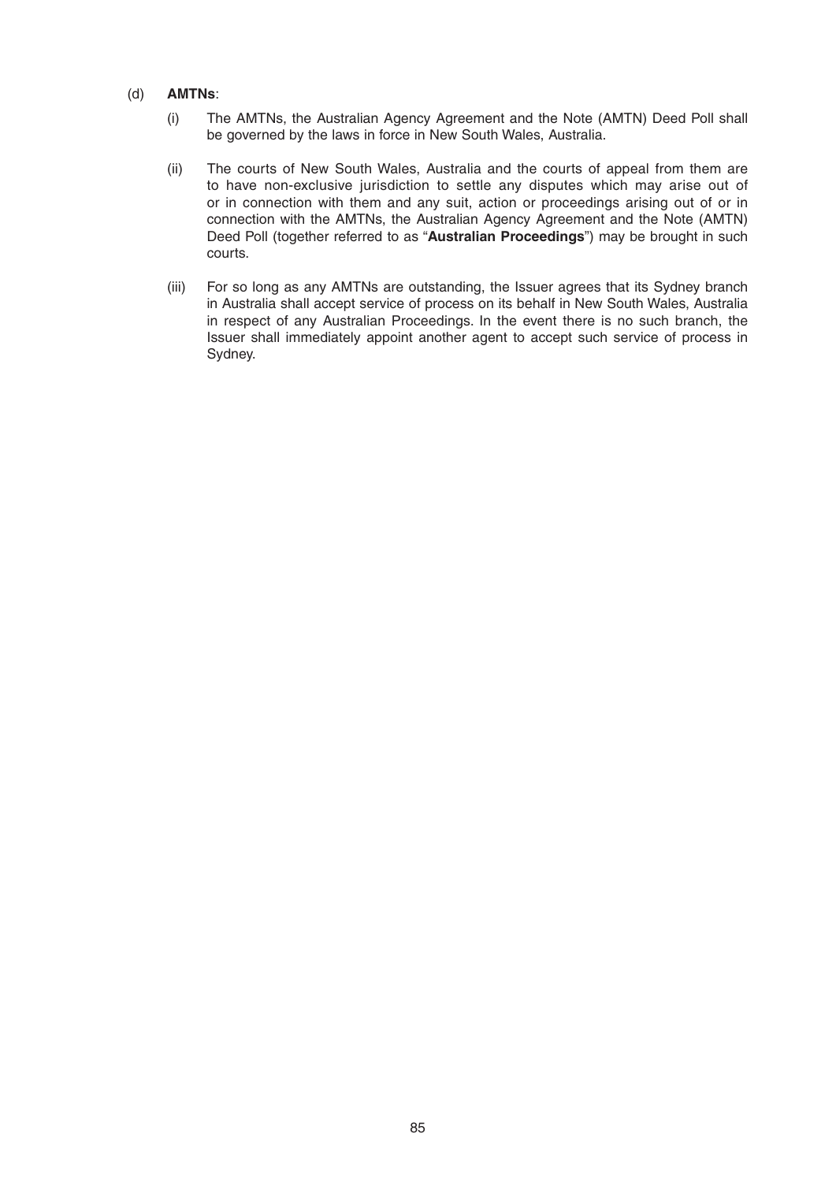(d) **AMTNs**:

(i) The AMTNs, the Australian Agency Agreement and the Note (AMTN) Deed Poll shall be governed by the laws in force in New South Wales, Australia.

(ii) The courts of New South Wales, Australia and the courts of appeal from them are to have non-exclusive jurisdiction to settle any disputes which may arise out of or in connection with them and any suit, action or proceedings arising out of or in connection with the AMTNs, the Australian Agency Agreement and the Note (AMTN) Deed Poll (together referred to as "**Australian Proceedings**") may be brought in such courts.

(iii) For so long as any AMTNs are outstanding, the Issuer agrees that its Sydney branch in Australia shall accept service of process on its behalf in New South Wales, Australia in respect of any Australian Proceedings. In the event there is no such branch, the Issuer shall immediately appoint another agent to accept such service of process in Sydney.